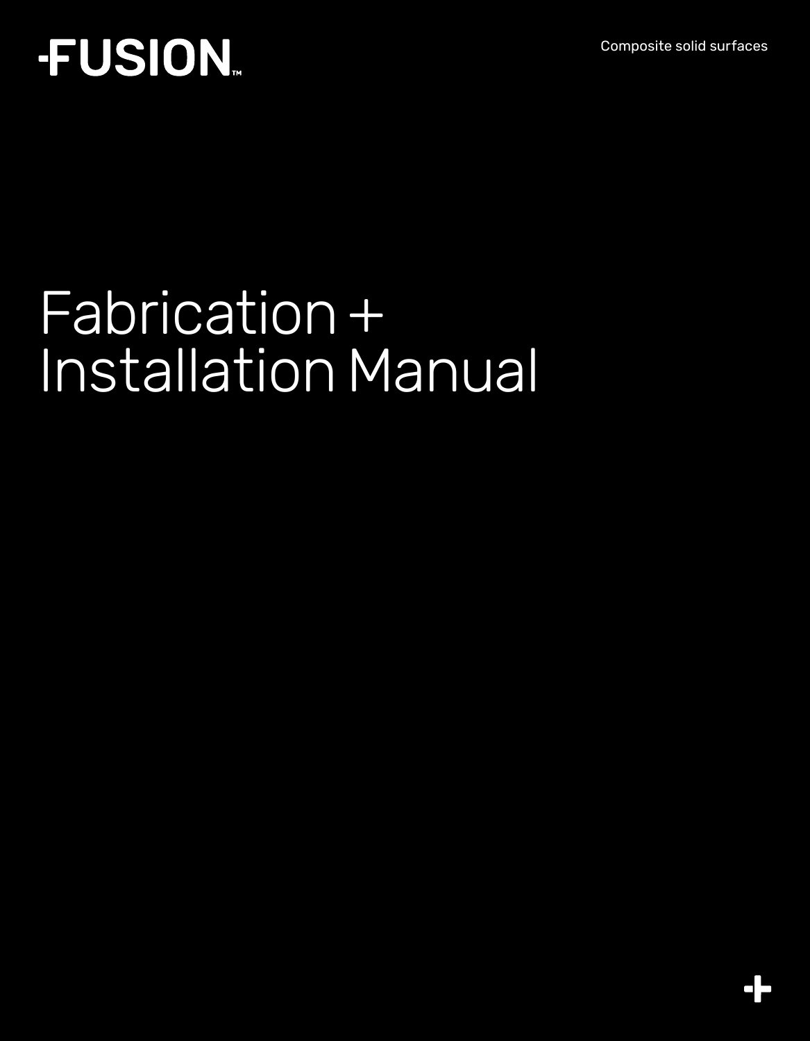-FUSION™

Composite solid surfaces

# Fabrication + Installation Manual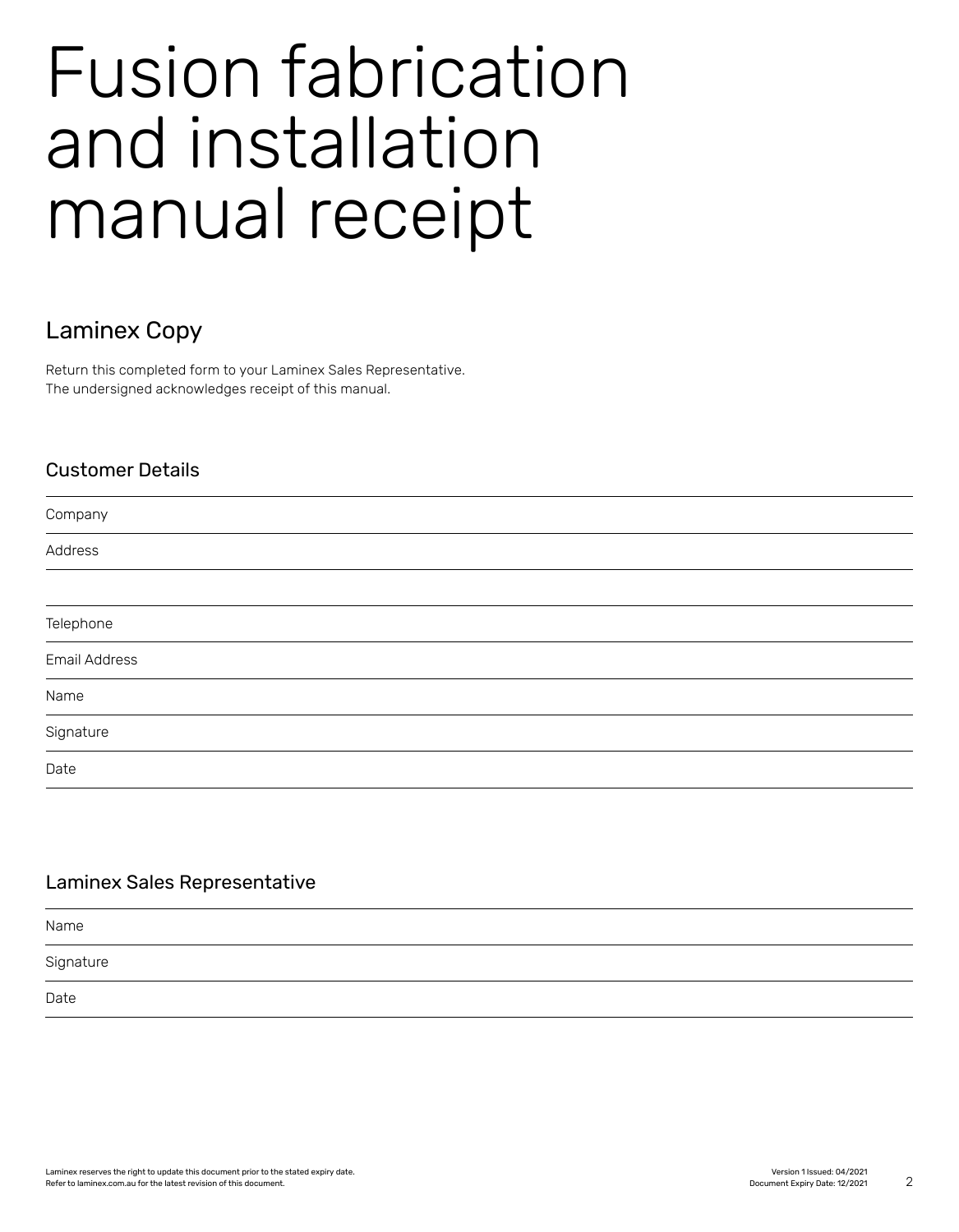# Fusion fabrication and installation manual receipt

## Laminex Copy

Return this completed form to your Laminex Sales Representative.
The undersigned acknowledges receipt of this manual.

### Customer Details

Company

Address

Telephone

Email Address

Name

Signature

Date

### Laminex Sales Representative

Name

Signature

Date

Laminex reserves the right to update this document prior to the stated expiry date.
Refer to laminex.com.au for the latest revision of this document.

Version 1 Issued: 04/2021
Document Expiry Date: 12/2021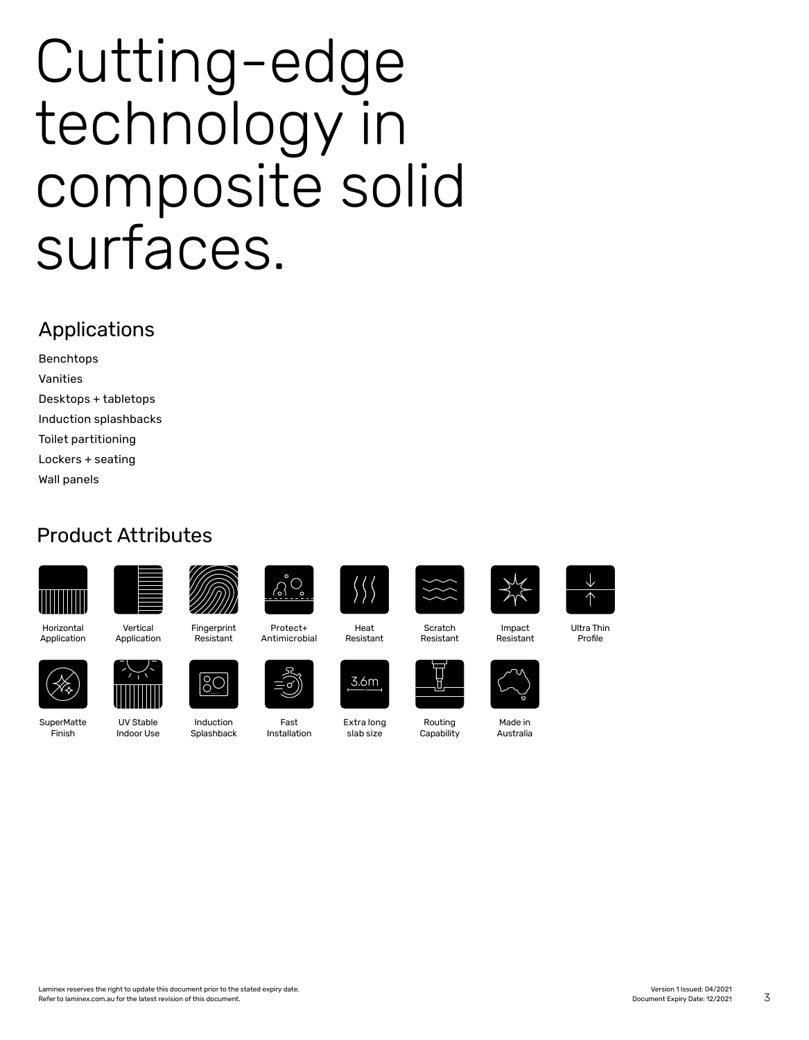# Cutting-edge technology in composite solid surfaces.

## Applications

Benchtops
Vanities
Desktops + tabletops
Induction splashbacks
Toilet partitioning
Lockers + seating
Wall panels

## Product Attributes

- Horizontal Application
- Vertical Application
- Fingerprint Resistant
- Protect+ Antimicrobial
- Heat Resistant
- Scratch Resistant
- Impact Resistant
- Ultra Thin Profile
- SuperMatte Finish
- UV Stable Indoor Use
- Induction Splashback
- Fast Installation
- Extra long slab size
- Routing Capability
- Made in Australia

Laminex reserves the right to update this document prior to the stated expiry date.
Refer to laminex.com.au for the latest revision of this document.

Version 1 Issued: 04/2021
Document Expiry Date: 12/2021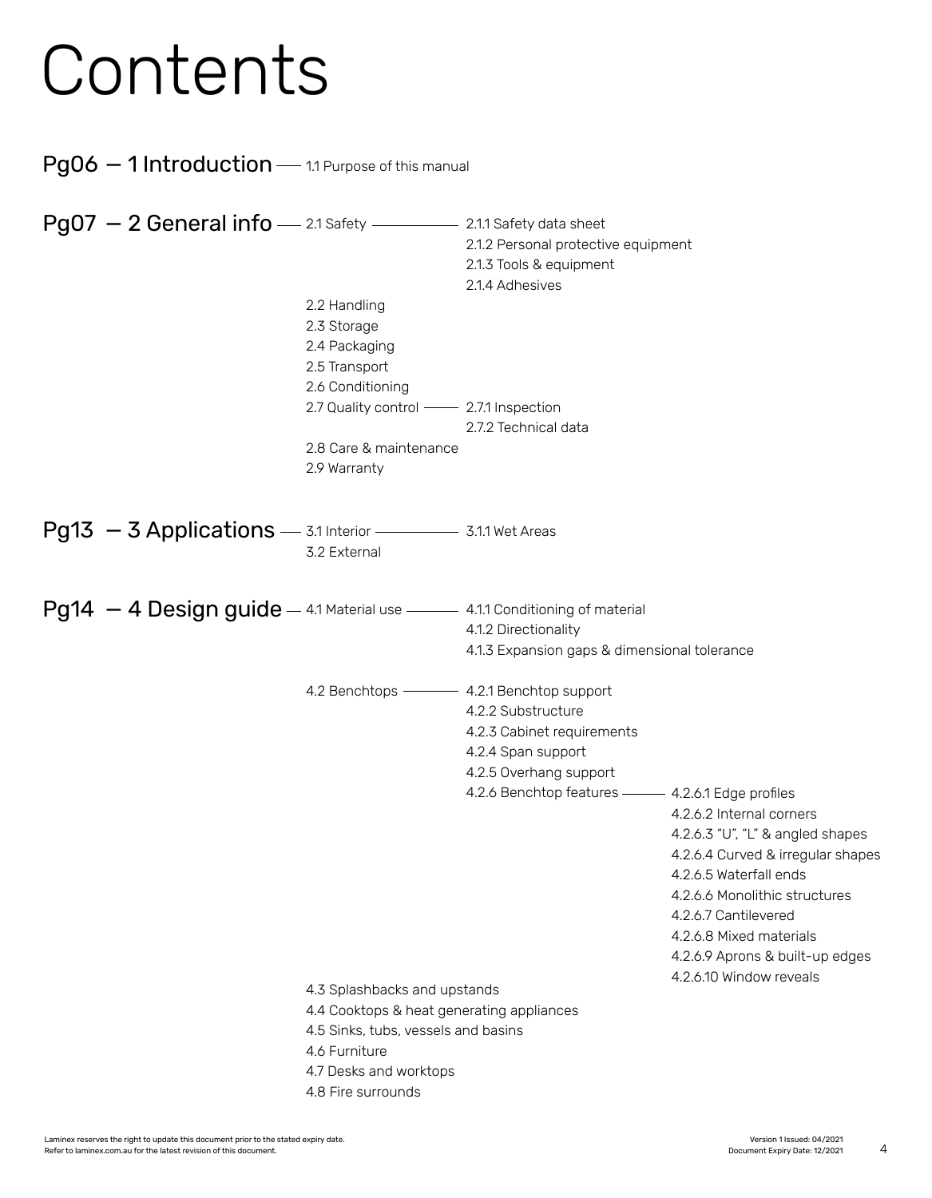# Contents

## Pg06 — 1 Introduction

- 1.1 Purpose of this manual

## Pg07 — 2 General info

- 2.1 Safety
  - 2.1.1 Safety data sheet
  - 2.1.2 Personal protective equipment
  - 2.1.3 Tools & equipment
  - 2.1.4 Adhesives
- 2.2 Handling
- 2.3 Storage
- 2.4 Packaging
- 2.5 Transport
- 2.6 Conditioning
- 2.7 Quality control
  - 2.7.1 Inspection
  - 2.7.2 Technical data
- 2.8 Care & maintenance
- 2.9 Warranty

## Pg13 — 3 Applications

- 3.1 Interior
  - 3.1.1 Wet Areas
- 3.2 External

## Pg14 — 4 Design guide

- 4.1 Material use
  - 4.1.1 Conditioning of material
  - 4.1.2 Directionality
  - 4.1.3 Expansion gaps & dimensional tolerance
- 4.2 Benchtops
  - 4.2.1 Benchtop support
  - 4.2.2 Substructure
  - 4.2.3 Cabinet requirements
  - 4.2.4 Span support
  - 4.2.5 Overhang support
  - 4.2.6 Benchtop features
    - 4.2.6.1 Edge profiles
    - 4.2.6.2 Internal corners
    - 4.2.6.3 "U", "L" & angled shapes
    - 4.2.6.4 Curved & irregular shapes
    - 4.2.6.5 Waterfall ends
    - 4.2.6.6 Monolithic structures
    - 4.2.6.7 Cantilevered
    - 4.2.6.8 Mixed materials
    - 4.2.6.9 Aprons & built-up edges
    - 4.2.6.10 Window reveals
- 4.3 Splashbacks and upstands
- 4.4 Cooktops & heat generating appliances
- 4.5 Sinks, tubs, vessels and basins
- 4.6 Furniture
- 4.7 Desks and worktops
- 4.8 Fire surrounds

Laminex reserves the right to update this document prior to the stated expiry date.
Refer to laminex.com.au for the latest revision of this document.

Version 1 Issued: 04/2021
Document Expiry Date: 12/2021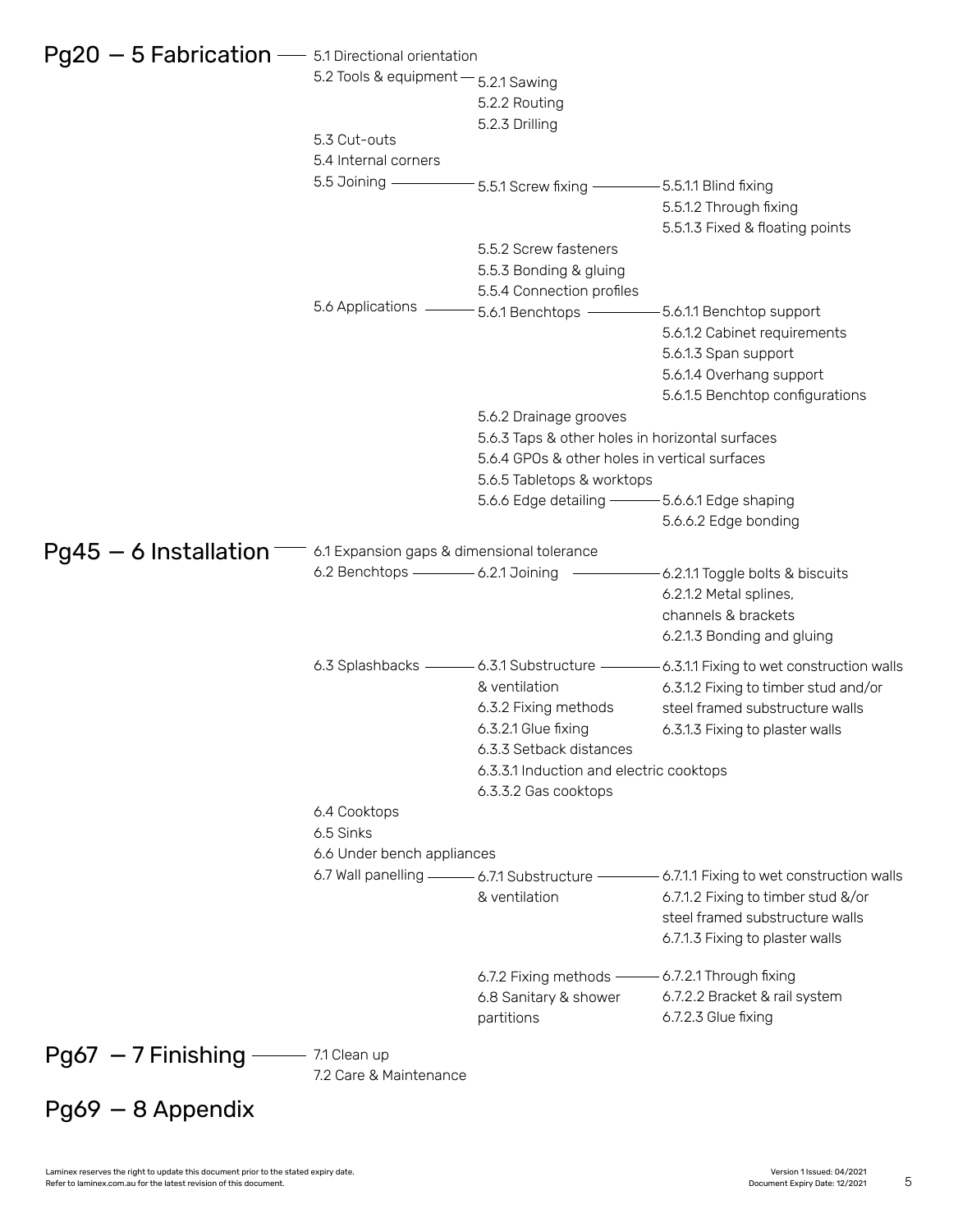## Pg20 — 5 Fabrication

- 5.1 Directional orientation
- 5.2 Tools & equipment
  - 5.2.1 Sawing
  - 5.2.2 Routing
  - 5.2.3 Drilling
- 5.3 Cut-outs
- 5.4 Internal corners
- 5.5 Joining
  - 5.5.1 Screw fixing
    - 5.5.1.1 Blind fixing
    - 5.5.1.2 Through fixing
    - 5.5.1.3 Fixed & floating points
  - 5.5.2 Screw fasteners
  - 5.5.3 Bonding & gluing
  - 5.5.4 Connection profiles
- 5.6 Applications
  - 5.6.1 Benchtops
    - 5.6.1.1 Benchtop support
    - 5.6.1.2 Cabinet requirements
    - 5.6.1.3 Span support
    - 5.6.1.4 Overhang support
    - 5.6.1.5 Benchtop configurations
  - 5.6.2 Drainage grooves
  - 5.6.3 Taps & other holes in horizontal surfaces
  - 5.6.4 GPOs & other holes in vertical surfaces
  - 5.6.5 Tabletops & worktops
  - 5.6.6 Edge detailing
    - 5.6.6.1 Edge shaping
    - 5.6.6.2 Edge bonding

## Pg45 — 6 Installation

- 6.1 Expansion gaps & dimensional tolerance
- 6.2 Benchtops
  - 6.2.1 Joining
    - 6.2.1.1 Toggle bolts & biscuits
    - 6.2.1.2 Metal splines, channels & brackets
    - 6.2.1.3 Bonding and gluing
- 6.3 Splashbacks
  - 6.3.1 Substructure & ventilation
    - 6.3.1.1 Fixing to wet construction walls
    - 6.3.1.2 Fixing to timber stud and/or steel framed substructure walls
    - 6.3.1.3 Fixing to plaster walls
  - 6.3.2 Fixing methods
  - 6.3.2.1 Glue fixing
  - 6.3.3 Setback distances
  - 6.3.3.1 Induction and electric cooktops
  - 6.3.3.2 Gas cooktops
- 6.4 Cooktops
- 6.5 Sinks
- 6.6 Under bench appliances
- 6.7 Wall panelling
  - 6.7.1 Substructure & ventilation
    - 6.7.1.1 Fixing to wet construction walls
    - 6.7.1.2 Fixing to timber stud &/or steel framed substructure walls
    - 6.7.1.3 Fixing to plaster walls
  - 6.7.2 Fixing methods
    - 6.7.2.1 Through fixing
    - 6.7.2.2 Bracket & rail system
    - 6.7.2.3 Glue fixing
  - 6.8 Sanitary & shower partitions

## Pg67 — 7 Finishing

- 7.1 Clean up
- 7.2 Care & Maintenance

## Pg69 — 8 Appendix

Laminex reserves the right to update this document prior to the stated expiry date.
Refer to laminex.com.au for the latest revision of this document.

Version 1 Issued: 04/2021
Document Expiry Date: 12/2021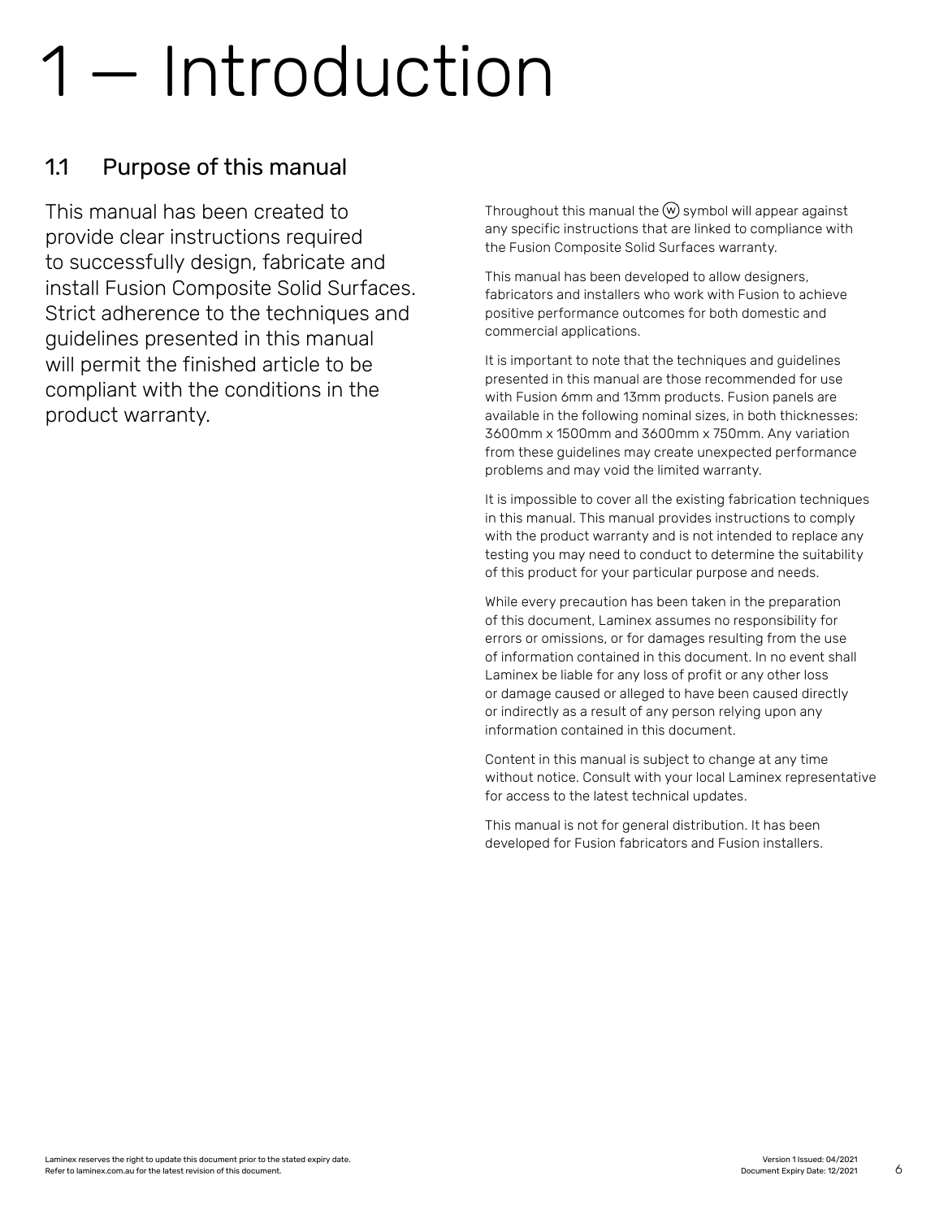# 1 — Introduction

## 1.1 Purpose of this manual

This manual has been created to provide clear instructions required to successfully design, fabricate and install Fusion Composite Solid Surfaces. Strict adherence to the techniques and guidelines presented in this manual will permit the finished article to be compliant with the conditions in the product warranty.

Throughout this manual the Ⓦ symbol will appear against any specific instructions that are linked to compliance with the Fusion Composite Solid Surfaces warranty.

This manual has been developed to allow designers, fabricators and installers who work with Fusion to achieve positive performance outcomes for both domestic and commercial applications.

It is important to note that the techniques and guidelines presented in this manual are those recommended for use with Fusion 6mm and 13mm products. Fusion panels are available in the following nominal sizes, in both thicknesses: 3600mm x 1500mm and 3600mm x 750mm. Any variation from these guidelines may create unexpected performance problems and may void the limited warranty.

It is impossible to cover all the existing fabrication techniques in this manual. This manual provides instructions to comply with the product warranty and is not intended to replace any testing you may need to conduct to determine the suitability of this product for your particular purpose and needs.

While every precaution has been taken in the preparation of this document, Laminex assumes no responsibility for errors or omissions, or for damages resulting from the use of information contained in this document. In no event shall Laminex be liable for any loss of profit or any other loss or damage caused or alleged to have been caused directly or indirectly as a result of any person relying upon any information contained in this document.

Content in this manual is subject to change at any time without notice. Consult with your local Laminex representative for access to the latest technical updates.

This manual is not for general distribution. It has been developed for Fusion fabricators and Fusion installers.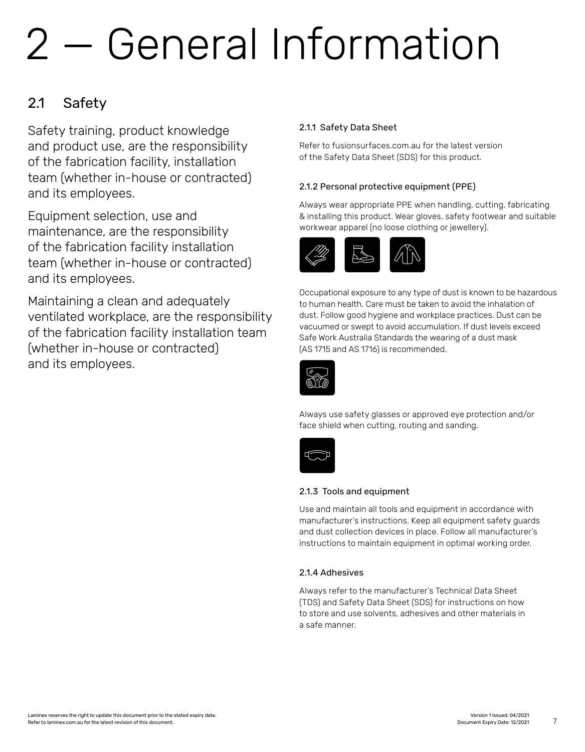# 2 — General Information

## 2.1 Safety

Safety training, product knowledge and product use, are the responsibility of the fabrication facility, installation team (whether in-house or contracted) and its employees.

Equipment selection, use and maintenance, are the responsibility of the fabrication facility installation team (whether in-house or contracted) and its employees.

Maintaining a clean and adequately ventilated workplace, are the responsibility of the fabrication facility installation team (whether in-house or contracted) and its employees.

### 2.1.1 Safety Data Sheet

Refer to fusionsurfaces.com.au for the latest version of the Safety Data Sheet (SDS) for this product.

### 2.1.2 Personal protective equipment (PPE)

Always wear appropriate PPE when handling, cutting, fabricating & installing this product. Wear gloves, safety footwear and suitable workwear apparel (no loose clothing or jewellery).

Occupational exposure to any type of dust is known to be hazardous to human health. Care must be taken to avoid the inhalation of dust. Follow good hygiene and workplace practices. Dust can be vacuumed or swept to avoid accumulation. If dust levels exceed Safe Work Australia Standards the wearing of a dust mask (AS 1715 and AS 1716) is recommended.

Always use safety glasses or approved eye protection and/or face shield when cutting, routing and sanding.

### 2.1.3 Tools and equipment

Use and maintain all tools and equipment in accordance with manufacturer's instructions. Keep all equipment safety guards and dust collection devices in place. Follow all manufacturer's instructions to maintain equipment in optimal working order.

### 2.1.4 Adhesives

Always refer to the manufacturer's Technical Data Sheet (TDS) and Safety Data Sheet (SDS) for instructions on how to store and use solvents, adhesives and other materials in a safe manner.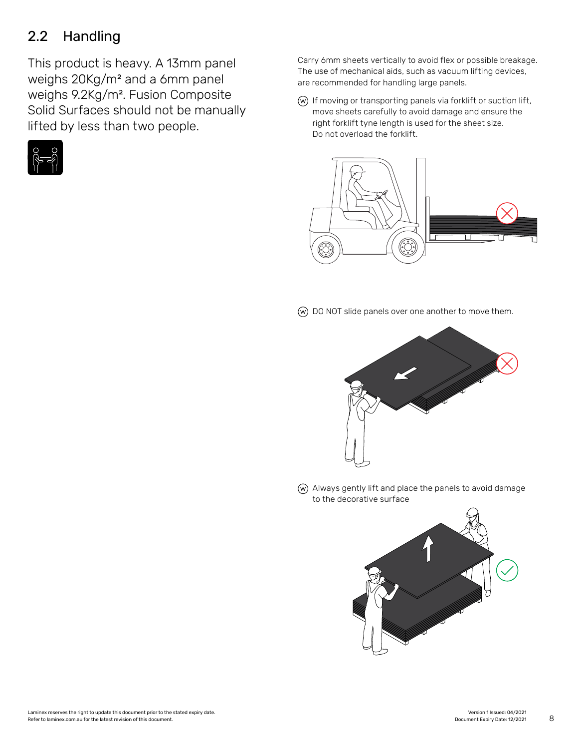## 2.2 Handling

This product is heavy. A 13mm panel weighs 20Kg/m² and a 6mm panel weighs 9.2Kg/m². Fusion Composite Solid Surfaces should not be manually lifted by less than two people.

Carry 6mm sheets vertically to avoid flex or possible breakage. The use of mechanical aids, such as vacuum lifting devices, are recommended for handling large panels.

(W) If moving or transporting panels via forklift or suction lift, move sheets carefully to avoid damage and ensure the right forklift tyne length is used for the sheet size. Do not overload the forklift.

(W) DO NOT slide panels over one another to move them.

(W) Always gently lift and place the panels to avoid damage to the decorative surface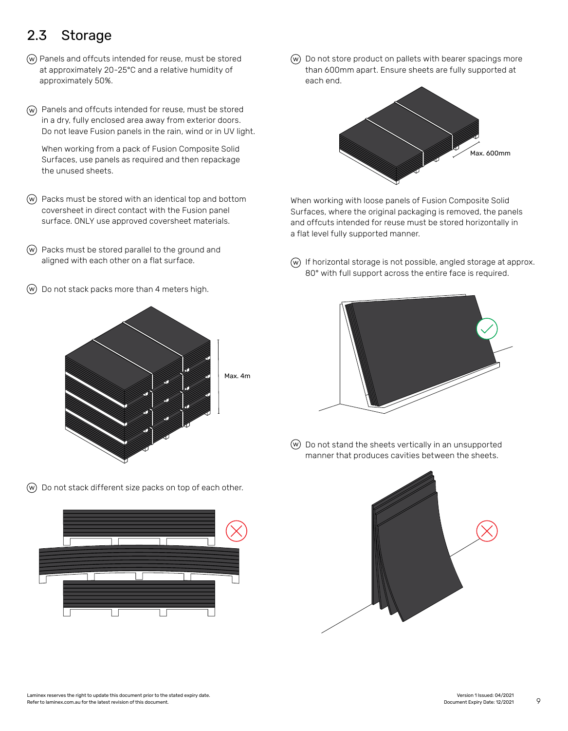## 2.3 Storage

(W) Panels and offcuts intended for reuse, must be stored at approximately 20-25°C and a relative humidity of approximately 50%.

(W) Panels and offcuts intended for reuse, must be stored in a dry, fully enclosed area away from exterior doors. Do not leave Fusion panels in the rain, wind or in UV light.

When working from a pack of Fusion Composite Solid Surfaces, use panels as required and then repackage the unused sheets.

(W) Packs must be stored with an identical top and bottom coversheet in direct contact with the Fusion panel surface. ONLY use approved coversheet materials.

(W) Packs must be stored parallel to the ground and aligned with each other on a flat surface.

(W) Do not stack packs more than 4 meters high.

Max. 4m

(W) Do not stack different size packs on top of each other.

(W) Do not store product on pallets with bearer spacings more than 600mm apart. Ensure sheets are fully supported at each end.

Max. 600mm

When working with loose panels of Fusion Composite Solid Surfaces, where the original packaging is removed, the panels and offcuts intended for reuse must be stored horizontally in a flat level fully supported manner.

(W) If horizontal storage is not possible, angled storage at approx. 80° with full support across the entire face is required.

(W) Do not stand the sheets vertically in an unsupported manner that produces cavities between the sheets.

Laminex reserves the right to update this document prior to the stated expiry date.
Refer to laminex.com.au for the latest revision of this document.

Version 1 Issued: 04/2021
Document Expiry Date: 12/2021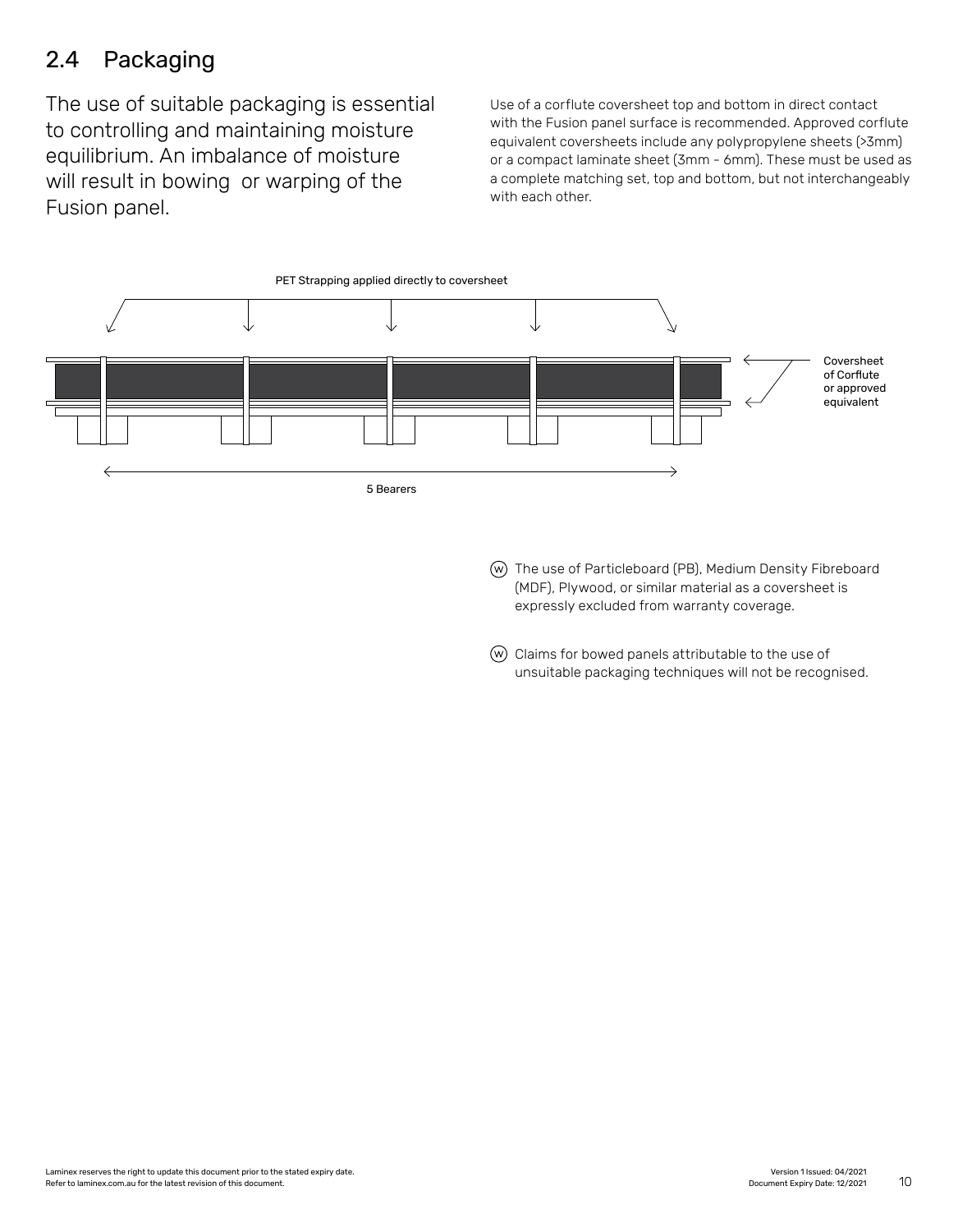## 2.4 Packaging

The use of suitable packaging is essential to controlling and maintaining moisture equilibrium. An imbalance of moisture will result in bowing or warping of the Fusion panel.

Use of a corflute coversheet top and bottom in direct contact with the Fusion panel surface is recommended. Approved corflute equivalent coversheets include any polypropylene sheets (>3mm) or a compact laminate sheet (3mm - 6mm). These must be used as a complete matching set, top and bottom, but not interchangeably with each other.

PET Strapping applied directly to coversheet

Coversheet of Corflute or approved equivalent

5 Bearers

Ⓦ The use of Particleboard (PB), Medium Density Fibreboard (MDF), Plywood, or similar material as a coversheet is expressly excluded from warranty coverage.

Ⓦ Claims for bowed panels attributable to the use of unsuitable packaging techniques will not be recognised.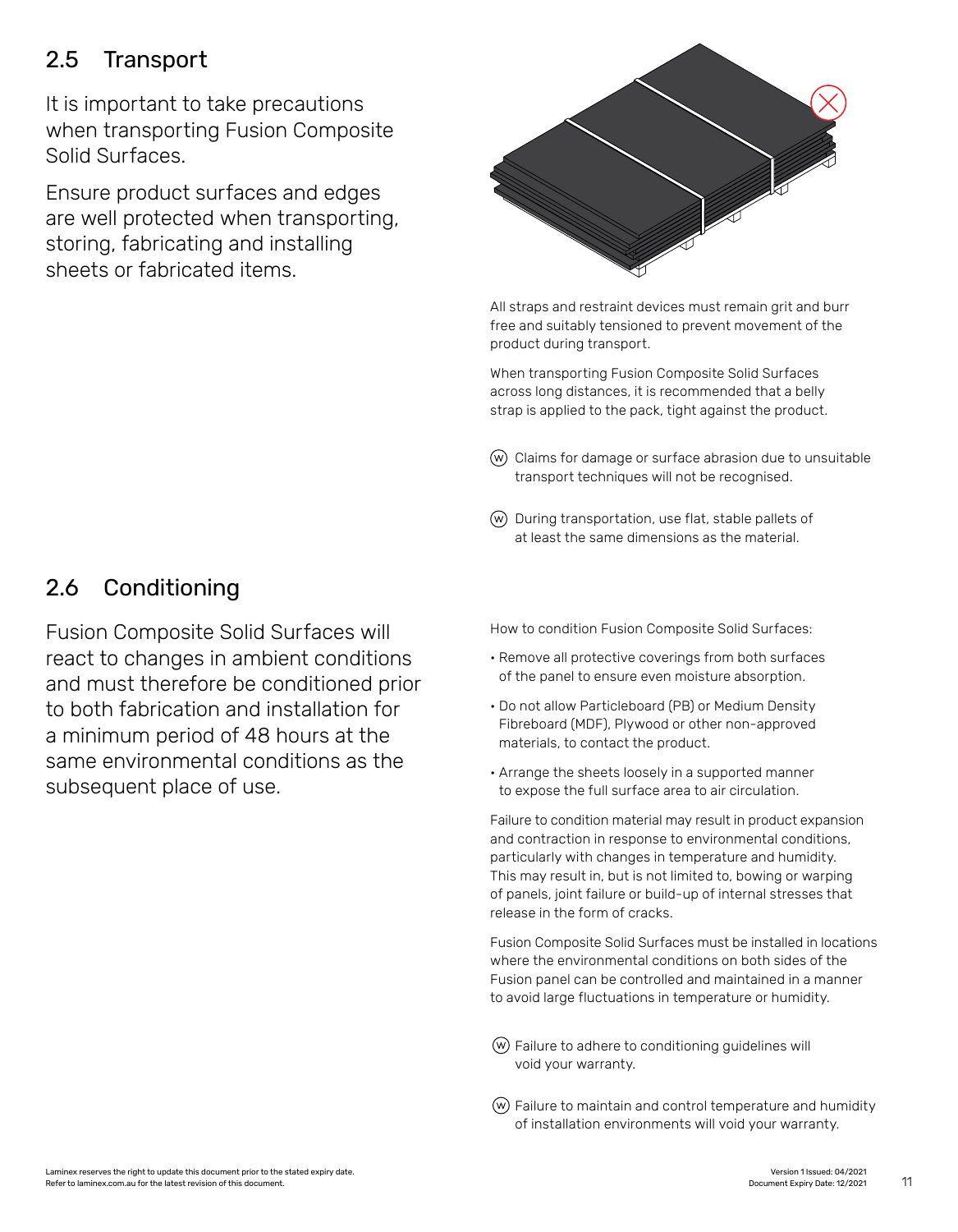## 2.5 Transport

It is important to take precautions when transporting Fusion Composite Solid Surfaces.

Ensure product surfaces and edges are well protected when transporting, storing, fabricating and installing sheets or fabricated items.

All straps and restraint devices must remain grit and burr free and suitably tensioned to prevent movement of the product during transport.

When transporting Fusion Composite Solid Surfaces across long distances, it is recommended that a belly strap is applied to the pack, tight against the product.

Ⓦ Claims for damage or surface abrasion due to unsuitable transport techniques will not be recognised.

Ⓦ During transportation, use flat, stable pallets of at least the same dimensions as the material.

## 2.6 Conditioning

Fusion Composite Solid Surfaces will react to changes in ambient conditions and must therefore be conditioned prior to both fabrication and installation for a minimum period of 48 hours at the same environmental conditions as the subsequent place of use.

How to condition Fusion Composite Solid Surfaces:

- Remove all protective coverings from both surfaces of the panel to ensure even moisture absorption.
- Do not allow Particleboard (PB) or Medium Density Fibreboard (MDF), Plywood or other non-approved materials, to contact the product.
- Arrange the sheets loosely in a supported manner to expose the full surface area to air circulation.

Failure to condition material may result in product expansion and contraction in response to environmental conditions, particularly with changes in temperature and humidity. This may result in, but is not limited to, bowing or warping of panels, joint failure or build-up of internal stresses that release in the form of cracks.

Fusion Composite Solid Surfaces must be installed in locations where the environmental conditions on both sides of the Fusion panel can be controlled and maintained in a manner to avoid large fluctuations in temperature or humidity.

Ⓦ Failure to adhere to conditioning guidelines will void your warranty.

Ⓦ Failure to maintain and control temperature and humidity of installation environments will void your warranty.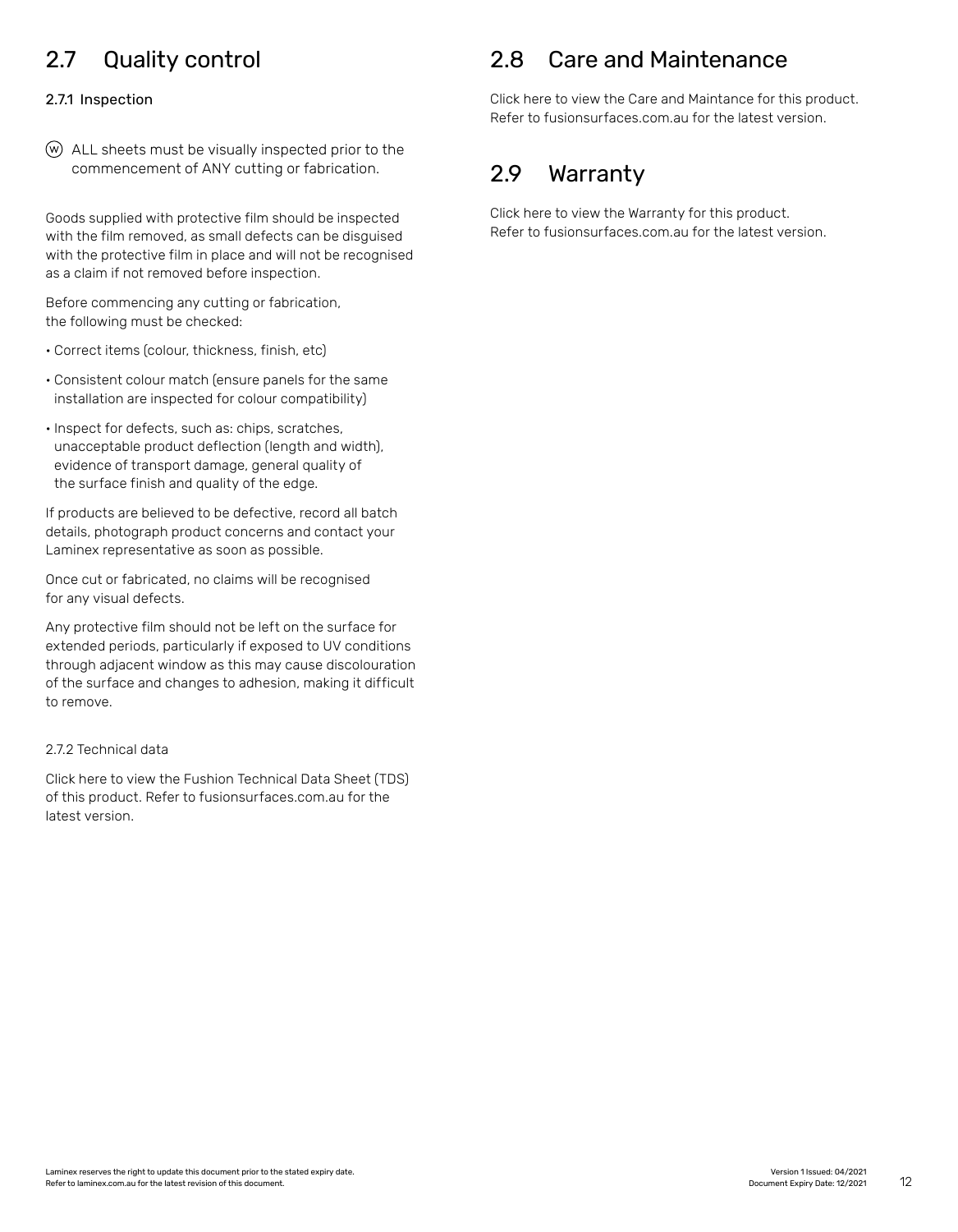## 2.7 Quality control

### 2.7.1 Inspection

ⓦ ALL sheets must be visually inspected prior to the commencement of ANY cutting or fabrication.

Goods supplied with protective film should be inspected with the film removed, as small defects can be disguised with the protective film in place and will not be recognised as a claim if not removed before inspection.

Before commencing any cutting or fabrication, the following must be checked:

- Correct items (colour, thickness, finish, etc)
- Consistent colour match (ensure panels for the same installation are inspected for colour compatibility)
- Inspect for defects, such as: chips, scratches, unacceptable product deflection (length and width), evidence of transport damage, general quality of the surface finish and quality of the edge.

If products are believed to be defective, record all batch details, photograph product concerns and contact your Laminex representative as soon as possible.

Once cut or fabricated, no claims will be recognised for any visual defects.

Any protective film should not be left on the surface for extended periods, particularly if exposed to UV conditions through adjacent window as this may cause discolouration of the surface and changes to adhesion, making it difficult to remove.

### 2.7.2 Technical data

Click here to view the Fushion Technical Data Sheet (TDS) of this product. Refer to fusionsurfaces.com.au for the latest version.

## 2.8 Care and Maintenance

Click here to view the Care and Maintance for this product. Refer to fusionsurfaces.com.au for the latest version.

## 2.9 Warranty

Click here to view the Warranty for this product. Refer to fusionsurfaces.com.au for the latest version.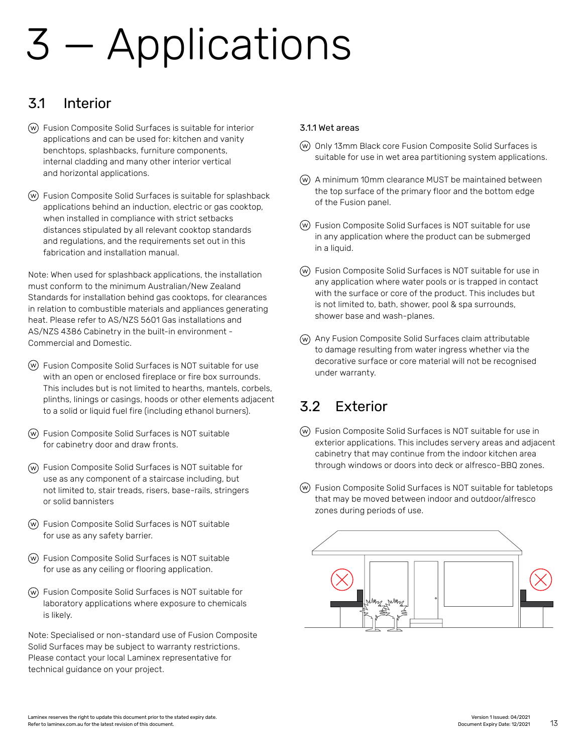# 3 — Applications

## 3.1 Interior

- Ⓦ Fusion Composite Solid Surfaces is suitable for interior applications and can be used for: kitchen and vanity benchtops, splashbacks, furniture components, internal cladding and many other interior vertical and horizontal applications.

- Ⓦ Fusion Composite Solid Surfaces is suitable for splashback applications behind an induction, electric or gas cooktop, when installed in compliance with strict setbacks distances stipulated by all relevant cooktop standards and regulations, and the requirements set out in this fabrication and installation manual.

Note: When used for splashback applications, the installation must conform to the minimum Australian/New Zealand Standards for installation behind gas cooktops, for clearances in relation to combustible materials and appliances generating heat. Please refer to AS/NZS 5601 Gas installations and AS/NZS 4386 Cabinetry in the built-in environment - Commercial and Domestic.

- Ⓦ Fusion Composite Solid Surfaces is NOT suitable for use with an open or enclosed fireplace or fire box surrounds. This includes but is not limited to hearths, mantels, corbels, plinths, linings or casings, hoods or other elements adjacent to a solid or liquid fuel fire (including ethanol burners).

- Ⓦ Fusion Composite Solid Surfaces is NOT suitable for cabinetry door and draw fronts.

- Ⓦ Fusion Composite Solid Surfaces is NOT suitable for use as any component of a staircase including, but not limited to, stair treads, risers, base-rails, stringers or solid bannisters

- Ⓦ Fusion Composite Solid Surfaces is NOT suitable for use as any safety barrier.

- Ⓦ Fusion Composite Solid Surfaces is NOT suitable for use as any ceiling or flooring application.

- Ⓦ Fusion Composite Solid Surfaces is NOT suitable for laboratory applications where exposure to chemicals is likely.

Note: Specialised or non-standard use of Fusion Composite Solid Surfaces may be subject to warranty restrictions. Please contact your local Laminex representative for technical guidance on your project.

### 3.1.1 Wet areas

- Ⓦ Only 13mm Black core Fusion Composite Solid Surfaces is suitable for use in wet area partitioning system applications.

- Ⓦ A minimum 10mm clearance MUST be maintained between the top surface of the primary floor and the bottom edge of the Fusion panel.

- Ⓦ Fusion Composite Solid Surfaces is NOT suitable for use in any application where the product can be submerged in a liquid.

- Ⓦ Fusion Composite Solid Surfaces is NOT suitable for use in any application where water pools or is trapped in contact with the surface or core of the product. This includes but is not limited to, bath, shower, pool & spa surrounds, shower base and wash-planes.

- Ⓦ Any Fusion Composite Solid Surfaces claim attributable to damage resulting from water ingress whether via the decorative surface or core material will not be recognised under warranty.

## 3.2 Exterior

- Ⓦ Fusion Composite Solid Surfaces is NOT suitable for use in exterior applications. This includes servery areas and adjacent cabinetry that may continue from the indoor kitchen area through windows or doors into deck or alfresco-BBQ zones.

- Ⓦ Fusion Composite Solid Surfaces is NOT suitable for tabletops that may be moved between indoor and outdoor/alfresco zones during periods of use.

Laminex reserves the right to update this document prior to the stated expiry date. Refer to laminex.com.au for the latest revision of this document.

Version 1 Issued: 04/2021
Document Expiry Date: 12/2021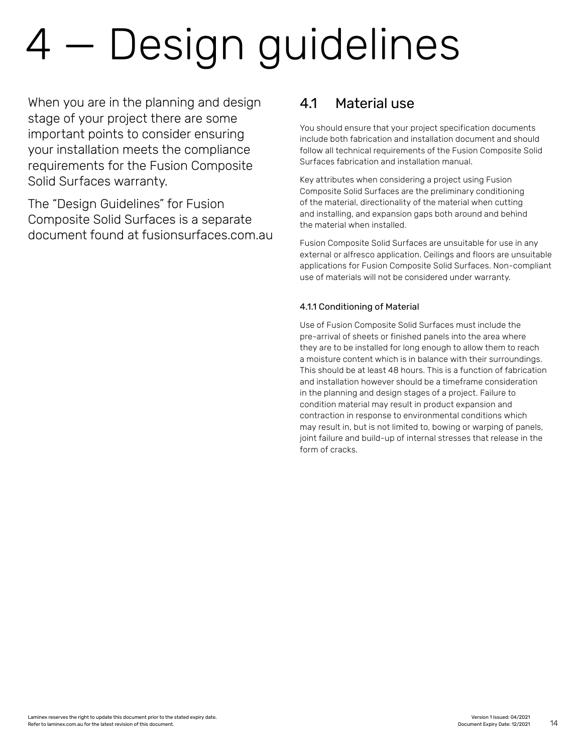# 4 — Design guidelines

When you are in the planning and design stage of your project there are some important points to consider ensuring your installation meets the compliance requirements for the Fusion Composite Solid Surfaces warranty.

The "Design Guidelines" for Fusion Composite Solid Surfaces is a separate document found at fusionsurfaces.com.au

## 4.1 Material use

You should ensure that your project specification documents include both fabrication and installation document and should follow all technical requirements of the Fusion Composite Solid Surfaces fabrication and installation manual.

Key attributes when considering a project using Fusion Composite Solid Surfaces are the preliminary conditioning of the material, directionality of the material when cutting and installing, and expansion gaps both around and behind the material when installed.

Fusion Composite Solid Surfaces are unsuitable for use in any external or alfresco application. Ceilings and floors are unsuitable applications for Fusion Composite Solid Surfaces. Non-compliant use of materials will not be considered under warranty.

### 4.1.1 Conditioning of Material

Use of Fusion Composite Solid Surfaces must include the pre-arrival of sheets or finished panels into the area where they are to be installed for long enough to allow them to reach a moisture content which is in balance with their surroundings. This should be at least 48 hours. This is a function of fabrication and installation however should be a timeframe consideration in the planning and design stages of a project. Failure to condition material may result in product expansion and contraction in response to environmental conditions which may result in, but is not limited to, bowing or warping of panels, joint failure and build-up of internal stresses that release in the form of cracks.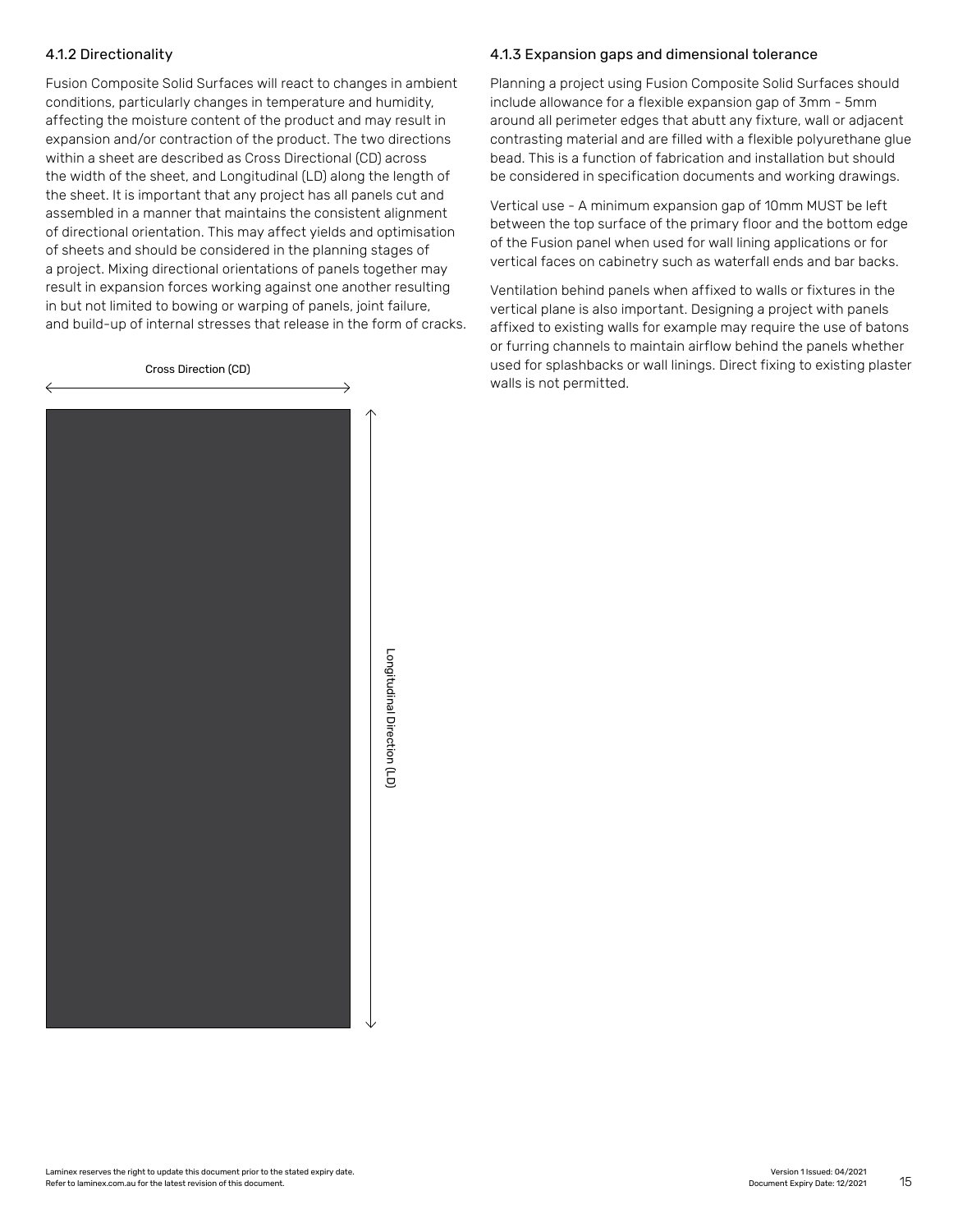### 4.1.2 Directionality

Fusion Composite Solid Surfaces will react to changes in ambient conditions, particularly changes in temperature and humidity, affecting the moisture content of the product and may result in expansion and/or contraction of the product. The two directions within a sheet are described as Cross Directional (CD) across the width of the sheet, and Longitudinal (LD) along the length of the sheet. It is important that any project has all panels cut and assembled in a manner that maintains the consistent alignment of directional orientation. This may affect yields and optimisation of sheets and should be considered in the planning stages of a project. Mixing directional orientations of panels together may result in expansion forces working against one another resulting in but not limited to bowing or warping of panels, joint failure, and build-up of internal stresses that release in the form of cracks.

Cross Direction (CD)

Longitudinal Direction (LD)

### 4.1.3 Expansion gaps and dimensional tolerance

Planning a project using Fusion Composite Solid Surfaces should include allowance for a flexible expansion gap of 3mm - 5mm around all perimeter edges that abutt any fixture, wall or adjacent contrasting material and are filled with a flexible polyurethane glue bead. This is a function of fabrication and installation but should be considered in specification documents and working drawings.

Vertical use - A minimum expansion gap of 10mm MUST be left between the top surface of the primary floor and the bottom edge of the Fusion panel when used for wall lining applications or for vertical faces on cabinetry such as waterfall ends and bar backs.

Ventilation behind panels when affixed to walls or fixtures in the vertical plane is also important. Designing a project with panels affixed to existing walls for example may require the use of batons or furring channels to maintain airflow behind the panels whether used for splashbacks or wall linings. Direct fixing to existing plaster walls is not permitted.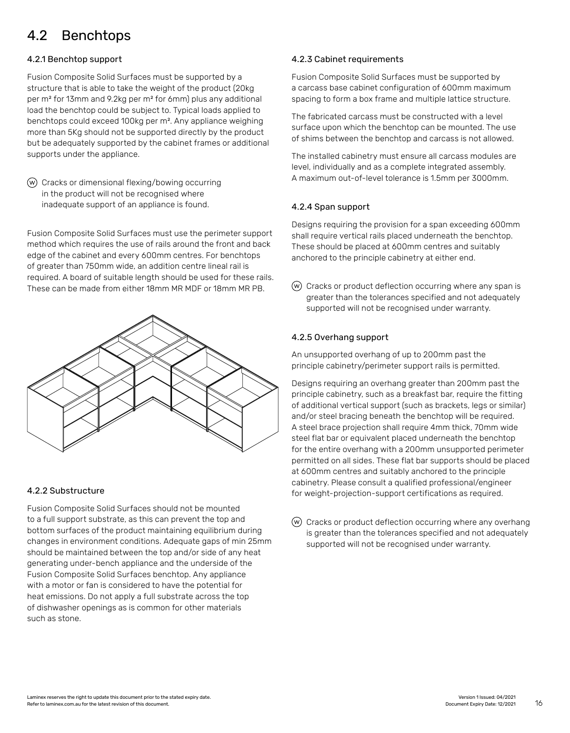## 4.2 Benchtops

### 4.2.1 Benchtop support

Fusion Composite Solid Surfaces must be supported by a structure that is able to take the weight of the product (20kg per m² for 13mm and 9.2kg per m² for 6mm) plus any additional load the benchtop could be subject to. Typical loads applied to benchtops could exceed 100kg per m². Any appliance weighing more than 5Kg should not be supported directly by the product but be adequately supported by the cabinet frames or additional supports under the appliance.

Ⓦ Cracks or dimensional flexing/bowing occurring in the product will not be recognised where inadequate support of an appliance is found.

Fusion Composite Solid Surfaces must use the perimeter support method which requires the use of rails around the front and back edge of the cabinet and every 600mm centres. For benchtops of greater than 750mm wide, an addition centre lineal rail is required. A board of suitable length should be used for these rails. These can be made from either 18mm MR MDF or 18mm MR PB.

### 4.2.2 Substructure

Fusion Composite Solid Surfaces should not be mounted to a full support substrate, as this can prevent the top and bottom surfaces of the product maintaining equilibrium during changes in environment conditions. Adequate gaps of min 25mm should be maintained between the top and/or side of any heat generating under-bench appliance and the underside of the Fusion Composite Solid Surfaces benchtop. Any appliance with a motor or fan is considered to have the potential for heat emissions. Do not apply a full substrate across the top of dishwasher openings as is common for other materials such as stone.

### 4.2.3 Cabinet requirements

Fusion Composite Solid Surfaces must be supported by a carcass base cabinet configuration of 600mm maximum spacing to form a box frame and multiple lattice structure.

The fabricated carcass must be constructed with a level surface upon which the benchtop can be mounted. The use of shims between the benchtop and carcass is not allowed.

The installed cabinetry must ensure all carcass modules are level, individually and as a complete integrated assembly. A maximum out-of-level tolerance is 1.5mm per 3000mm.

### 4.2.4 Span support

Designs requiring the provision for a span exceeding 600mm shall require vertical rails placed underneath the benchtop. These should be placed at 600mm centres and suitably anchored to the principle cabinetry at either end.

Ⓦ Cracks or product deflection occurring where any span is greater than the tolerances specified and not adequately supported will not be recognised under warranty.

### 4.2.5 Overhang support

An unsupported overhang of up to 200mm past the principle cabinetry/perimeter support rails is permitted.

Designs requiring an overhang greater than 200mm past the principle cabinetry, such as a breakfast bar, require the fitting of additional vertical support (such as brackets, legs or similar) and/or steel bracing beneath the benchtop will be required. A steel brace projection shall require 4mm thick, 70mm wide steel flat bar or equivalent placed underneath the benchtop for the entire overhang with a 200mm unsupported perimeter permitted on all sides. These flat bar supports should be placed at 600mm centres and suitably anchored to the principle cabinetry. Please consult a qualified professional/engineer for weight-projection-support certifications as required.

Ⓦ Cracks or product deflection occurring where any overhang is greater than the tolerances specified and not adequately supported will not be recognised under warranty.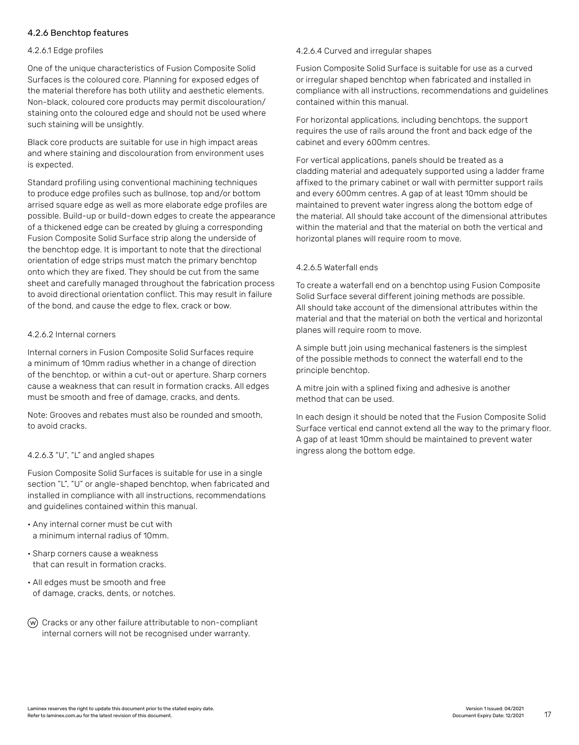### 4.2.6 Benchtop features

#### 4.2.6.1 Edge profiles

One of the unique characteristics of Fusion Composite Solid Surfaces is the coloured core. Planning for exposed edges of the material therefore has both utility and aesthetic elements. Non-black, coloured core products may permit discolouration/ staining onto the coloured edge and should not be used where such staining will be unsightly.

Black core products are suitable for use in high impact areas and where staining and discolouration from environment uses is expected.

Standard profiling using conventional machining techniques to produce edge profiles such as bullnose, top and/or bottom arrised square edge as well as more elaborate edge profiles are possible. Build-up or build-down edges to create the appearance of a thickened edge can be created by gluing a corresponding Fusion Composite Solid Surface strip along the underside of the benchtop edge. It is important to note that the directional orientation of edge strips must match the primary benchtop onto which they are fixed. They should be cut from the same sheet and carefully managed throughout the fabrication process to avoid directional orientation conflict. This may result in failure of the bond, and cause the edge to flex, crack or bow.

#### 4.2.6.2 Internal corners

Internal corners in Fusion Composite Solid Surfaces require a minimum of 10mm radius whether in a change of direction of the benchtop, or within a cut-out or aperture. Sharp corners cause a weakness that can result in formation cracks. All edges must be smooth and free of damage, cracks, and dents.

Note: Grooves and rebates must also be rounded and smooth, to avoid cracks.

#### 4.2.6.3 "U", "L" and angled shapes

Fusion Composite Solid Surfaces is suitable for use in a single section "L", "U" or angle-shaped benchtop, when fabricated and installed in compliance with all instructions, recommendations and guidelines contained within this manual.

- Any internal corner must be cut with a minimum internal radius of 10mm.
- Sharp corners cause a weakness that can result in formation cracks.
- All edges must be smooth and free of damage, cracks, dents, or notches.

(W) Cracks or any other failure attributable to non-compliant internal corners will not be recognised under warranty.

#### 4.2.6.4 Curved and irregular shapes

Fusion Composite Solid Surface is suitable for use as a curved or irregular shaped benchtop when fabricated and installed in compliance with all instructions, recommendations and guidelines contained within this manual.

For horizontal applications, including benchtops, the support requires the use of rails around the front and back edge of the cabinet and every 600mm centres.

For vertical applications, panels should be treated as a cladding material and adequately supported using a ladder frame affixed to the primary cabinet or wall with permitter support rails and every 600mm centres. A gap of at least 10mm should be maintained to prevent water ingress along the bottom edge of the material. All should take account of the dimensional attributes within the material and that the material on both the vertical and horizontal planes will require room to move.

#### 4.2.6.5 Waterfall ends

To create a waterfall end on a benchtop using Fusion Composite Solid Surface several different joining methods are possible. All should take account of the dimensional attributes within the material and that the material on both the vertical and horizontal planes will require room to move.

A simple butt join using mechanical fasteners is the simplest of the possible methods to connect the waterfall end to the principle benchtop.

A mitre join with a splined fixing and adhesive is another method that can be used.

In each design it should be noted that the Fusion Composite Solid Surface vertical end cannot extend all the way to the primary floor. A gap of at least 10mm should be maintained to prevent water ingress along the bottom edge.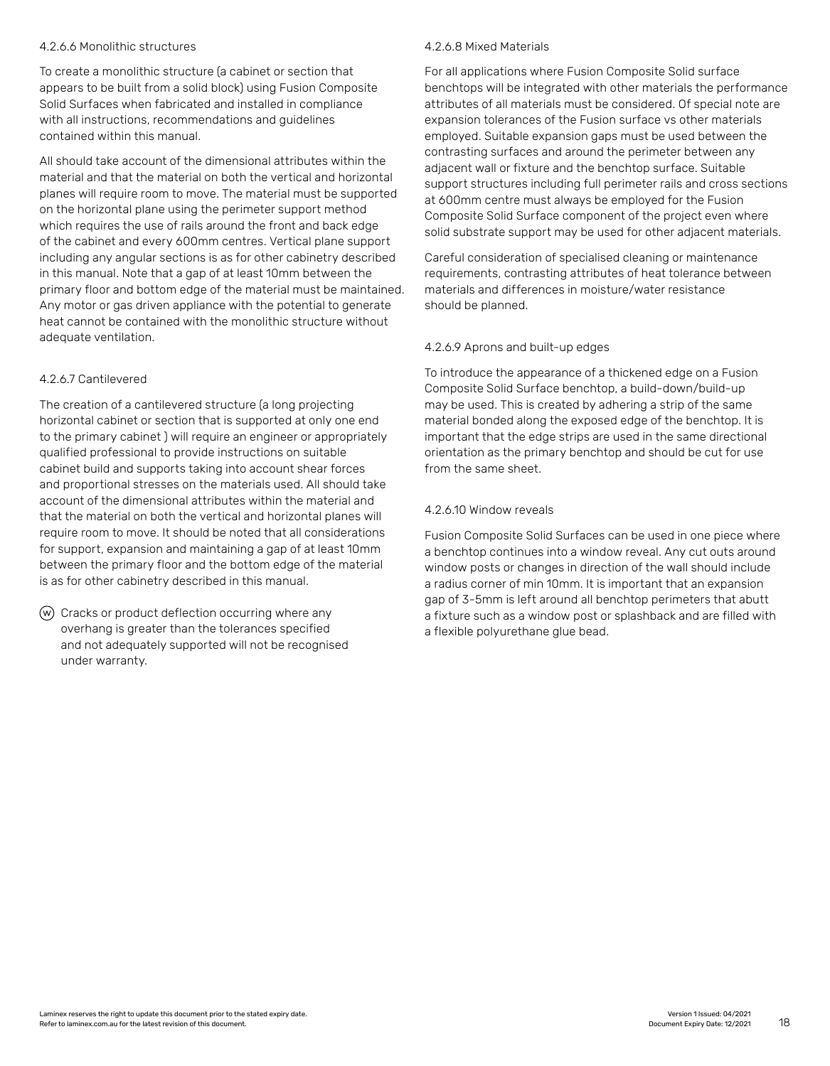#### 4.2.6.6 Monolithic structures

To create a monolithic structure (a cabinet or section that appears to be built from a solid block) using Fusion Composite Solid Surfaces when fabricated and installed in compliance with all instructions, recommendations and guidelines contained within this manual.

All should take account of the dimensional attributes within the material and that the material on both the vertical and horizontal planes will require room to move. The material must be supported on the horizontal plane using the perimeter support method which requires the use of rails around the front and back edge of the cabinet and every 600mm centres. Vertical plane support including any angular sections is as for other cabinetry described in this manual. Note that a gap of at least 10mm between the primary floor and bottom edge of the material must be maintained. Any motor or gas driven appliance with the potential to generate heat cannot be contained with the monolithic structure without adequate ventilation.

#### 4.2.6.7 Cantilevered

The creation of a cantilevered structure (a long projecting horizontal cabinet or section that is supported at only one end to the primary cabinet ) will require an engineer or appropriately qualified professional to provide instructions on suitable cabinet build and supports taking into account shear forces and proportional stresses on the materials used. All should take account of the dimensional attributes within the material and that the material on both the vertical and horizontal planes will require room to move. It should be noted that all considerations for support, expansion and maintaining a gap of at least 10mm between the primary floor and the bottom edge of the material is as for other cabinetry described in this manual.

Ⓦ Cracks or product deflection occurring where any overhang is greater than the tolerances specified and not adequately supported will not be recognised under warranty.

#### 4.2.6.8 Mixed Materials

For all applications where Fusion Composite Solid surface benchtops will be integrated with other materials the performance attributes of all materials must be considered. Of special note are expansion tolerances of the Fusion surface vs other materials employed. Suitable expansion gaps must be used between the contrasting surfaces and around the perimeter between any adjacent wall or fixture and the benchtop surface. Suitable support structures including full perimeter rails and cross sections at 600mm centre must always be employed for the Fusion Composite Solid Surface component of the project even where solid substrate support may be used for other adjacent materials.

Careful consideration of specialised cleaning or maintenance requirements, contrasting attributes of heat tolerance between materials and differences in moisture/water resistance should be planned.

#### 4.2.6.9 Aprons and built-up edges

To introduce the appearance of a thickened edge on a Fusion Composite Solid Surface benchtop, a build-down/build-up may be used. This is created by adhering a strip of the same material bonded along the exposed edge of the benchtop. It is important that the edge strips are used in the same directional orientation as the primary benchtop and should be cut for use from the same sheet.

#### 4.2.6.10 Window reveals

Fusion Composite Solid Surfaces can be used in one piece where a benchtop continues into a window reveal. Any cut outs around window posts or changes in direction of the wall should include a radius corner of min 10mm. It is important that an expansion gap of 3-5mm is left around all benchtop perimeters that abutt a fixture such as a window post or splashback and are filled with a flexible polyurethane glue bead.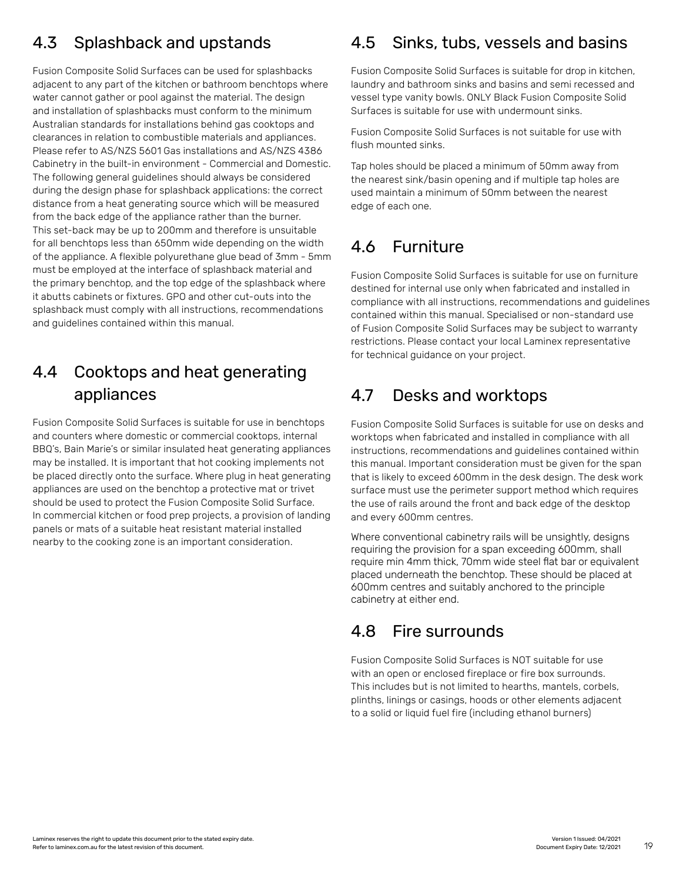## 4.3 Splashback and upstands

Fusion Composite Solid Surfaces can be used for splashbacks adjacent to any part of the kitchen or bathroom benchtops where water cannot gather or pool against the material. The design and installation of splashbacks must conform to the minimum Australian standards for installations behind gas cooktops and clearances in relation to combustible materials and appliances. Please refer to AS/NZS 5601 Gas installations and AS/NZS 4386 Cabinetry in the built-in environment - Commercial and Domestic. The following general guidelines should always be considered during the design phase for splashback applications: the correct distance from a heat generating source which will be measured from the back edge of the appliance rather than the burner. This set-back may be up to 200mm and therefore is unsuitable for all benchtops less than 650mm wide depending on the width of the appliance. A flexible polyurethane glue bead of 3mm - 5mm must be employed at the interface of splashback material and the primary benchtop, and the top edge of the splashback where it abutts cabinets or fixtures. GPO and other cut-outs into the splashback must comply with all instructions, recommendations and guidelines contained within this manual.

## 4.4 Cooktops and heat generating appliances

Fusion Composite Solid Surfaces is suitable for use in benchtops and counters where domestic or commercial cooktops, internal BBQ's, Bain Marie's or similar insulated heat generating appliances may be installed. It is important that hot cooking implements not be placed directly onto the surface. Where plug in heat generating appliances are used on the benchtop a protective mat or trivet should be used to protect the Fusion Composite Solid Surface. In commercial kitchen or food prep projects, a provision of landing panels or mats of a suitable heat resistant material installed nearby to the cooking zone is an important consideration.

## 4.5 Sinks, tubs, vessels and basins

Fusion Composite Solid Surfaces is suitable for drop in kitchen, laundry and bathroom sinks and basins and semi recessed and vessel type vanity bowls. ONLY Black Fusion Composite Solid Surfaces is suitable for use with undermount sinks.

Fusion Composite Solid Surfaces is not suitable for use with flush mounted sinks.

Tap holes should be placed a minimum of 50mm away from the nearest sink/basin opening and if multiple tap holes are used maintain a minimum of 50mm between the nearest edge of each one.

## 4.6 Furniture

Fusion Composite Solid Surfaces is suitable for use on furniture destined for internal use only when fabricated and installed in compliance with all instructions, recommendations and guidelines contained within this manual. Specialised or non-standard use of Fusion Composite Solid Surfaces may be subject to warranty restrictions. Please contact your local Laminex representative for technical guidance on your project.

## 4.7 Desks and worktops

Fusion Composite Solid Surfaces is suitable for use on desks and worktops when fabricated and installed in compliance with all instructions, recommendations and guidelines contained within this manual. Important consideration must be given for the span that is likely to exceed 600mm in the desk design. The desk work surface must use the perimeter support method which requires the use of rails around the front and back edge of the desktop and every 600mm centres.

Where conventional cabinetry rails will be unsightly, designs requiring the provision for a span exceeding 600mm, shall require min 4mm thick, 70mm wide steel flat bar or equivalent placed underneath the benchtop. These should be placed at 600mm centres and suitably anchored to the principle cabinetry at either end.

## 4.8 Fire surrounds

Fusion Composite Solid Surfaces is NOT suitable for use with an open or enclosed fireplace or fire box surrounds. This includes but is not limited to hearths, mantels, corbels, plinths, linings or casings, hoods or other elements adjacent to a solid or liquid fuel fire (including ethanol burners)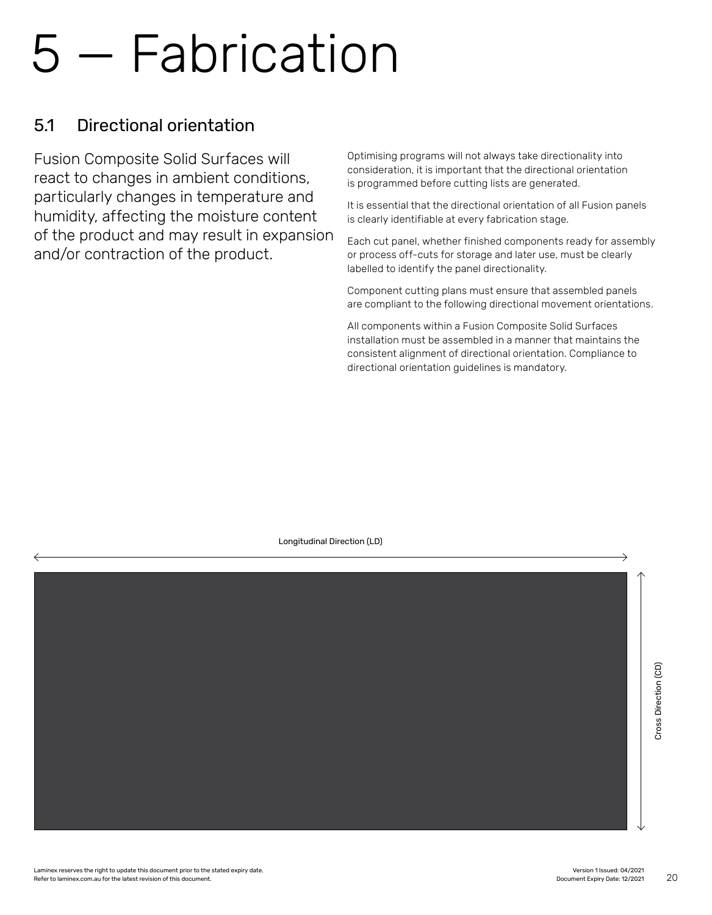# 5 — Fabrication

## 5.1 Directional orientation

Fusion Composite Solid Surfaces will react to changes in ambient conditions, particularly changes in temperature and humidity, affecting the moisture content of the product and may result in expansion and/or contraction of the product.

Optimising programs will not always take directionality into consideration, it is important that the directional orientation is programmed before cutting lists are generated.

It is essential that the directional orientation of all Fusion panels is clearly identifiable at every fabrication stage.

Each cut panel, whether finished components ready for assembly or process off-cuts for storage and later use, must be clearly labelled to identify the panel directionality.

Component cutting plans must ensure that assembled panels are compliant to the following directional movement orientations.

All components within a Fusion Composite Solid Surfaces installation must be assembled in a manner that maintains the consistent alignment of directional orientation. Compliance to directional orientation guidelines is mandatory.

Longitudinal Direction (LD)

Cross Direction (CD)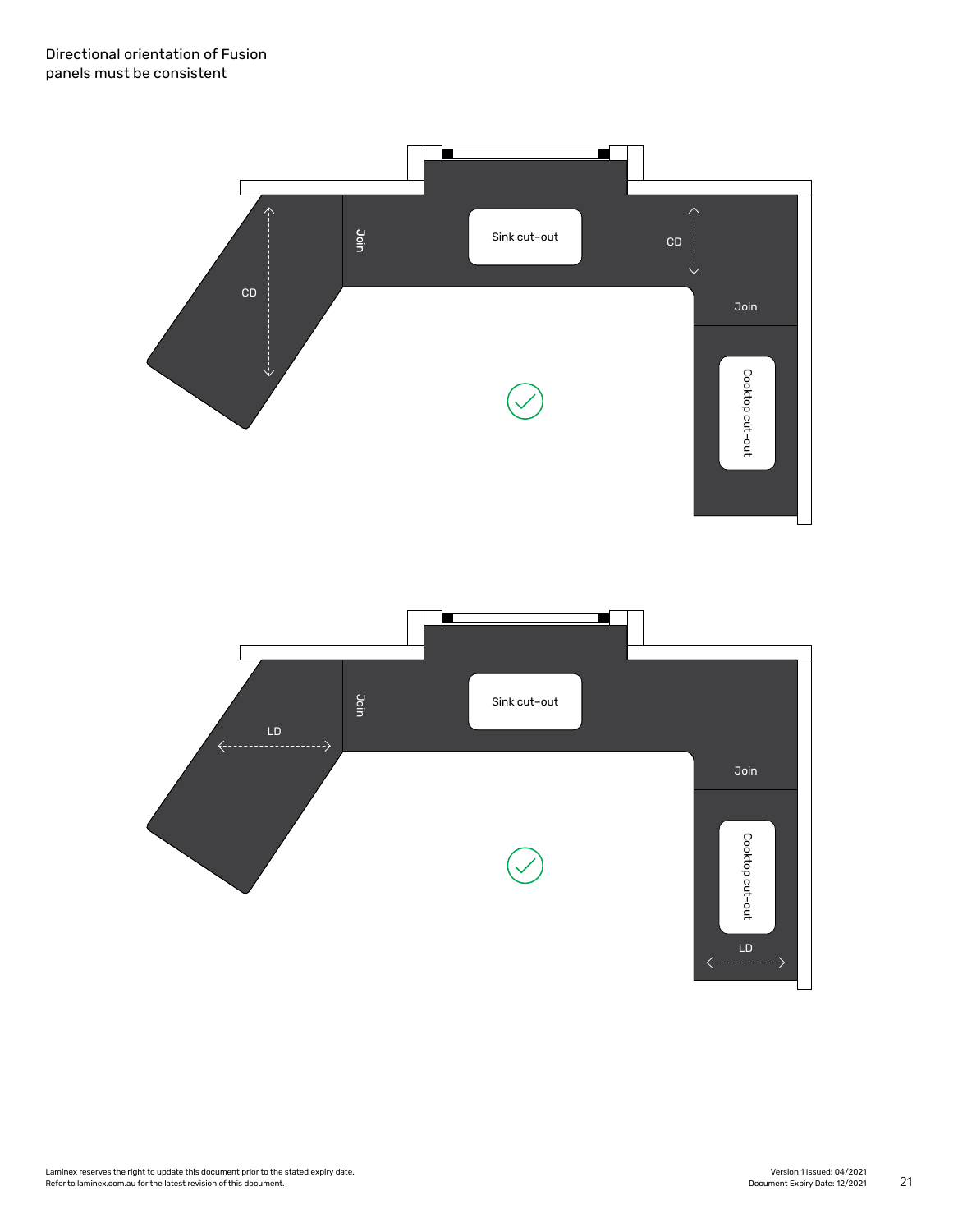Directional orientation of Fusion panels must be consistent

Join

Sink cut-out

CD

CD

Join

Cooktop cut-out

Join

Sink cut-out

LD

Join

Cooktop cut-out

LD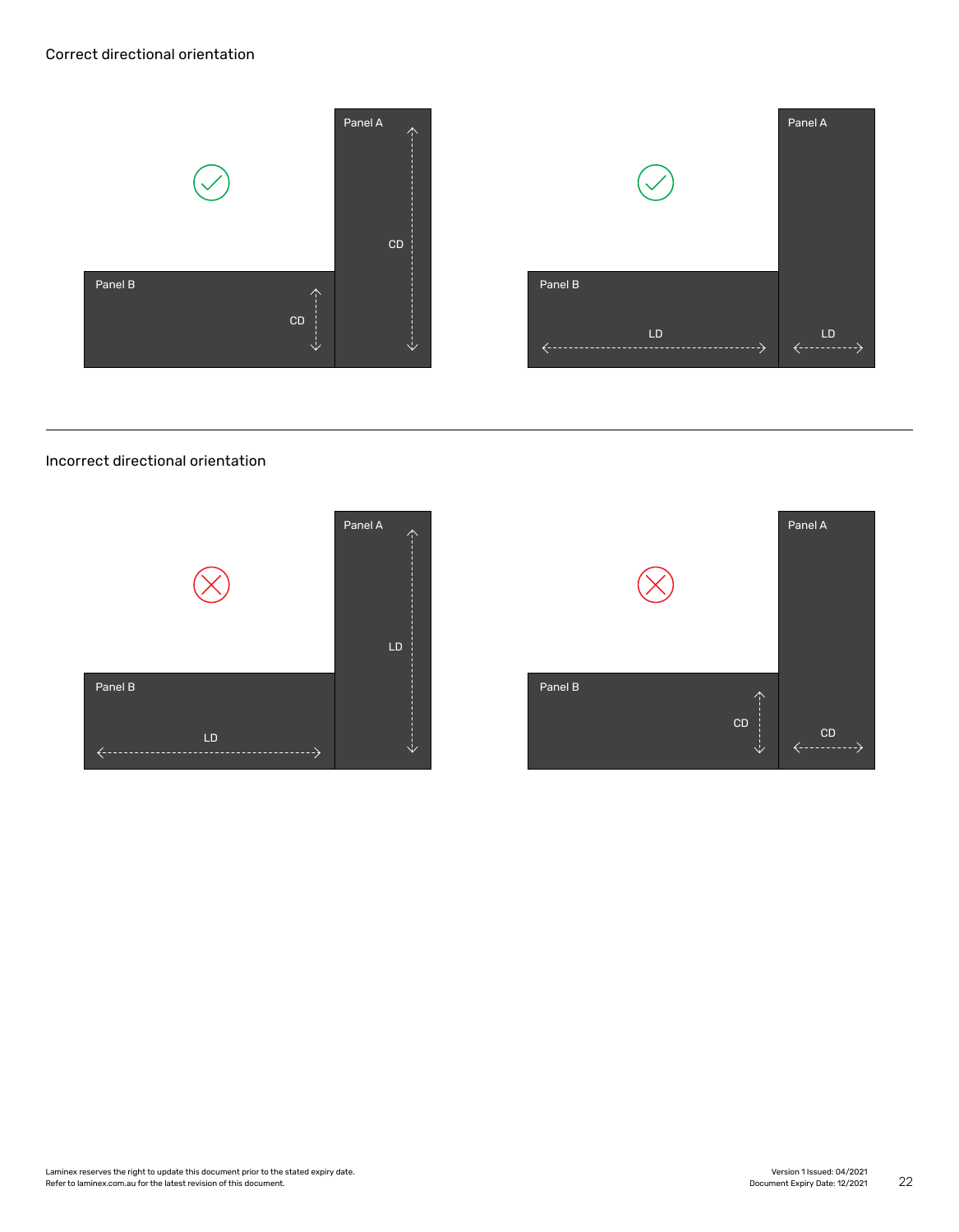Correct directional orientation

Panel A

CD

Panel B

CD

Panel A

Panel B

LD

LD

---

Incorrect directional orientation

Panel A

LD

Panel B

LD

Panel A

Panel B

CD

CD

Laminex reserves the right to update this document prior to the stated expiry date.
Refer to laminex.com.au for the latest revision of this document.

Version 1 Issued: 04/2021
Document Expiry Date: 12/2021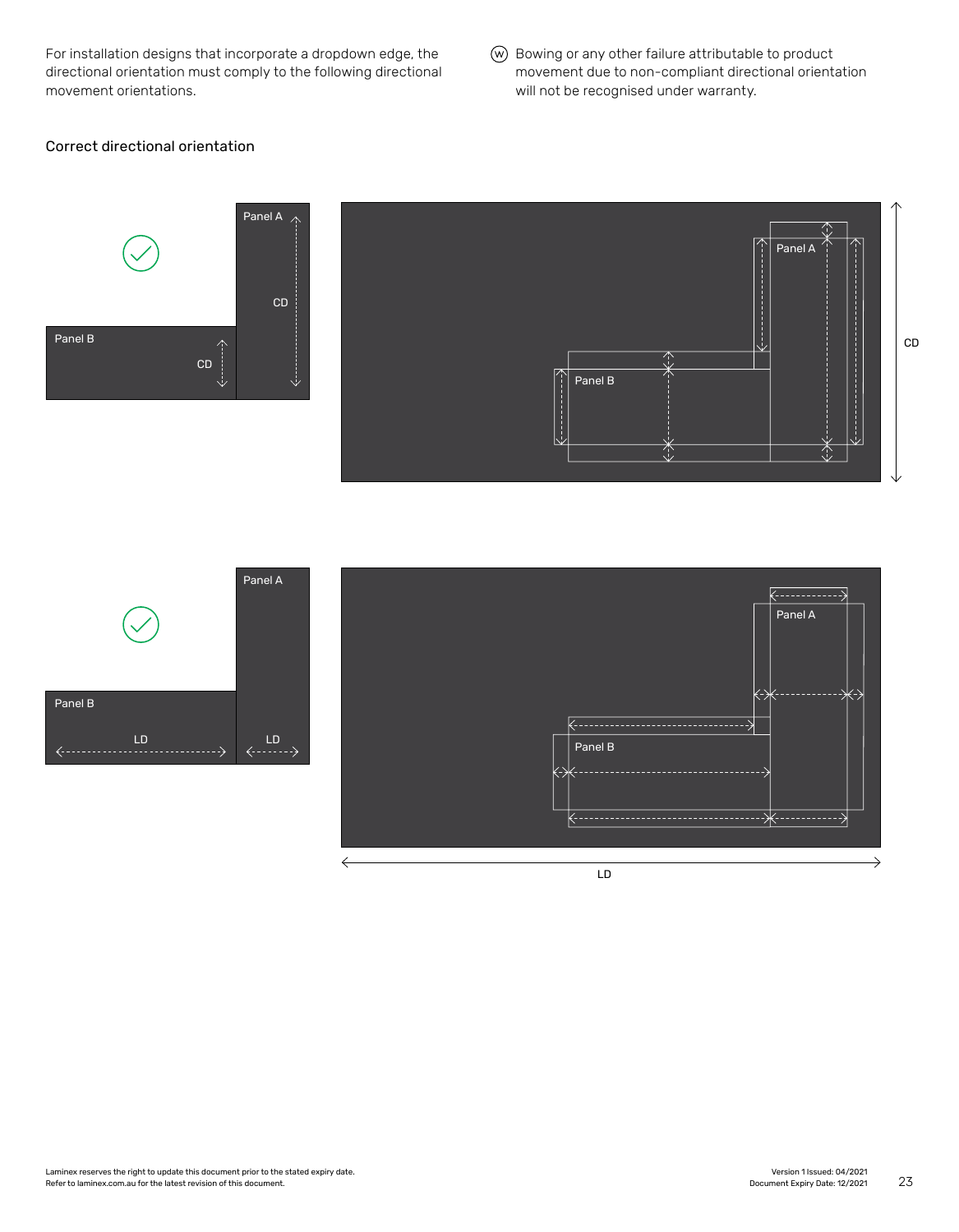For installation designs that incorporate a dropdown edge, the directional orientation must comply to the following directional movement orientations.

Ⓦ Bowing or any other failure attributable to product movement due to non-compliant directional orientation will not be recognised under warranty.

## Correct directional orientation

Panel A

CD

Panel B

CD

Panel A

Panel B

CD

Panel A

Panel B

LD

LD

Panel A

Panel B

LD

Laminex reserves the right to update this document prior to the stated expiry date.
Refer to laminex.com.au for the latest revision of this document.

Version 1 Issued: 04/2021
Document Expiry Date: 12/2021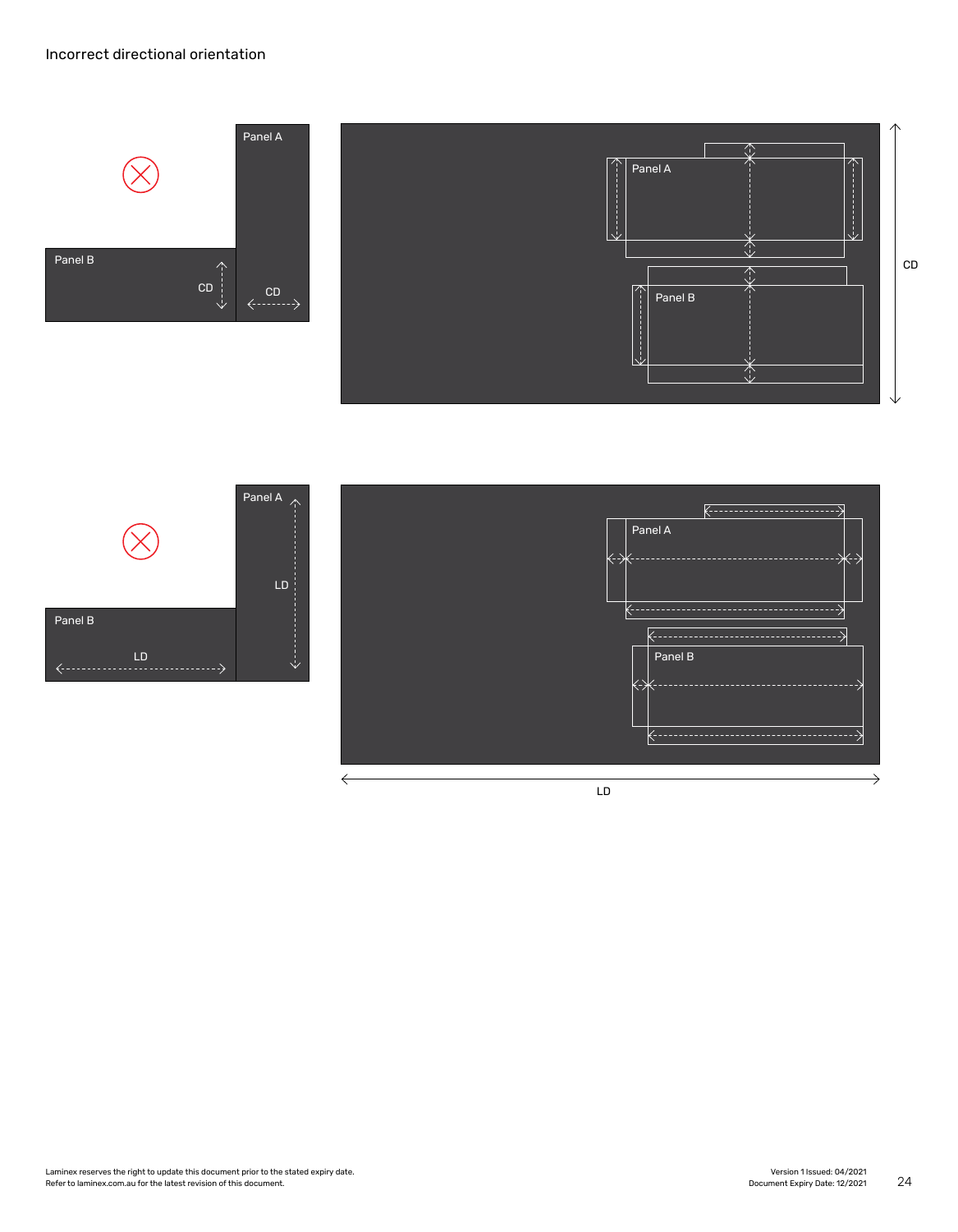Incorrect directional orientation

Panel A

Panel B

CD

CD

Panel A

Panel B

CD

Panel A

LD

Panel B

LD

Panel A

Panel B

LD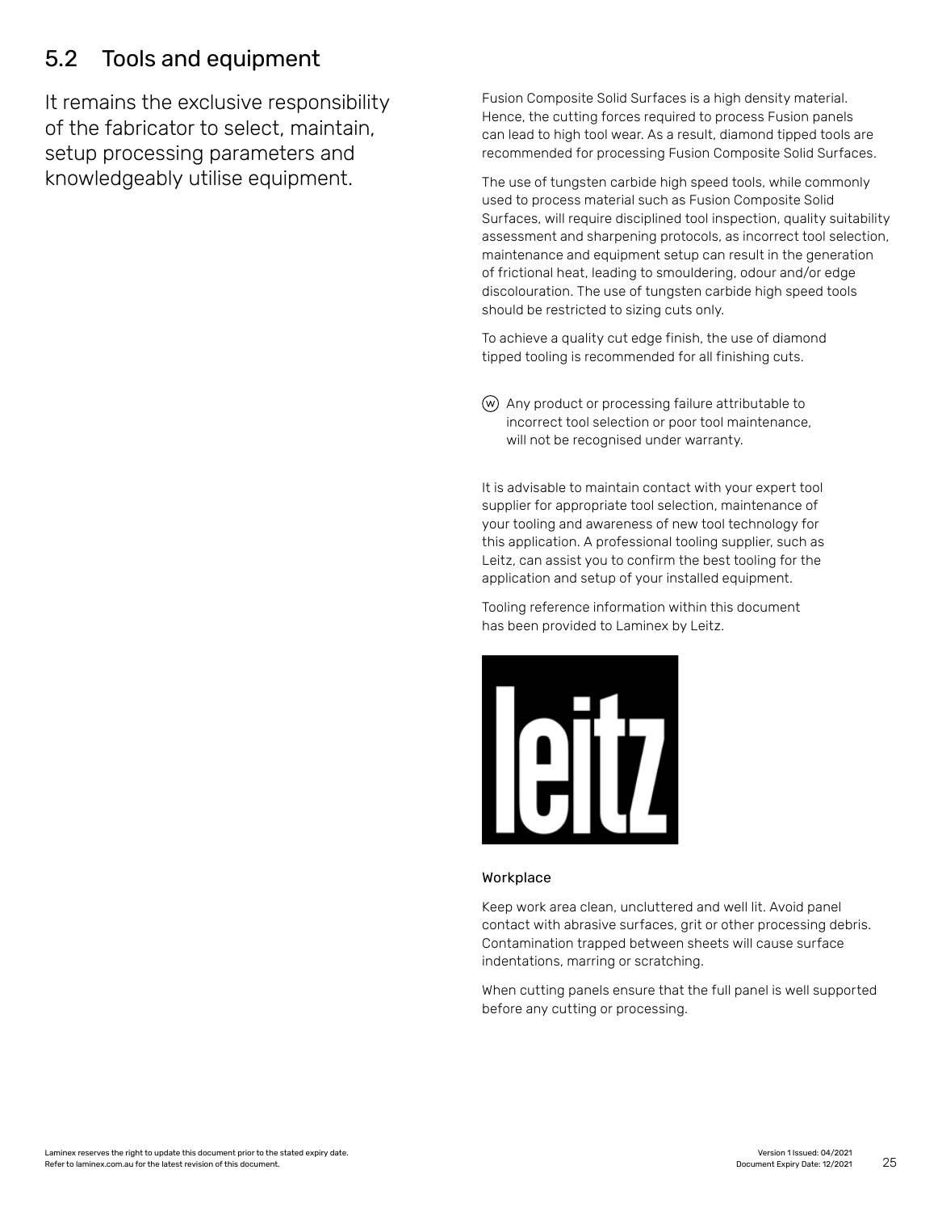## 5.2 Tools and equipment

It remains the exclusive responsibility of the fabricator to select, maintain, setup processing parameters and knowledgeably utilise equipment.

Fusion Composite Solid Surfaces is a high density material. Hence, the cutting forces required to process Fusion panels can lead to high tool wear. As a result, diamond tipped tools are recommended for processing Fusion Composite Solid Surfaces.

The use of tungsten carbide high speed tools, while commonly used to process material such as Fusion Composite Solid Surfaces, will require disciplined tool inspection, quality suitability assessment and sharpening protocols, as incorrect tool selection, maintenance and equipment setup can result in the generation of frictional heat, leading to smouldering, odour and/or edge discolouration. The use of tungsten carbide high speed tools should be restricted to sizing cuts only.

To achieve a quality cut edge finish, the use of diamond tipped tooling is recommended for all finishing cuts.

(W) Any product or processing failure attributable to incorrect tool selection or poor tool maintenance, will not be recognised under warranty.

It is advisable to maintain contact with your expert tool supplier for appropriate tool selection, maintenance of your tooling and awareness of new tool technology for this application. A professional tooling supplier, such as Leitz, can assist you to confirm the best tooling for the application and setup of your installed equipment.

Tooling reference information within this document has been provided to Laminex by Leitz.

leitz

### Workplace

Keep work area clean, uncluttered and well lit. Avoid panel contact with abrasive surfaces, grit or other processing debris. Contamination trapped between sheets will cause surface indentations, marring or scratching.

When cutting panels ensure that the full panel is well supported before any cutting or processing.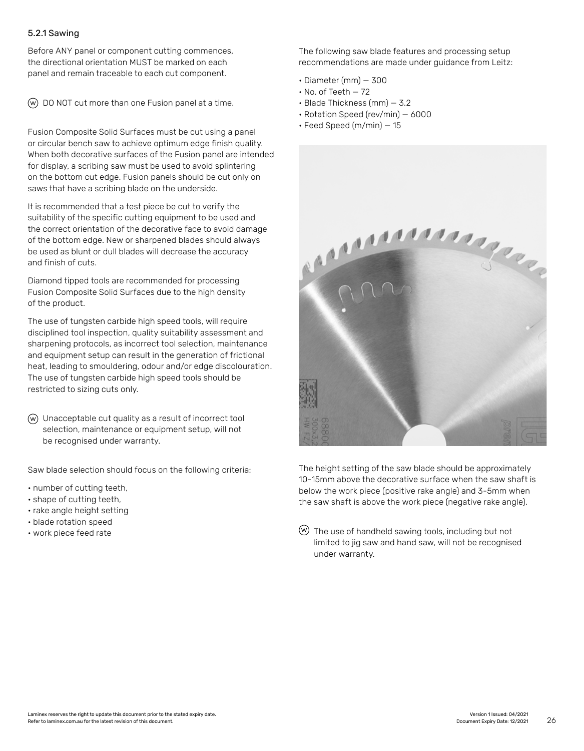### 5.2.1 Sawing

Before ANY panel or component cutting commences, the directional orientation MUST be marked on each panel and remain traceable to each cut component.

Ⓦ DO NOT cut more than one Fusion panel at a time.

Fusion Composite Solid Surfaces must be cut using a panel or circular bench saw to achieve optimum edge finish quality. When both decorative surfaces of the Fusion panel are intended for display, a scribing saw must be used to avoid splintering on the bottom cut edge. Fusion panels should be cut only on saws that have a scribing blade on the underside.

It is recommended that a test piece be cut to verify the suitability of the specific cutting equipment to be used and the correct orientation of the decorative face to avoid damage of the bottom edge. New or sharpened blades should always be used as blunt or dull blades will decrease the accuracy and finish of cuts.

Diamond tipped tools are recommended for processing Fusion Composite Solid Surfaces due to the high density of the product.

The use of tungsten carbide high speed tools, will require disciplined tool inspection, quality suitability assessment and sharpening protocols, as incorrect tool selection, maintenance and equipment setup can result in the generation of frictional heat, leading to smouldering, odour and/or edge discolouration. The use of tungsten carbide high speed tools should be restricted to sizing cuts only.

Ⓦ Unacceptable cut quality as a result of incorrect tool selection, maintenance or equipment setup, will not be recognised under warranty.

Saw blade selection should focus on the following criteria:

- number of cutting teeth,
- shape of cutting teeth,
- rake angle height setting
- blade rotation speed
- work piece feed rate

The following saw blade features and processing setup recommendations are made under guidance from Leitz:

- Diameter (mm) — 300
- No. of Teeth — 72
- Blade Thickness (mm) — 3.2
- Rotation Speed (rev/min) — 6000
- Feed Speed (m/min) — 15

The height setting of the saw blade should be approximately 10-15mm above the decorative surface when the saw shaft is below the work piece (positive rake angle) and 3-5mm when the saw shaft is above the work piece (negative rake angle).

Ⓦ The use of handheld sawing tools, including but not limited to jig saw and hand saw, will not be recognised under warranty.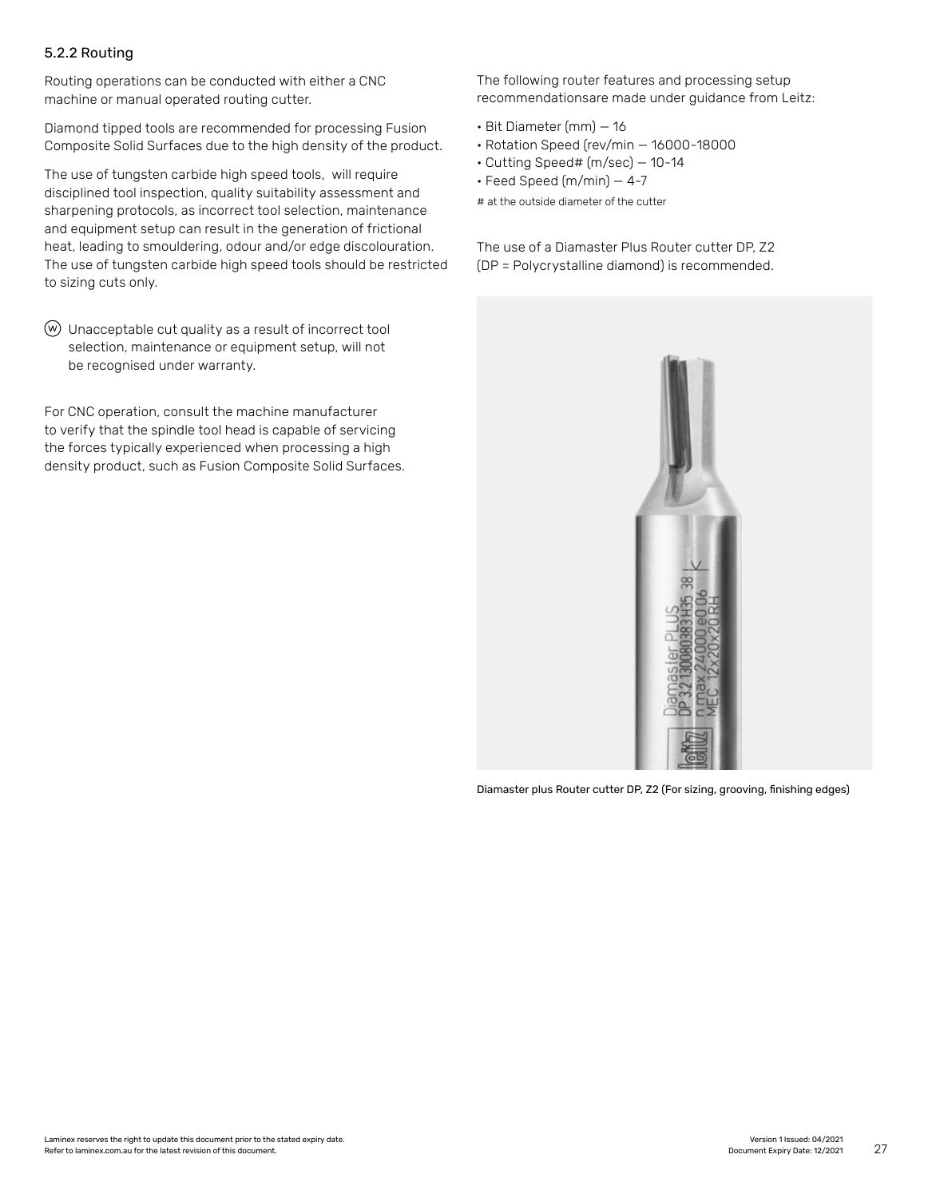### 5.2.2 Routing

Routing operations can be conducted with either a CNC machine or manual operated routing cutter.

Diamond tipped tools are recommended for processing Fusion Composite Solid Surfaces due to the high density of the product.

The use of tungsten carbide high speed tools, will require disciplined tool inspection, quality suitability assessment and sharpening protocols, as incorrect tool selection, maintenance and equipment setup can result in the generation of frictional heat, leading to smouldering, odour and/or edge discolouration. The use of tungsten carbide high speed tools should be restricted to sizing cuts only.

Ⓦ Unacceptable cut quality as a result of incorrect tool selection, maintenance or equipment setup, will not be recognised under warranty.

For CNC operation, consult the machine manufacturer to verify that the spindle tool head is capable of servicing the forces typically experienced when processing a high density product, such as Fusion Composite Solid Surfaces.

The following router features and processing setup recommendationsare made under guidance from Leitz:

- Bit Diameter (mm) — 16
- Rotation Speed (rev/min — 16000-18000
- Cutting Speed# (m/sec) — 10-14
- Feed Speed (m/min) — 4-7

# at the outside diameter of the cutter

The use of a Diamaster Plus Router cutter DP, Z2 (DP = Polycrystalline diamond) is recommended.

Diamaster plus Router cutter DP, Z2 (For sizing, grooving, finishing edges)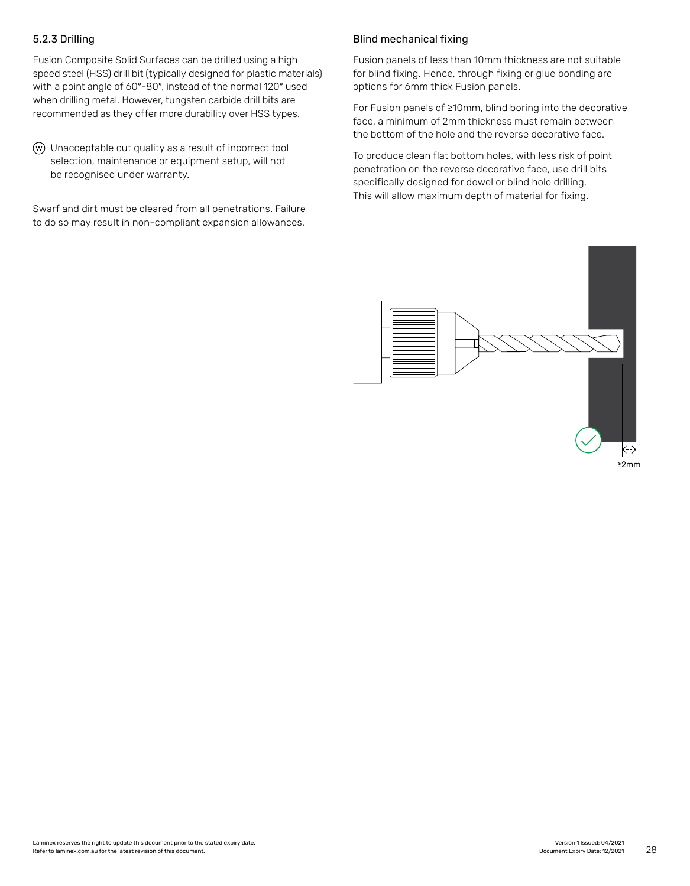### 5.2.3 Drilling

Fusion Composite Solid Surfaces can be drilled using a high speed steel (HSS) drill bit (typically designed for plastic materials) with a point angle of 60°-80°, instead of the normal 120° used when drilling metal. However, tungsten carbide drill bits are recommended as they offer more durability over HSS types.

(W) Unacceptable cut quality as a result of incorrect tool selection, maintenance or equipment setup, will not be recognised under warranty.

Swarf and dirt must be cleared from all penetrations. Failure to do so may result in non-compliant expansion allowances.

#### Blind mechanical fixing

Fusion panels of less than 10mm thickness are not suitable for blind fixing. Hence, through fixing or glue bonding are options for 6mm thick Fusion panels.

For Fusion panels of ≥10mm, blind boring into the decorative face, a minimum of 2mm thickness must remain between the bottom of the hole and the reverse decorative face.

To produce clean flat bottom holes, with less risk of point penetration on the reverse decorative face, use drill bits specifically designed for dowel or blind hole drilling. This will allow maximum depth of material for fixing.

≥2mm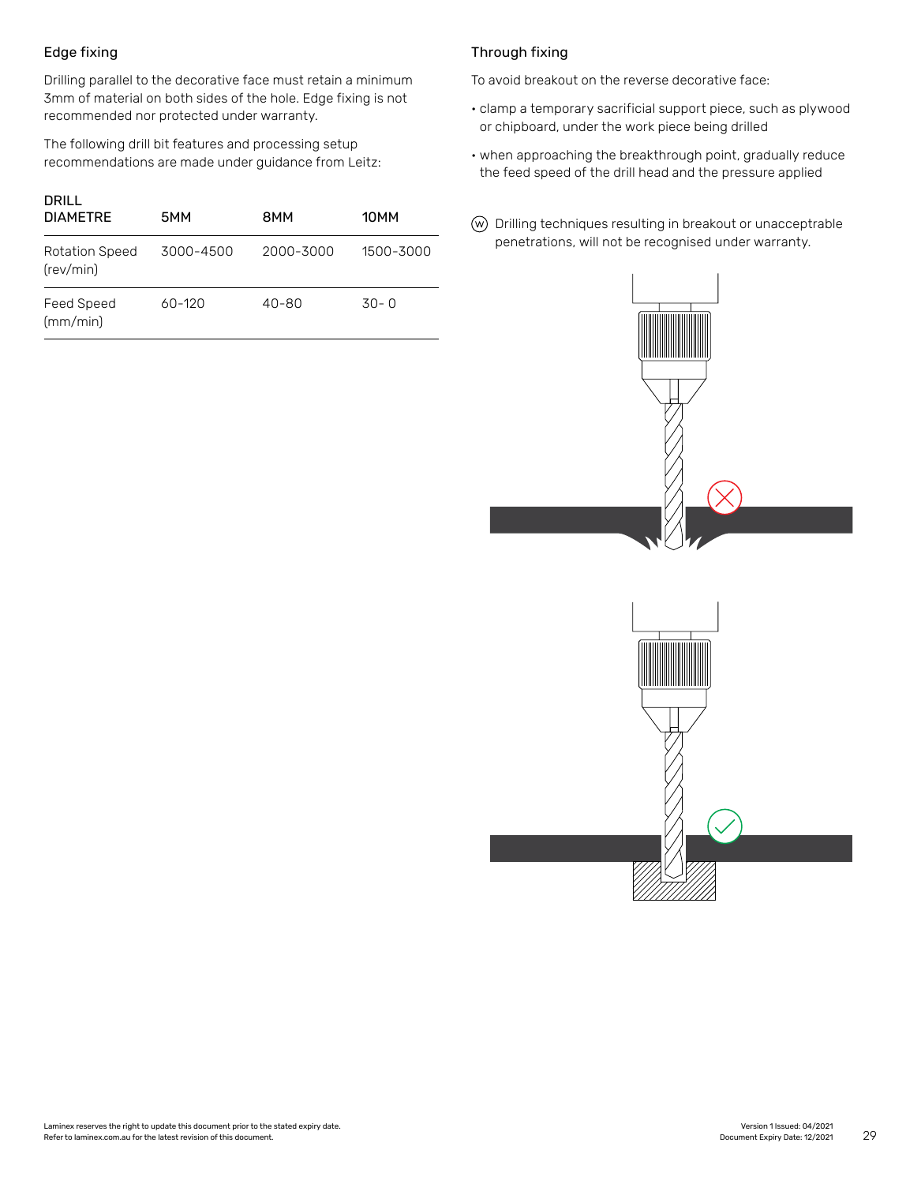## Edge fixing

Drilling parallel to the decorative face must retain a minimum 3mm of material on both sides of the hole. Edge fixing is not recommended nor protected under warranty.

The following drill bit features and processing setup recommendations are made under guidance from Leitz:

| DRILL DIAMETRE | 5MM | 8MM | 10MM |
|---|---|---|---|
| Rotation Speed (rev/min) | 3000-4500 | 2000-3000 | 1500-3000 |
| Feed Speed (mm/min) | 60-120 | 40-80 | 30- 0 |

## Through fixing

To avoid breakout on the reverse decorative face:

- clamp a temporary sacrificial support piece, such as plywood or chipboard, under the work piece being drilled
- when approaching the breakthrough point, gradually reduce the feed speed of the drill head and the pressure applied

Ⓦ Drilling techniques resulting in breakout or unacceptable penetrations, will not be recognised under warranty.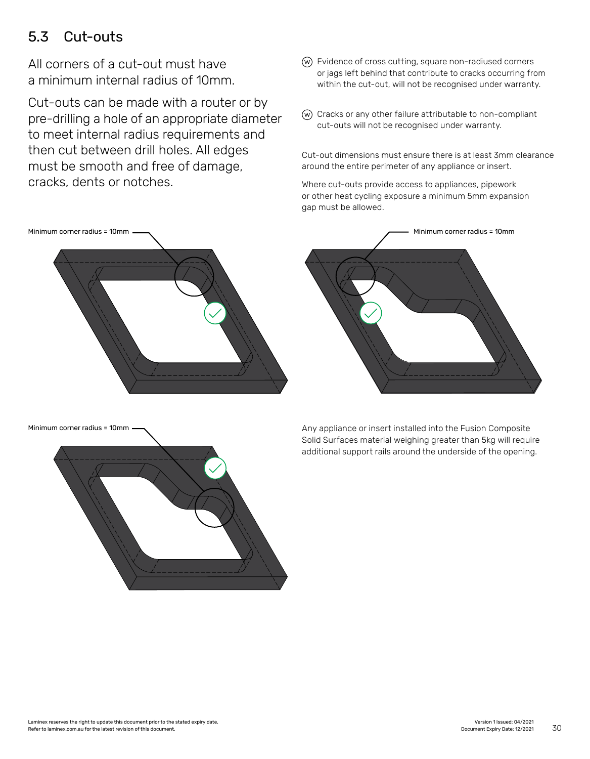## 5.3 Cut-outs

All corners of a cut-out must have a minimum internal radius of 10mm.

Cut-outs can be made with a router or by pre-drilling a hole of an appropriate diameter to meet internal radius requirements and then cut between drill holes. All edges must be smooth and free of damage, cracks, dents or notches.

(W) Evidence of cross cutting, square non-radiused corners or jags left behind that contribute to cracks occurring from within the cut-out, will not be recognised under warranty.

(W) Cracks or any other failure attributable to non-compliant cut-outs will not be recognised under warranty.

Cut-out dimensions must ensure there is at least 3mm clearance around the entire perimeter of any appliance or insert.

Where cut-outs provide access to appliances, pipework or other heat cycling exposure a minimum 5mm expansion gap must be allowed.

Minimum corner radius = 10mm

Minimum corner radius = 10mm

Minimum corner radius = 10mm

Any appliance or insert installed into the Fusion Composite Solid Surfaces material weighing greater than 5kg will require additional support rails around the underside of the opening.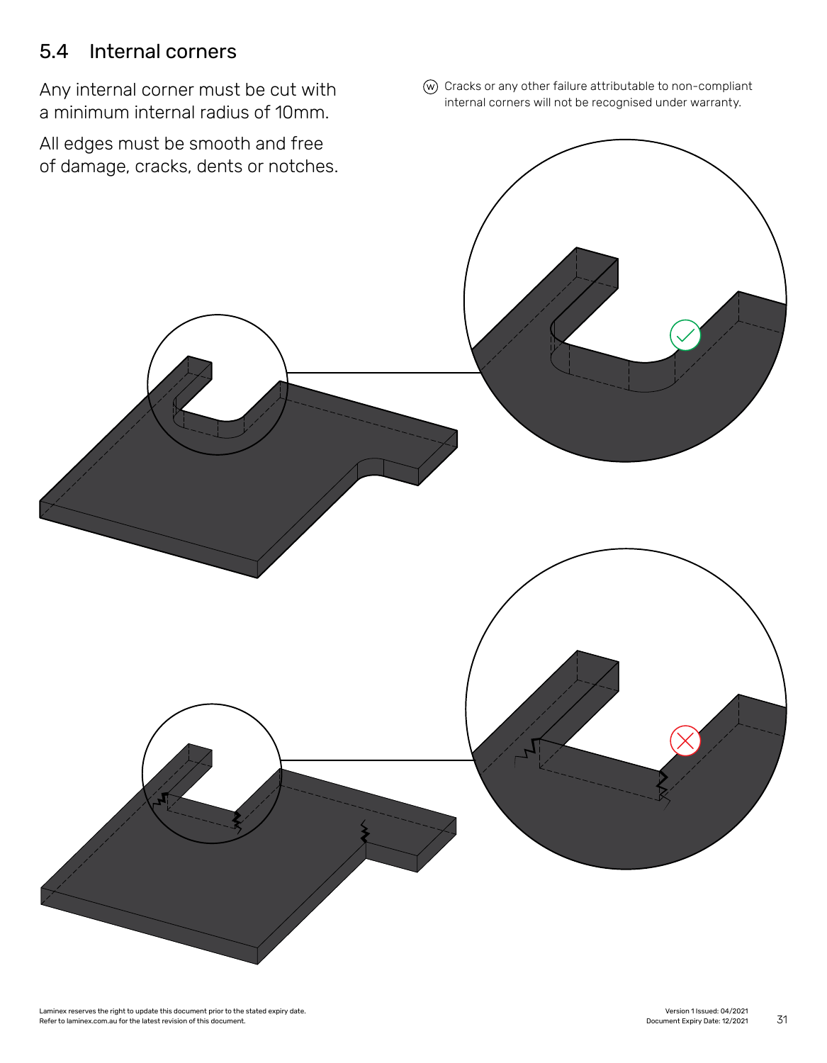## 5.4 Internal corners

Any internal corner must be cut with a minimum internal radius of 10mm.

All edges must be smooth and free of damage, cracks, dents or notches.

Ⓦ Cracks or any other failure attributable to non-compliant internal corners will not be recognised under warranty.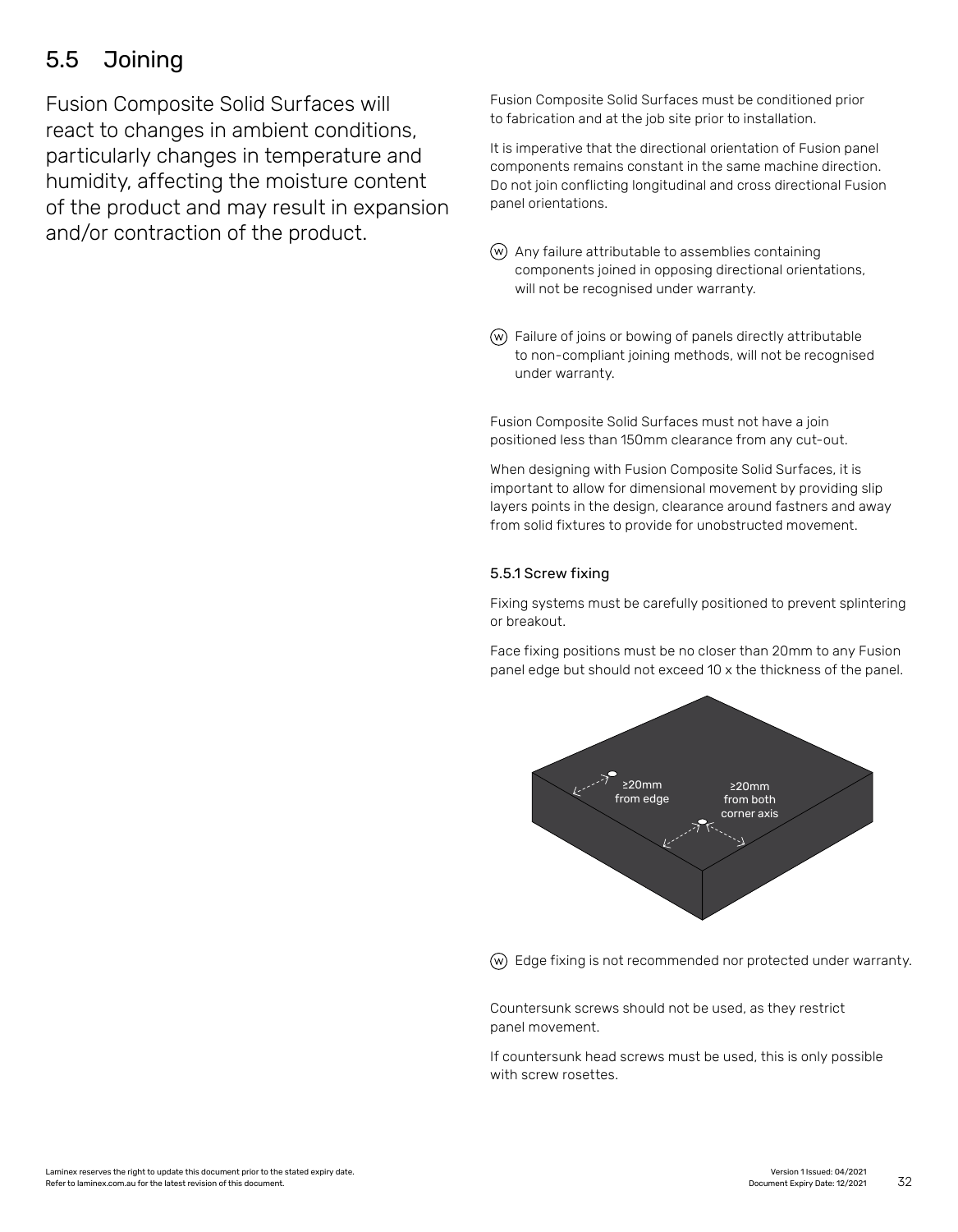## 5.5 Joining

Fusion Composite Solid Surfaces will react to changes in ambient conditions, particularly changes in temperature and humidity, affecting the moisture content of the product and may result in expansion and/or contraction of the product.

Fusion Composite Solid Surfaces must be conditioned prior to fabrication and at the job site prior to installation.

It is imperative that the directional orientation of Fusion panel components remains constant in the same machine direction. Do not join conflicting longitudinal and cross directional Fusion panel orientations.

Ⓦ Any failure attributable to assemblies containing components joined in opposing directional orientations, will not be recognised under warranty.

Ⓦ Failure of joins or bowing of panels directly attributable to non-compliant joining methods, will not be recognised under warranty.

Fusion Composite Solid Surfaces must not have a join positioned less than 150mm clearance from any cut-out.

When designing with Fusion Composite Solid Surfaces, it is important to allow for dimensional movement by providing slip layers points in the design, clearance around fastners and away from solid fixtures to provide for unobstructed movement.

### 5.5.1 Screw fixing

Fixing systems must be carefully positioned to prevent splintering or breakout.

Face fixing positions must be no closer than 20mm to any Fusion panel edge but should not exceed 10 x the thickness of the panel.

≥20mm from edge

≥20mm from both corner axis

Ⓦ Edge fixing is not recommended nor protected under warranty.

Countersunk screws should not be used, as they restrict panel movement.

If countersunk head screws must be used, this is only possible with screw rosettes.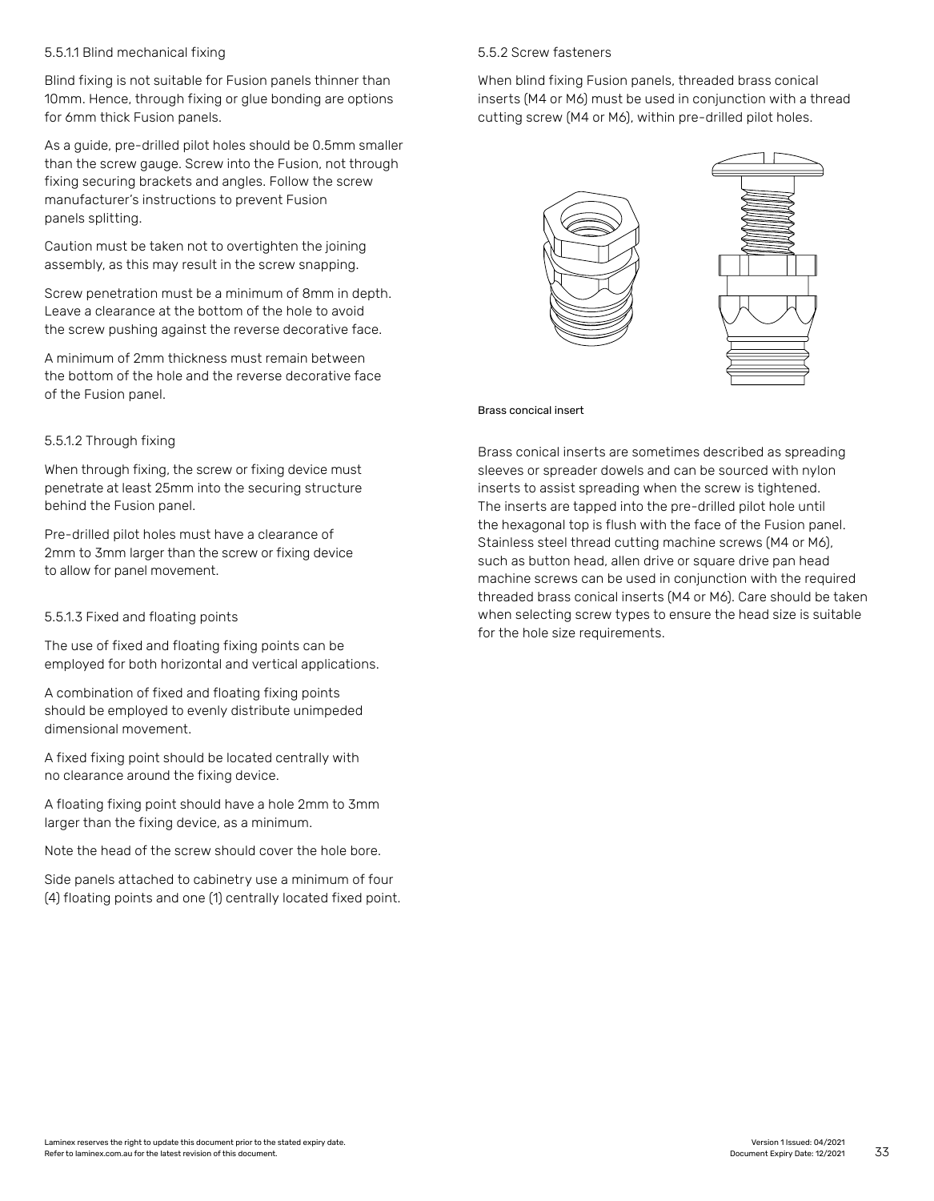#### 5.5.1.1 Blind mechanical fixing

Blind fixing is not suitable for Fusion panels thinner than 10mm. Hence, through fixing or glue bonding are options for 6mm thick Fusion panels.

As a guide, pre-drilled pilot holes should be 0.5mm smaller than the screw gauge. Screw into the Fusion, not through fixing securing brackets and angles. Follow the screw manufacturer's instructions to prevent Fusion panels splitting.

Caution must be taken not to overtighten the joining assembly, as this may result in the screw snapping.

Screw penetration must be a minimum of 8mm in depth. Leave a clearance at the bottom of the hole to avoid the screw pushing against the reverse decorative face.

A minimum of 2mm thickness must remain between the bottom of the hole and the reverse decorative face of the Fusion panel.

#### 5.5.1.2 Through fixing

When through fixing, the screw or fixing device must penetrate at least 25mm into the securing structure behind the Fusion panel.

Pre-drilled pilot holes must have a clearance of 2mm to 3mm larger than the screw or fixing device to allow for panel movement.

#### 5.5.1.3 Fixed and floating points

The use of fixed and floating fixing points can be employed for both horizontal and vertical applications.

A combination of fixed and floating fixing points should be employed to evenly distribute unimpeded dimensional movement.

A fixed fixing point should be located centrally with no clearance around the fixing device.

A floating fixing point should have a hole 2mm to 3mm larger than the fixing device, as a minimum.

Note the head of the screw should cover the hole bore.

Side panels attached to cabinetry use a minimum of four (4) floating points and one (1) centrally located fixed point.

### 5.5.2 Screw fasteners

When blind fixing Fusion panels, threaded brass conical inserts (M4 or M6) must be used in conjunction with a thread cutting screw (M4 or M6), within pre-drilled pilot holes.

Brass concical insert

Brass conical inserts are sometimes described as spreading sleeves or spreader dowels and can be sourced with nylon inserts to assist spreading when the screw is tightened. The inserts are tapped into the pre-drilled pilot hole until the hexagonal top is flush with the face of the Fusion panel. Stainless steel thread cutting machine screws (M4 or M6), such as button head, allen drive or square drive pan head machine screws can be used in conjunction with the required threaded brass conical inserts (M4 or M6). Care should be taken when selecting screw types to ensure the head size is suitable for the hole size requirements.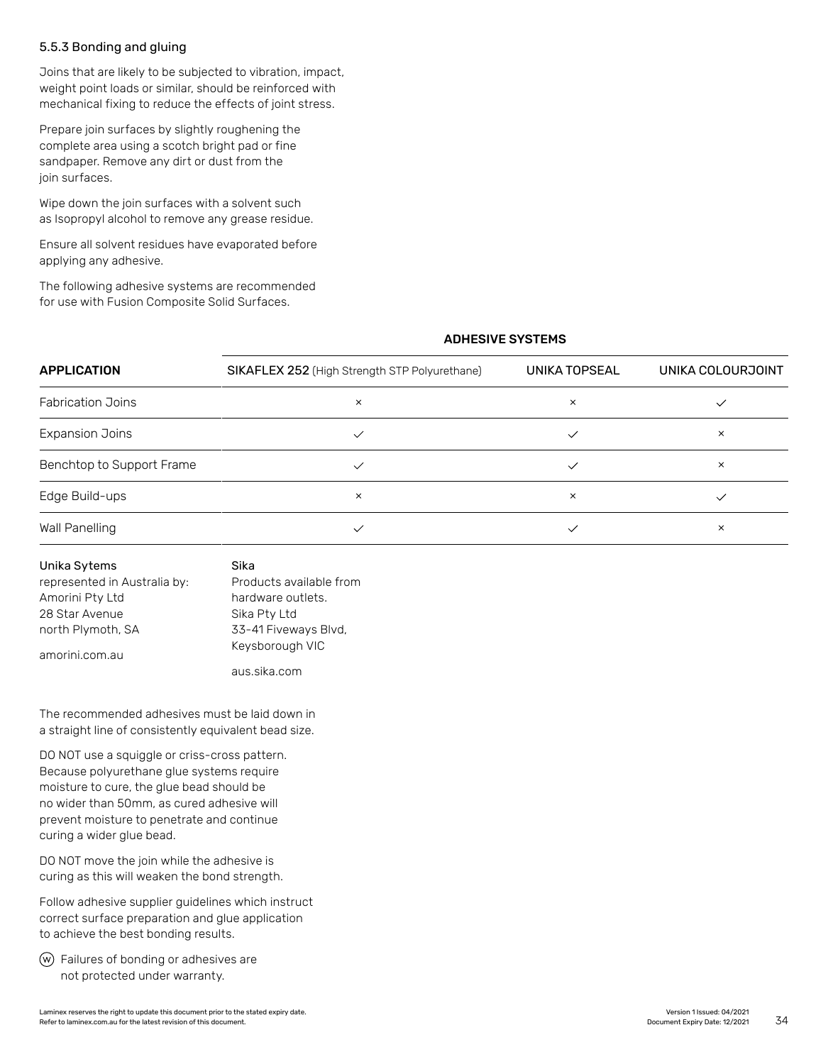### 5.5.3 Bonding and gluing

Joins that are likely to be subjected to vibration, impact, weight point loads or similar, should be reinforced with mechanical fixing to reduce the effects of joint stress.

Prepare join surfaces by slightly roughening the complete area using a scotch bright pad or fine sandpaper. Remove any dirt or dust from the join surfaces.

Wipe down the join surfaces with a solvent such as Isopropyl alcohol to remove any grease residue.

Ensure all solvent residues have evaporated before applying any adhesive.

The following adhesive systems are recommended for use with Fusion Composite Solid Surfaces.

| | **ADHESIVE SYSTEMS** | | |
|---|---|---|---|
| **APPLICATION** | **SIKAFLEX 252** (High Strength STP Polyurethane) | **UNIKA TOPSEAL** | **UNIKA COLOURJOINT** |
| Fabrication Joins | × | × | ✓ |
| Expansion Joins | ✓ | ✓ | × |
| Benchtop to Support Frame | ✓ | ✓ | × |
| Edge Build-ups | × | × | ✓ |
| Wall Panelling | ✓ | ✓ | × |

**Unika Sytems**
represented in Australia by:
Amorini Pty Ltd
28 Star Avenue
north Plymoth, SA

amorini.com.au

**Sika**
Products available from hardware outlets.
Sika Pty Ltd
33-41 Fiveways Blvd,
Keysborough VIC

aus.sika.com

The recommended adhesives must be laid down in a straight line of consistently equivalent bead size.

DO NOT use a squiggle or criss-cross pattern. Because polyurethane glue systems require moisture to cure, the glue bead should be no wider than 50mm, as cured adhesive will prevent moisture to penetrate and continue curing a wider glue bead.

DO NOT move the join while the adhesive is curing as this will weaken the bond strength.

Follow adhesive supplier guidelines which instruct correct surface preparation and glue application to achieve the best bonding results.

(W) Failures of bonding or adhesives are not protected under warranty.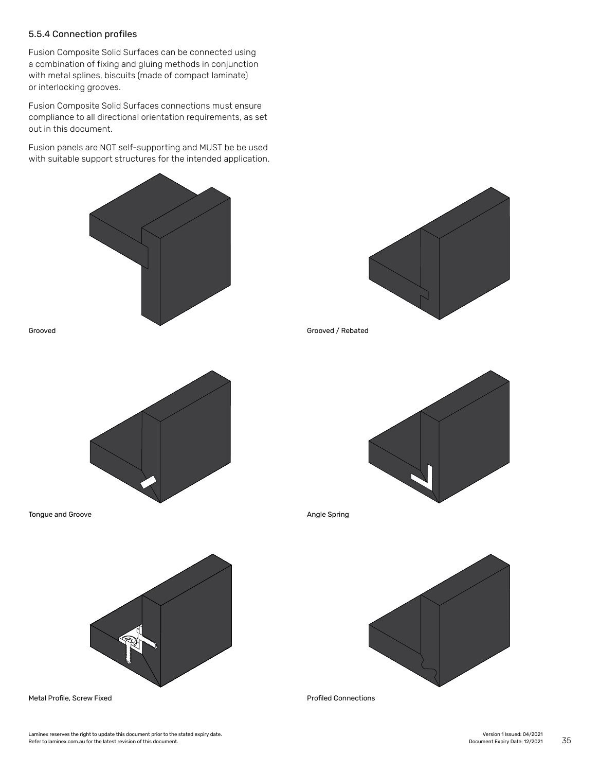### 5.5.4 Connection profiles

Fusion Composite Solid Surfaces can be connected using a combination of fixing and gluing methods in conjunction with metal splines, biscuits (made of compact laminate) or interlocking grooves.

Fusion Composite Solid Surfaces connections must ensure compliance to all directional orientation requirements, as set out in this document.

Fusion panels are NOT self-supporting and MUST be be used with suitable support structures for the intended application.

Grooved

Grooved / Rebated

Tongue and Groove

Angle Spring

Metal Profile, Screw Fixed

Profiled Connections

Laminex reserves the right to update this document prior to the stated expiry date.
Refer to laminex.com.au for the latest revision of this document.

Version 1 Issued: 04/2021
Document Expiry Date: 12/2021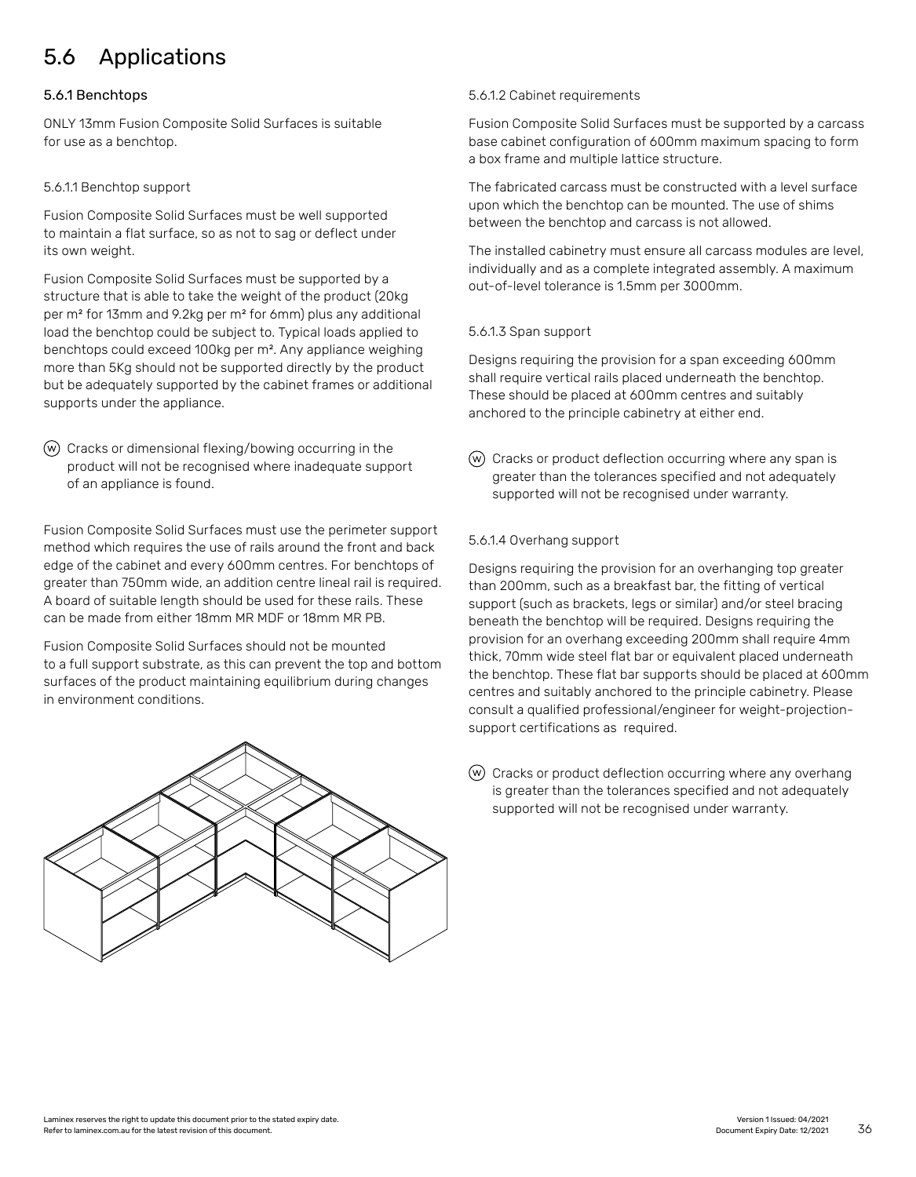## 5.6 Applications

### 5.6.1 Benchtops

ONLY 13mm Fusion Composite Solid Surfaces is suitable for use as a benchtop.

#### 5.6.1.1 Benchtop support

Fusion Composite Solid Surfaces must be well supported to maintain a flat surface, so as not to sag or deflect under its own weight.

Fusion Composite Solid Surfaces must be supported by a structure that is able to take the weight of the product (20kg per m² for 13mm and 9.2kg per m² for 6mm) plus any additional load the benchtop could be subject to. Typical loads applied to benchtops could exceed 100kg per m². Any appliance weighing more than 5Kg should not be supported directly by the product but be adequately supported by the cabinet frames or additional supports under the appliance.

Ⓦ Cracks or dimensional flexing/bowing occurring in the product will not be recognised where inadequate support of an appliance is found.

Fusion Composite Solid Surfaces must use the perimeter support method which requires the use of rails around the front and back edge of the cabinet and every 600mm centres. For benchtops of greater than 750mm wide, an addition centre lineal rail is required. A board of suitable length should be used for these rails. These can be made from either 18mm MR MDF or 18mm MR PB.

Fusion Composite Solid Surfaces should not be mounted to a full support substrate, as this can prevent the top and bottom surfaces of the product maintaining equilibrium during changes in environment conditions.

#### 5.6.1.2 Cabinet requirements

Fusion Composite Solid Surfaces must be supported by a carcass base cabinet configuration of 600mm maximum spacing to form a box frame and multiple lattice structure.

The fabricated carcass must be constructed with a level surface upon which the benchtop can be mounted. The use of shims between the benchtop and carcass is not allowed.

The installed cabinetry must ensure all carcass modules are level, individually and as a complete integrated assembly. A maximum out-of-level tolerance is 1.5mm per 3000mm.

#### 5.6.1.3 Span support

Designs requiring the provision for a span exceeding 600mm shall require vertical rails placed underneath the benchtop. These should be placed at 600mm centres and suitably anchored to the principle cabinetry at either end.

Ⓦ Cracks or product deflection occurring where any span is greater than the tolerances specified and not adequately supported will not be recognised under warranty.

#### 5.6.1.4 Overhang support

Designs requiring the provision for an overhanging top greater than 200mm, such as a breakfast bar, the fitting of vertical support (such as brackets, legs or similar) and/or steel bracing beneath the benchtop will be required. Designs requiring the provision for an overhang exceeding 200mm shall require 4mm thick, 70mm wide steel flat bar or equivalent placed underneath the benchtop. These flat bar supports should be placed at 600mm centres and suitably anchored to the principle cabinetry. Please consult a qualified professional/engineer for weight-projection-support certifications as required.

Ⓦ Cracks or product deflection occurring where any overhang is greater than the tolerances specified and not adequately supported will not be recognised under warranty.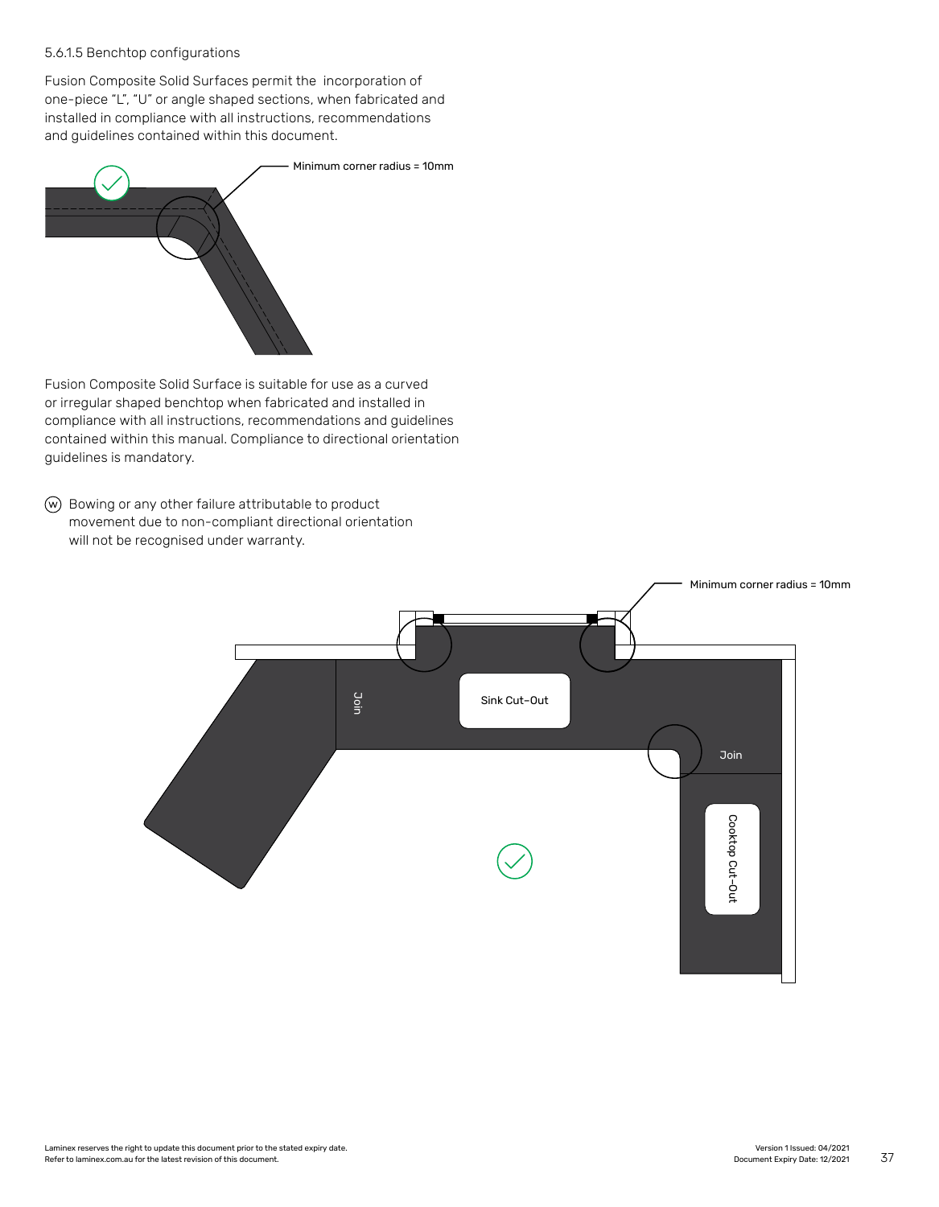5.6.1.5 Benchtop configurations

Fusion Composite Solid Surfaces permit the incorporation of one-piece "L", "U" or angle shaped sections, when fabricated and installed in compliance with all instructions, recommendations and guidelines contained within this document.

Minimum corner radius = 10mm

Fusion Composite Solid Surface is suitable for use as a curved or irregular shaped benchtop when fabricated and installed in compliance with all instructions, recommendations and guidelines contained within this manual. Compliance to directional orientation guidelines is mandatory.

(W) Bowing or any other failure attributable to product movement due to non-compliant directional orientation will not be recognised under warranty.

Minimum corner radius = 10mm

Join

Sink Cut-Out

Join

Cooktop Cut-Out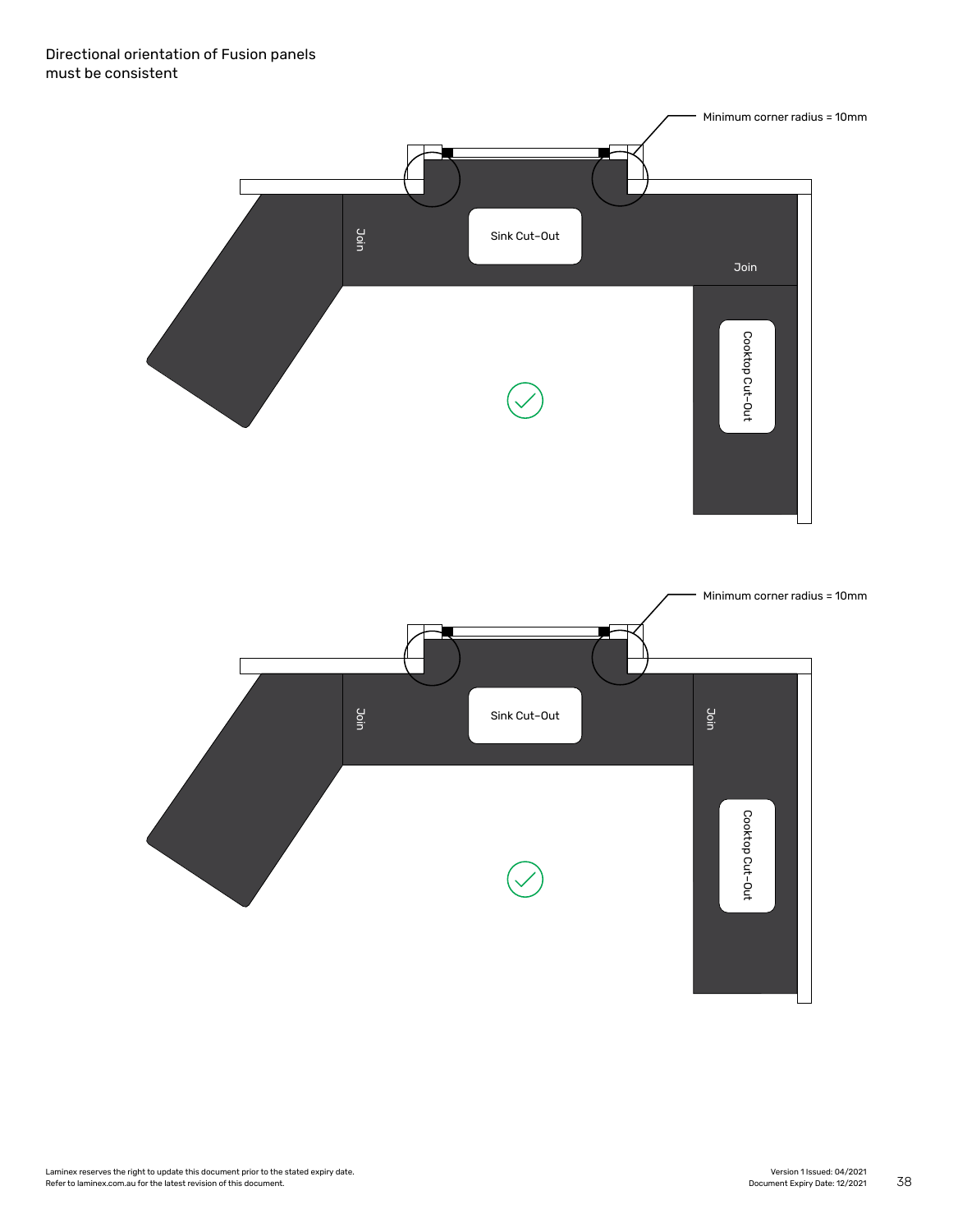Directional orientation of Fusion panels must be consistent

Minimum corner radius = 10mm

Join

Sink Cut-Out

Join

Cooktop Cut-Out

Minimum corner radius = 10mm

Join

Sink Cut-Out

Join

Cooktop Cut-Out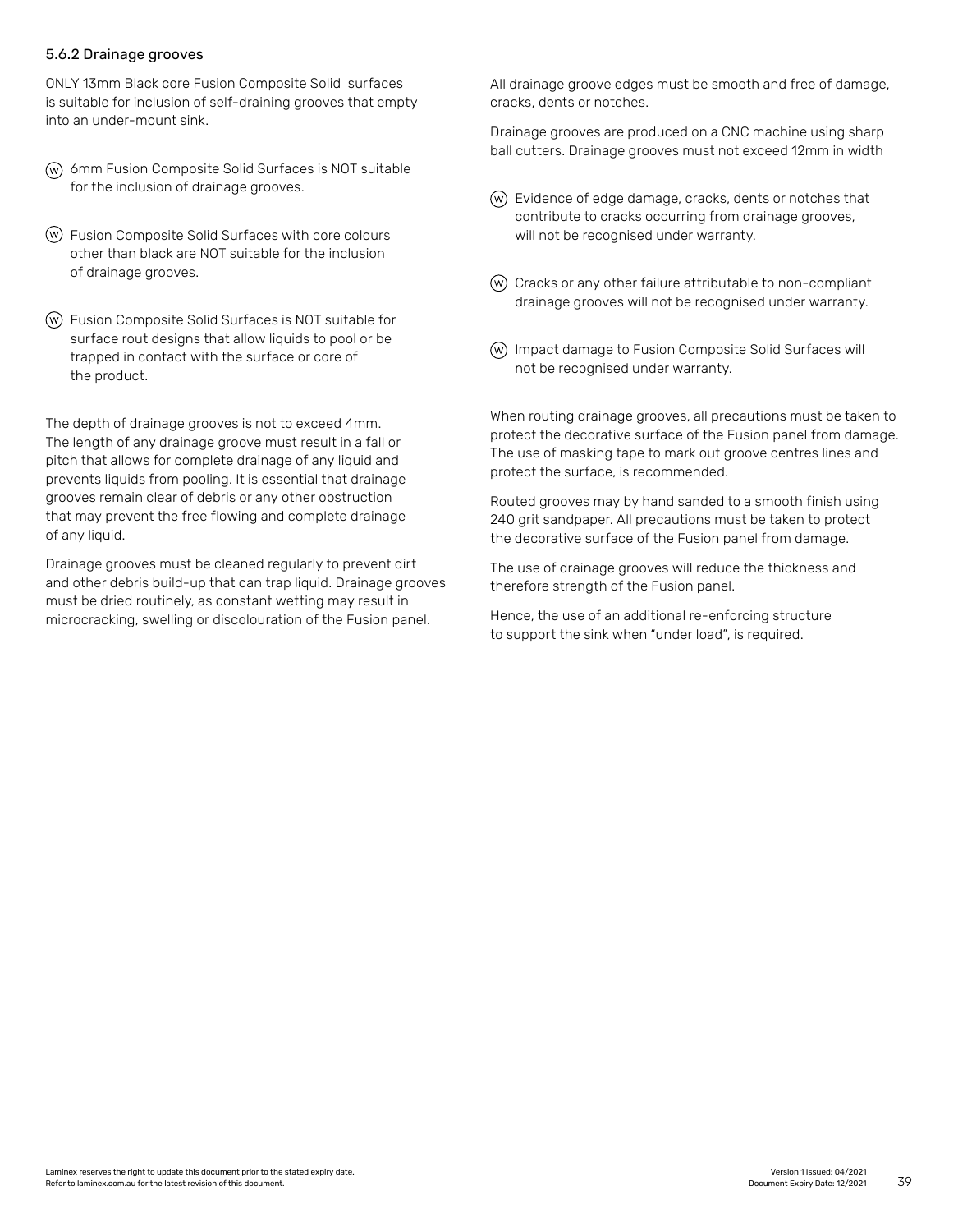### 5.6.2 Drainage grooves

ONLY 13mm Black core Fusion Composite Solid surfaces is suitable for inclusion of self-draining grooves that empty into an under-mount sink.

Ⓦ 6mm Fusion Composite Solid Surfaces is NOT suitable for the inclusion of drainage grooves.

Ⓦ Fusion Composite Solid Surfaces with core colours other than black are NOT suitable for the inclusion of drainage grooves.

Ⓦ Fusion Composite Solid Surfaces is NOT suitable for surface rout designs that allow liquids to pool or be trapped in contact with the surface or core of the product.

The depth of drainage grooves is not to exceed 4mm. The length of any drainage groove must result in a fall or pitch that allows for complete drainage of any liquid and prevents liquids from pooling. It is essential that drainage grooves remain clear of debris or any other obstruction that may prevent the free flowing and complete drainage of any liquid.

Drainage grooves must be cleaned regularly to prevent dirt and other debris build-up that can trap liquid. Drainage grooves must be dried routinely, as constant wetting may result in microcracking, swelling or discolouration of the Fusion panel.

All drainage groove edges must be smooth and free of damage, cracks, dents or notches.

Drainage grooves are produced on a CNC machine using sharp ball cutters. Drainage grooves must not exceed 12mm in width

Ⓦ Evidence of edge damage, cracks, dents or notches that contribute to cracks occurring from drainage grooves, will not be recognised under warranty.

Ⓦ Cracks or any other failure attributable to non-compliant drainage grooves will not be recognised under warranty.

Ⓦ Impact damage to Fusion Composite Solid Surfaces will not be recognised under warranty.

When routing drainage grooves, all precautions must be taken to protect the decorative surface of the Fusion panel from damage. The use of masking tape to mark out groove centres lines and protect the surface, is recommended.

Routed grooves may by hand sanded to a smooth finish using 240 grit sandpaper. All precautions must be taken to protect the decorative surface of the Fusion panel from damage.

The use of drainage grooves will reduce the thickness and therefore strength of the Fusion panel.

Hence, the use of an additional re-enforcing structure to support the sink when "under load", is required.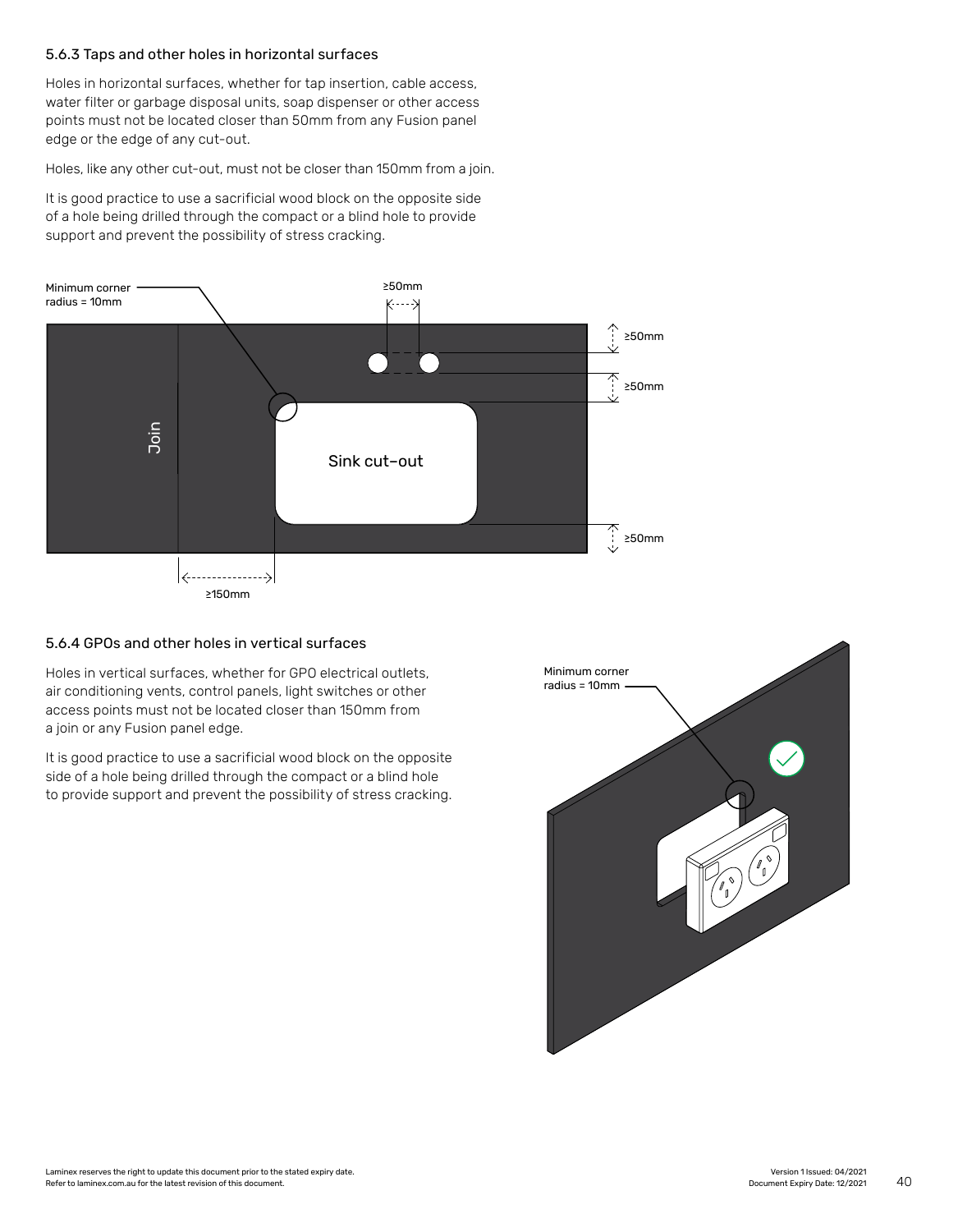### 5.6.3 Taps and other holes in horizontal surfaces

Holes in horizontal surfaces, whether for tap insertion, cable access, water filter or garbage disposal units, soap dispenser or other access points must not be located closer than 50mm from any Fusion panel edge or the edge of any cut-out.

Holes, like any other cut-out, must not be closer than 150mm from a join.

It is good practice to use a sacrificial wood block on the opposite side of a hole being drilled through the compact or a blind hole to provide support and prevent the possibility of stress cracking.

### 5.6.4 GPOs and other holes in vertical surfaces

Holes in vertical surfaces, whether for GPO electrical outlets, air conditioning vents, control panels, light switches or other access points must not be located closer than 150mm from a join or any Fusion panel edge.

It is good practice to use a sacrificial wood block on the opposite side of a hole being drilled through the compact or a blind hole to provide support and prevent the possibility of stress cracking.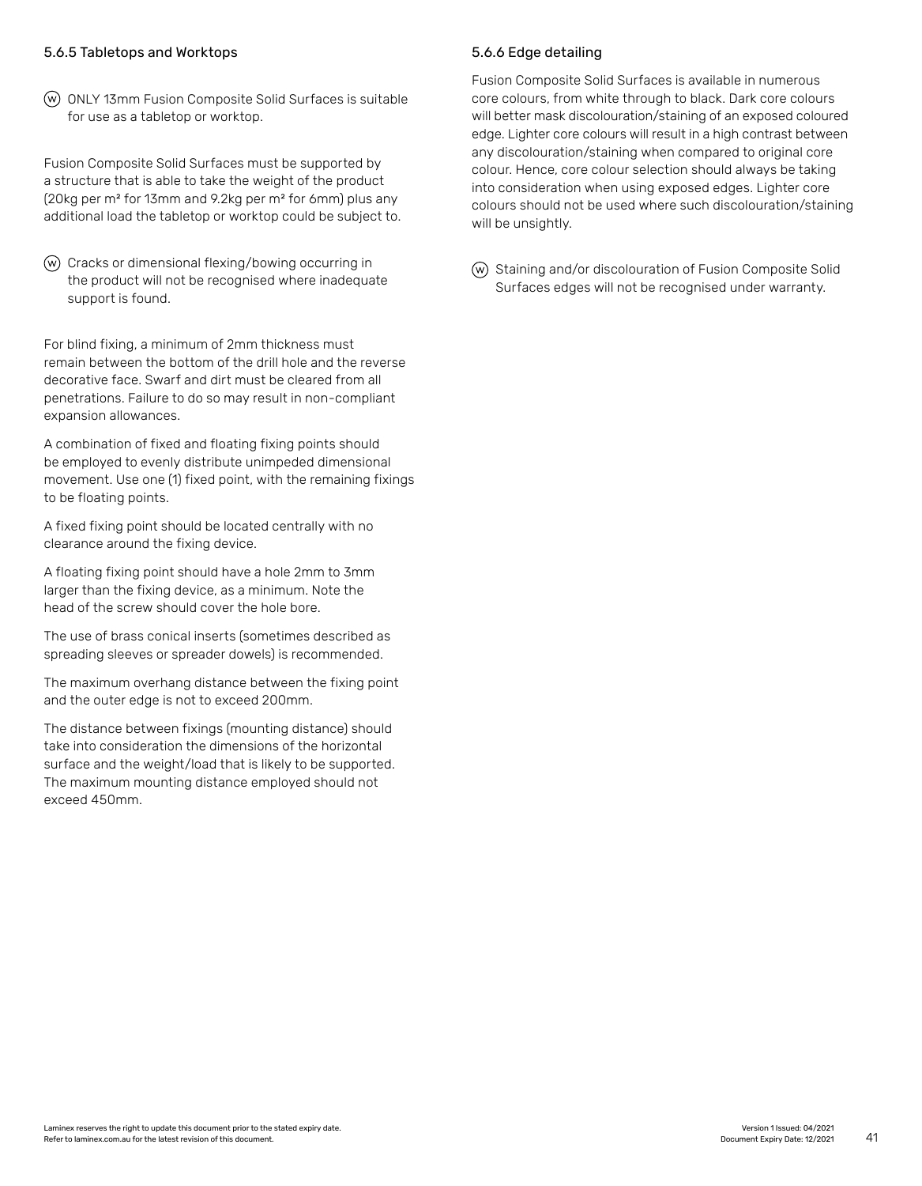### 5.6.5 Tabletops and Worktops

ⓦ ONLY 13mm Fusion Composite Solid Surfaces is suitable for use as a tabletop or worktop.

Fusion Composite Solid Surfaces must be supported by a structure that is able to take the weight of the product (20kg per m² for 13mm and 9.2kg per m² for 6mm) plus any additional load the tabletop or worktop could be subject to.

ⓦ Cracks or dimensional flexing/bowing occurring in the product will not be recognised where inadequate support is found.

For blind fixing, a minimum of 2mm thickness must remain between the bottom of the drill hole and the reverse decorative face. Swarf and dirt must be cleared from all penetrations. Failure to do so may result in non-compliant expansion allowances.

A combination of fixed and floating fixing points should be employed to evenly distribute unimpeded dimensional movement. Use one (1) fixed point, with the remaining fixings to be floating points.

A fixed fixing point should be located centrally with no clearance around the fixing device.

A floating fixing point should have a hole 2mm to 3mm larger than the fixing device, as a minimum. Note the head of the screw should cover the hole bore.

The use of brass conical inserts (sometimes described as spreading sleeves or spreader dowels) is recommended.

The maximum overhang distance between the fixing point and the outer edge is not to exceed 200mm.

The distance between fixings (mounting distance) should take into consideration the dimensions of the horizontal surface and the weight/load that is likely to be supported. The maximum mounting distance employed should not exceed 450mm.

### 5.6.6 Edge detailing

Fusion Composite Solid Surfaces is available in numerous core colours, from white through to black. Dark core colours will better mask discolouration/staining of an exposed coloured edge. Lighter core colours will result in a high contrast between any discolouration/staining when compared to original core colour. Hence, core colour selection should always be taking into consideration when using exposed edges. Lighter core colours should not be used where such discolouration/staining will be unsightly.

ⓦ Staining and/or discolouration of Fusion Composite Solid Surfaces edges will not be recognised under warranty.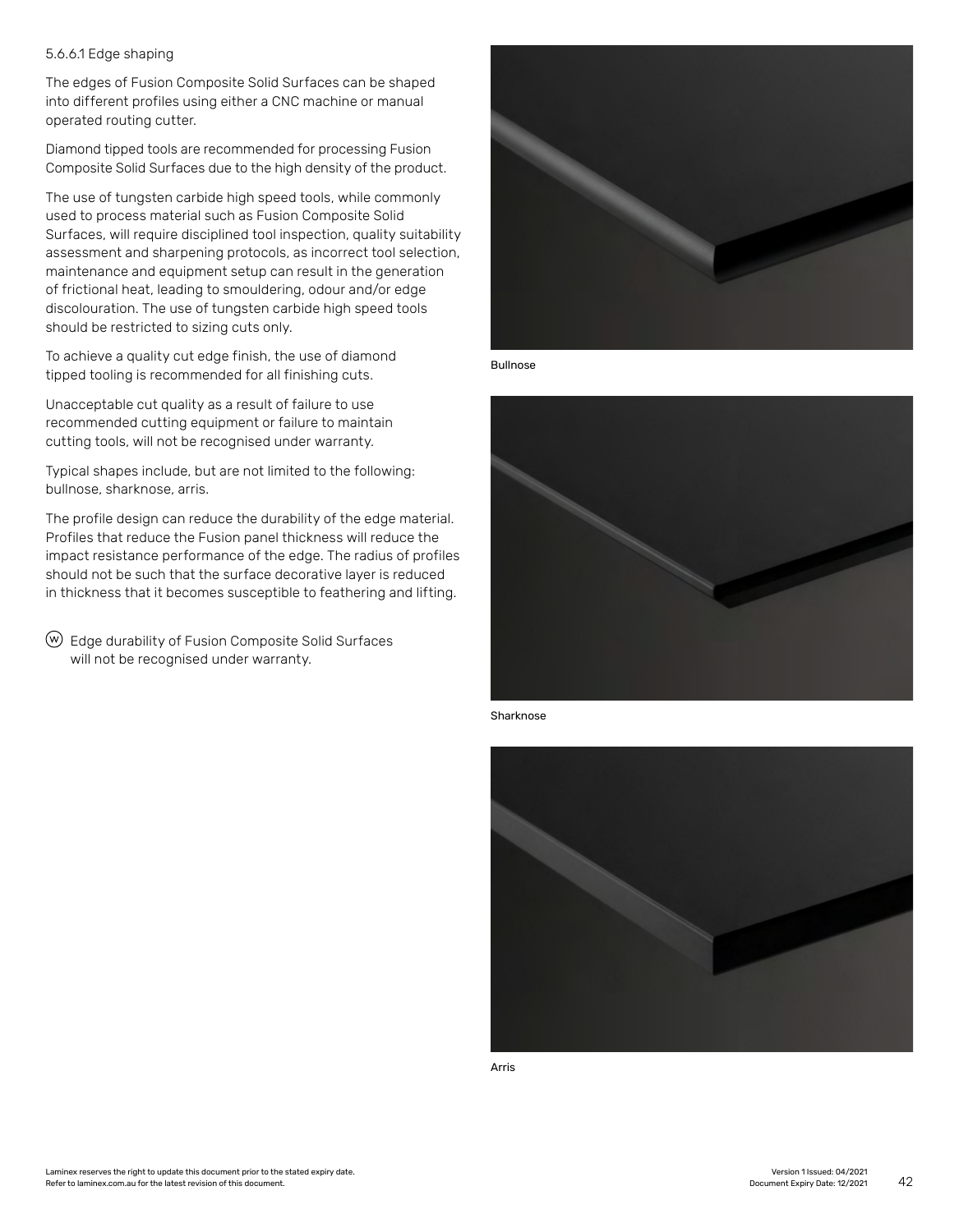#### 5.6.6.1 Edge shaping

The edges of Fusion Composite Solid Surfaces can be shaped into different profiles using either a CNC machine or manual operated routing cutter.

Diamond tipped tools are recommended for processing Fusion Composite Solid Surfaces due to the high density of the product.

The use of tungsten carbide high speed tools, while commonly used to process material such as Fusion Composite Solid Surfaces, will require disciplined tool inspection, quality suitability assessment and sharpening protocols, as incorrect tool selection, maintenance and equipment setup can result in the generation of frictional heat, leading to smouldering, odour and/or edge discolouration. The use of tungsten carbide high speed tools should be restricted to sizing cuts only.

To achieve a quality cut edge finish, the use of diamond tipped tooling is recommended for all finishing cuts.

Unacceptable cut quality as a result of failure to use recommended cutting equipment or failure to maintain cutting tools, will not be recognised under warranty.

Typical shapes include, but are not limited to the following: bullnose, sharknose, arris.

The profile design can reduce the durability of the edge material. Profiles that reduce the Fusion panel thickness will reduce the impact resistance performance of the edge. The radius of profiles should not be such that the surface decorative layer is reduced in thickness that it becomes susceptible to feathering and lifting.

(W) Edge durability of Fusion Composite Solid Surfaces will not be recognised under warranty.

Bullnose

Sharknose

Arris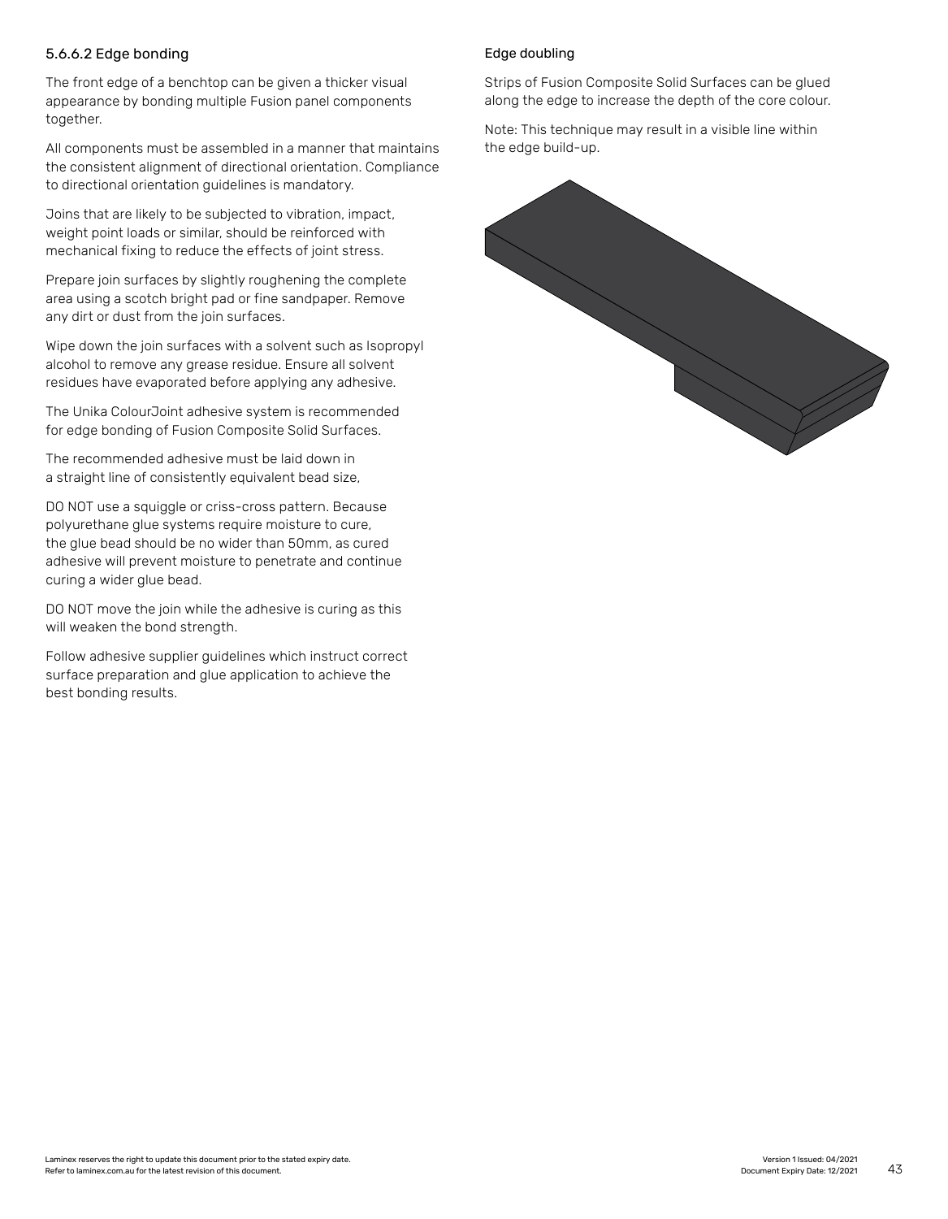### 5.6.6.2 Edge bonding

The front edge of a benchtop can be given a thicker visual appearance by bonding multiple Fusion panel components together.

All components must be assembled in a manner that maintains the consistent alignment of directional orientation. Compliance to directional orientation guidelines is mandatory.

Joins that are likely to be subjected to vibration, impact, weight point loads or similar, should be reinforced with mechanical fixing to reduce the effects of joint stress.

Prepare join surfaces by slightly roughening the complete area using a scotch bright pad or fine sandpaper. Remove any dirt or dust from the join surfaces.

Wipe down the join surfaces with a solvent such as Isopropyl alcohol to remove any grease residue. Ensure all solvent residues have evaporated before applying any adhesive.

The Unika ColourJoint adhesive system is recommended for edge bonding of Fusion Composite Solid Surfaces.

The recommended adhesive must be laid down in a straight line of consistently equivalent bead size,

DO NOT use a squiggle or criss-cross pattern. Because polyurethane glue systems require moisture to cure, the glue bead should be no wider than 50mm, as cured adhesive will prevent moisture to penetrate and continue curing a wider glue bead.

DO NOT move the join while the adhesive is curing as this will weaken the bond strength.

Follow adhesive supplier guidelines which instruct correct surface preparation and glue application to achieve the best bonding results.

#### Edge doubling

Strips of Fusion Composite Solid Surfaces can be glued along the edge to increase the depth of the core colour.

Note: This technique may result in a visible line within the edge build-up.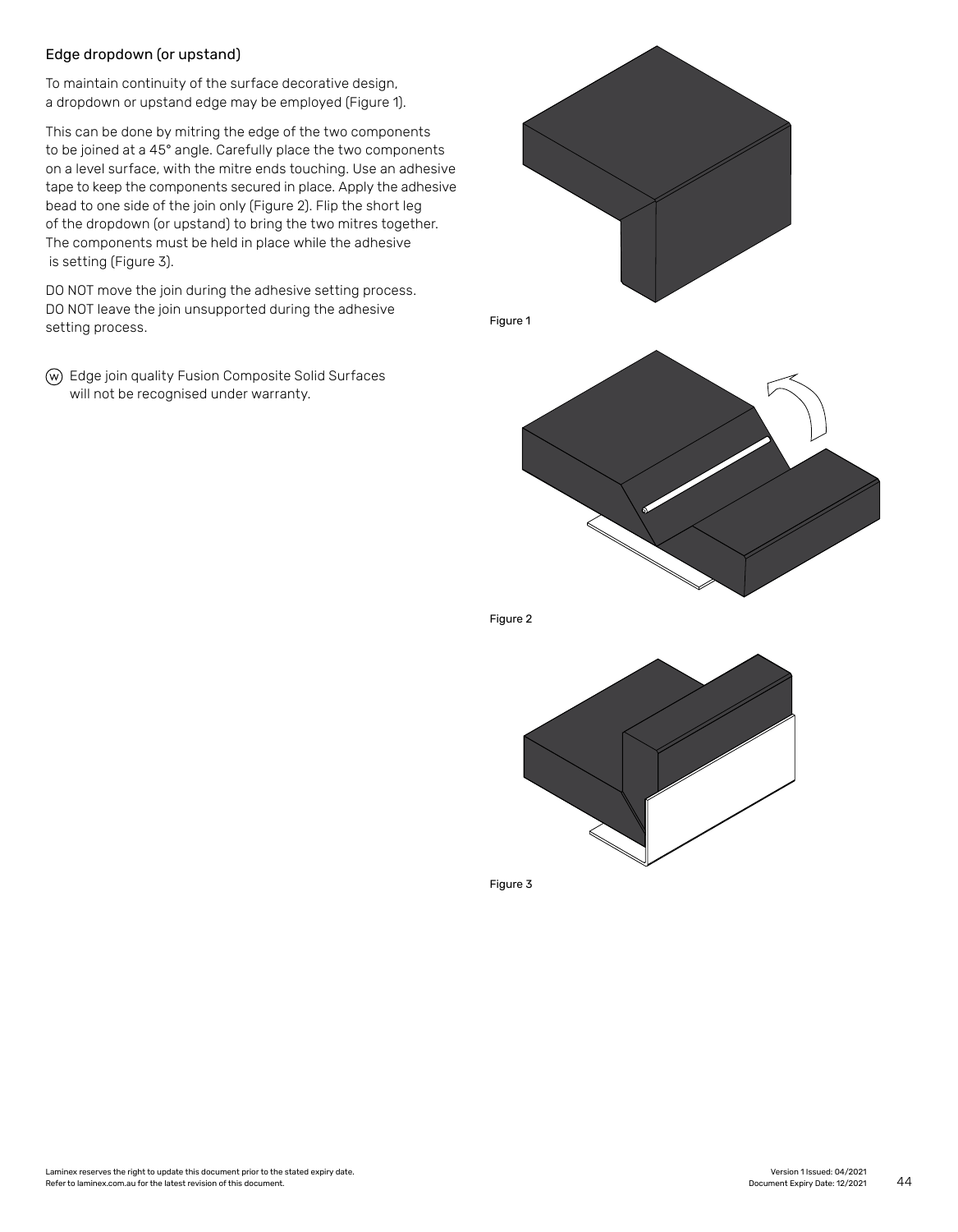## Edge dropdown (or upstand)

To maintain continuity of the surface decorative design, a dropdown or upstand edge may be employed (Figure 1).

This can be done by mitring the edge of the two components to be joined at a 45° angle. Carefully place the two components on a level surface, with the mitre ends touching. Use an adhesive tape to keep the components secured in place. Apply the adhesive bead to one side of the join only (Figure 2). Flip the short leg of the dropdown (or upstand) to bring the two mitres together. The components must be held in place while the adhesive is setting (Figure 3).

DO NOT move the join during the adhesive setting process. DO NOT leave the join unsupported during the adhesive setting process.

Ⓦ Edge join quality Fusion Composite Solid Surfaces will not be recognised under warranty.

Figure 1

Figure 2

Figure 3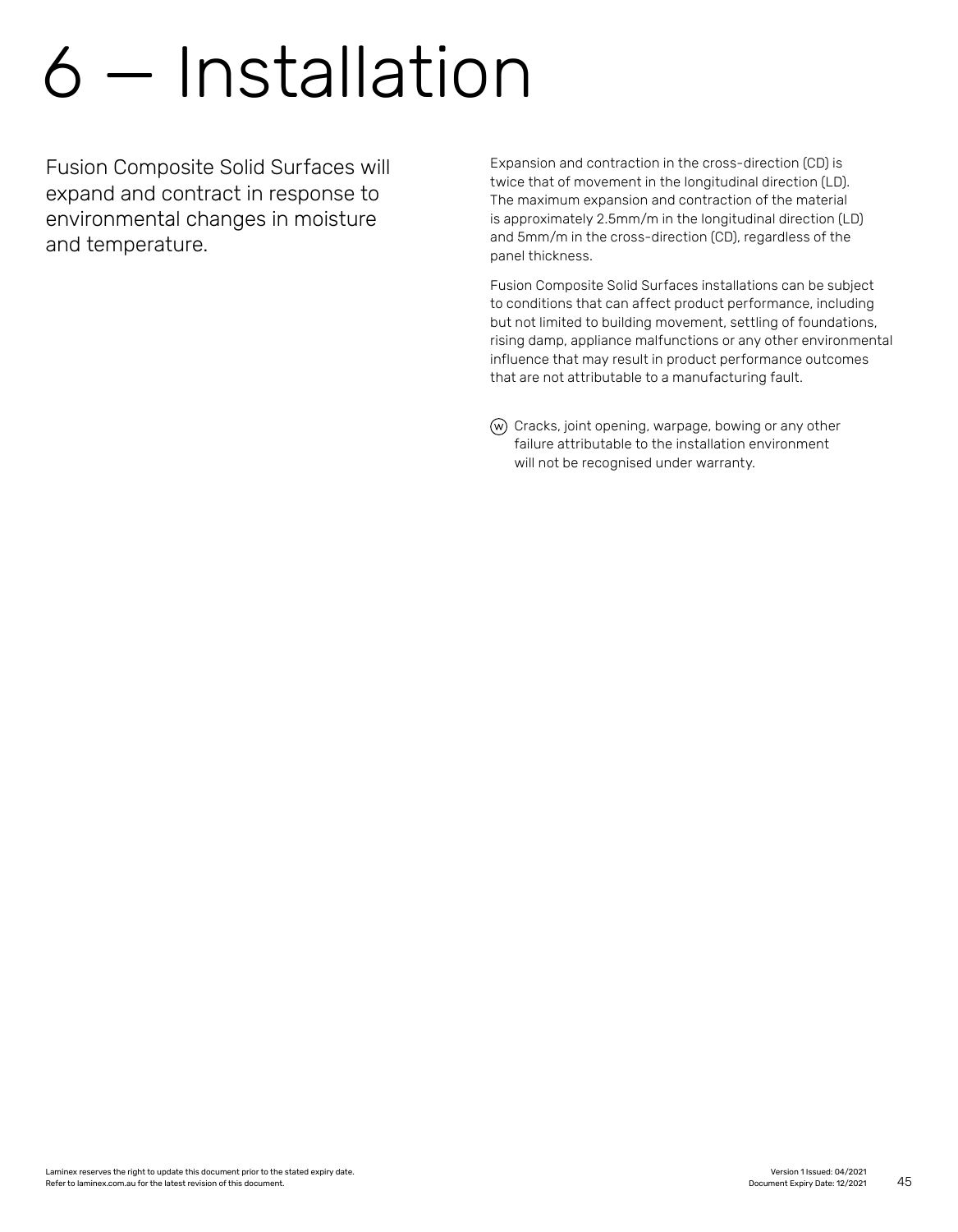# 6 — Installation

Fusion Composite Solid Surfaces will expand and contract in response to environmental changes in moisture and temperature.

Expansion and contraction in the cross-direction (CD) is twice that of movement in the longitudinal direction (LD). The maximum expansion and contraction of the material is approximately 2.5mm/m in the longitudinal direction (LD) and 5mm/m in the cross-direction (CD), regardless of the panel thickness.

Fusion Composite Solid Surfaces installations can be subject to conditions that can affect product performance, including but not limited to building movement, settling of foundations, rising damp, appliance malfunctions or any other environmental influence that may result in product performance outcomes that are not attributable to a manufacturing fault.

Ⓦ Cracks, joint opening, warpage, bowing or any other failure attributable to the installation environment will not be recognised under warranty.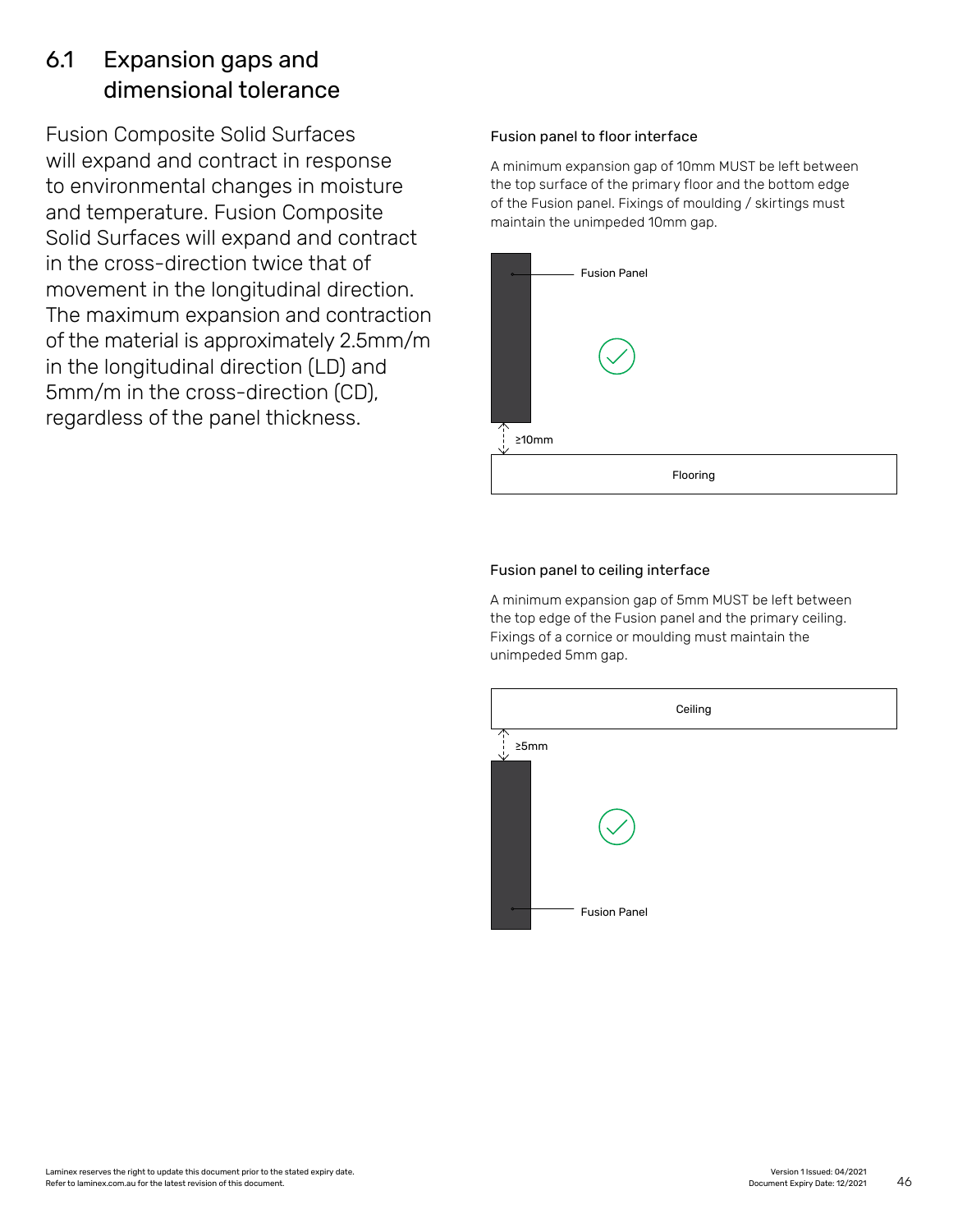## 6.1 Expansion gaps and dimensional tolerance

Fusion Composite Solid Surfaces will expand and contract in response to environmental changes in moisture and temperature. Fusion Composite Solid Surfaces will expand and contract in the cross-direction twice that of movement in the longitudinal direction. The maximum expansion and contraction of the material is approximately 2.5mm/m in the longitudinal direction (LD) and 5mm/m in the cross-direction (CD), regardless of the panel thickness.

### Fusion panel to floor interface

A minimum expansion gap of 10mm MUST be left between the top surface of the primary floor and the bottom edge of the Fusion panel. Fixings of moulding / skirtings must maintain the unimpeded 10mm gap.

Fusion Panel

≥10mm

Flooring

### Fusion panel to ceiling interface

A minimum expansion gap of 5mm MUST be left between the top edge of the Fusion panel and the primary ceiling. Fixings of a cornice or moulding must maintain the unimpeded 5mm gap.

Ceiling

≥5mm

Fusion Panel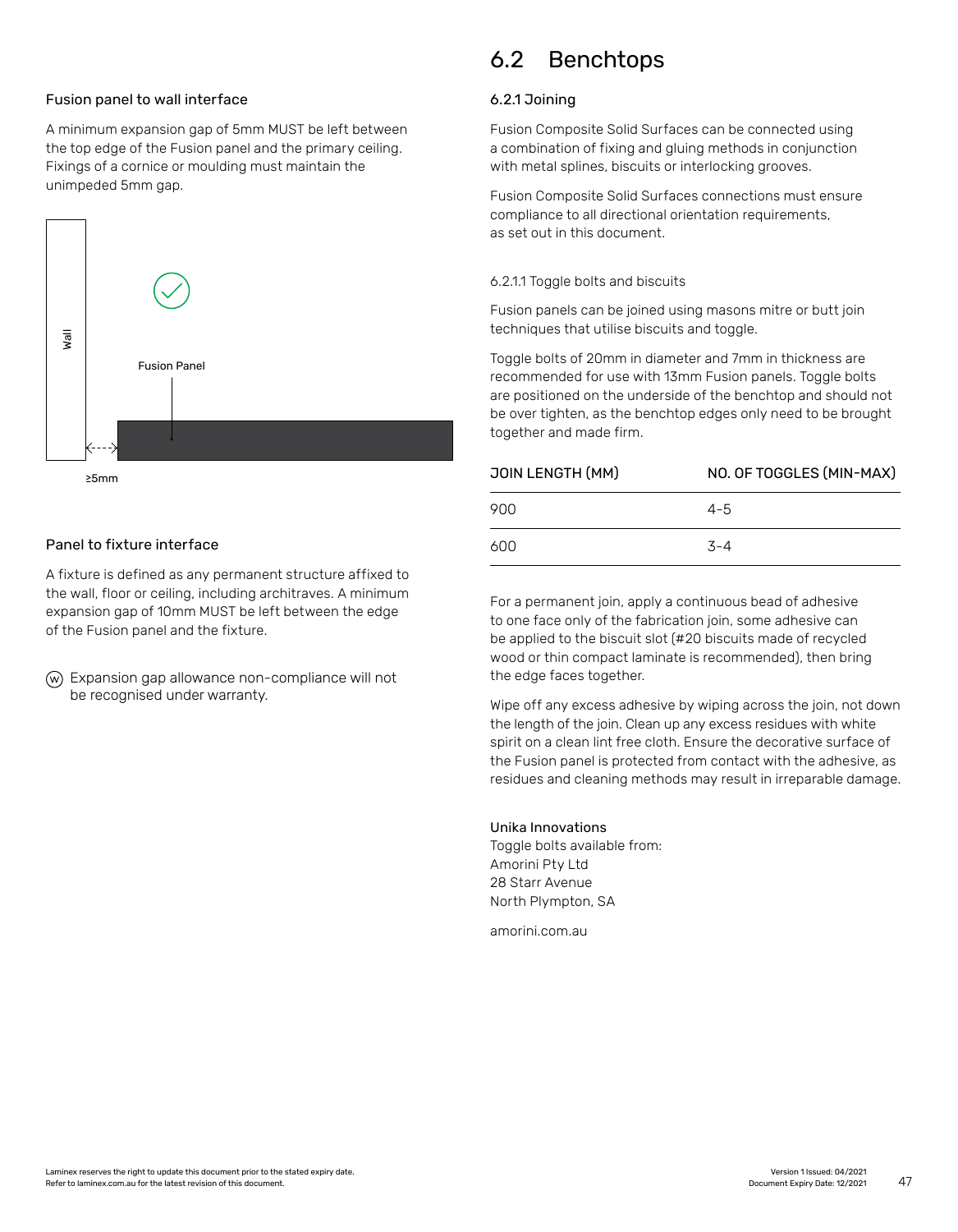#### Fusion panel to wall interface

A minimum expansion gap of 5mm MUST be left between the top edge of the Fusion panel and the primary ceiling. Fixings of a cornice or moulding must maintain the unimpeded 5mm gap.

Wall

Fusion Panel

≥5mm

#### Panel to fixture interface

A fixture is defined as any permanent structure affixed to the wall, floor or ceiling, including architraves. A minimum expansion gap of 10mm MUST be left between the edge of the Fusion panel and the fixture.

Ⓦ Expansion gap allowance non-compliance will not be recognised under warranty.

## 6.2 Benchtops

### 6.2.1 Joining

Fusion Composite Solid Surfaces can be connected using a combination of fixing and gluing methods in conjunction with metal splines, biscuits or interlocking grooves.

Fusion Composite Solid Surfaces connections must ensure compliance to all directional orientation requirements, as set out in this document.

#### 6.2.1.1 Toggle bolts and biscuits

Fusion panels can be joined using masons mitre or butt join techniques that utilise biscuits and toggle.

Toggle bolts of 20mm in diameter and 7mm in thickness are recommended for use with 13mm Fusion panels. Toggle bolts are positioned on the underside of the benchtop and should not be over tighten, as the benchtop edges only need to be brought together and made firm.

| JOIN LENGTH (MM) | NO. OF TOGGLES (MIN-MAX) |
|---|---|
| 900 | 4-5 |
| 600 | 3-4 |

For a permanent join, apply a continuous bead of adhesive to one face only of the fabrication join, some adhesive can be applied to the biscuit slot (#20 biscuits made of recycled wood or thin compact laminate is recommended), then bring the edge faces together.

Wipe off any excess adhesive by wiping across the join, not down the length of the join. Clean up any excess residues with white spirit on a clean lint free cloth. Ensure the decorative surface of the Fusion panel is protected from contact with the adhesive, as residues and cleaning methods may result in irreparable damage.

Unika Innovations
Toggle bolts available from:
Amorini Pty Ltd
28 Starr Avenue
North Plympton, SA

amorini.com.au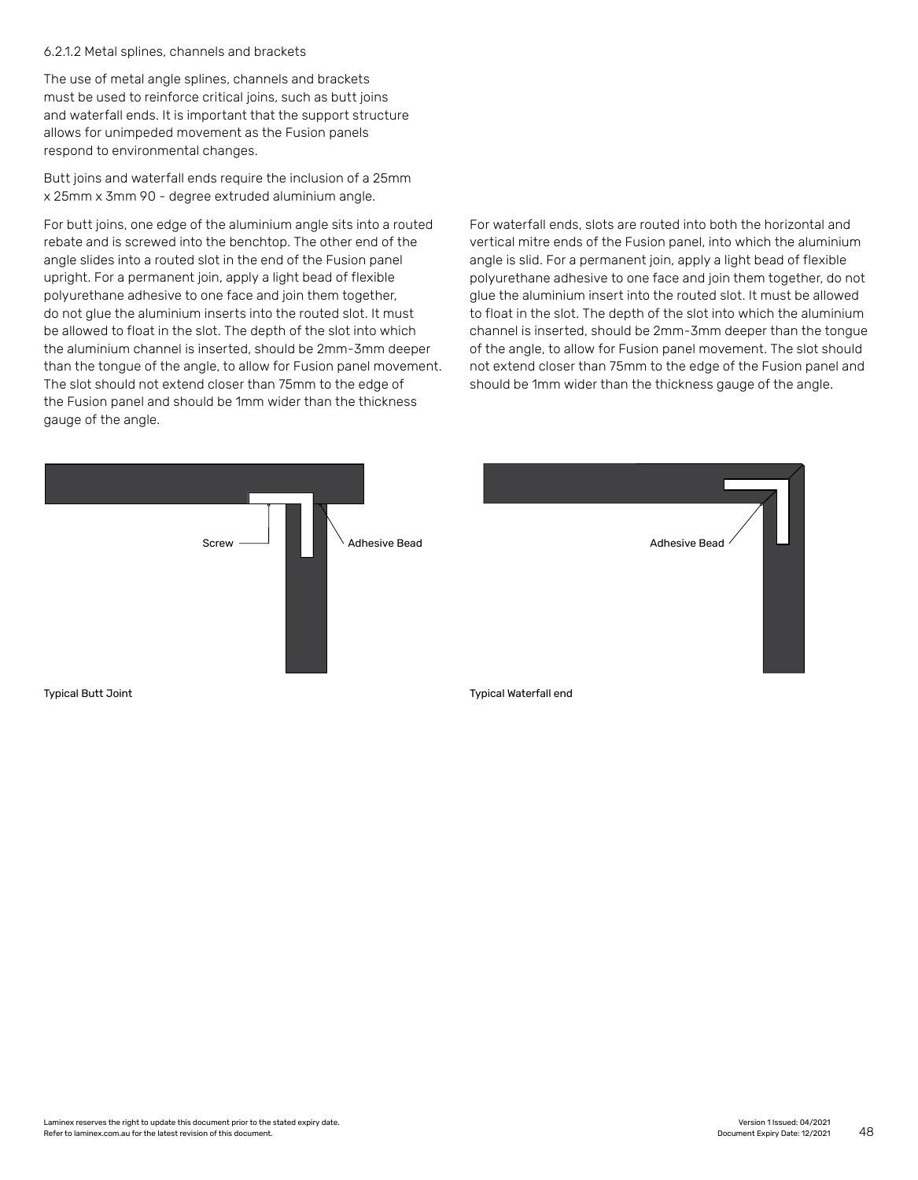#### 6.2.1.2 Metal splines, channels and brackets

The use of metal angle splines, channels and brackets must be used to reinforce critical joins, such as butt joins and waterfall ends. It is important that the support structure allows for unimpeded movement as the Fusion panels respond to environmental changes.

Butt joins and waterfall ends require the inclusion of a 25mm x 25mm x 3mm 90 - degree extruded aluminium angle.

For butt joins, one edge of the aluminium angle sits into a routed rebate and is screwed into the benchtop. The other end of the angle slides into a routed slot in the end of the Fusion panel upright. For a permanent join, apply a light bead of flexible polyurethane adhesive to one face and join them together, do not glue the aluminium inserts into the routed slot. It must be allowed to float in the slot. The depth of the slot into which the aluminium channel is inserted, should be 2mm-3mm deeper than the tongue of the angle, to allow for Fusion panel movement. The slot should not extend closer than 75mm to the edge of the Fusion panel and should be 1mm wider than the thickness gauge of the angle.

For waterfall ends, slots are routed into both the horizontal and vertical mitre ends of the Fusion panel, into which the aluminium angle is slid. For a permanent join, apply a light bead of flexible polyurethane adhesive to one face and join them together, do not glue the aluminium insert into the routed slot. It must be allowed to float in the slot. The depth of the slot into which the aluminium channel is inserted, should be 2mm-3mm deeper than the tongue of the angle, to allow for Fusion panel movement. The slot should not extend closer than 75mm to the edge of the Fusion panel and should be 1mm wider than the thickness gauge of the angle.

Screw

Adhesive Bead

Typical Butt Joint

Adhesive Bead

Typical Waterfall end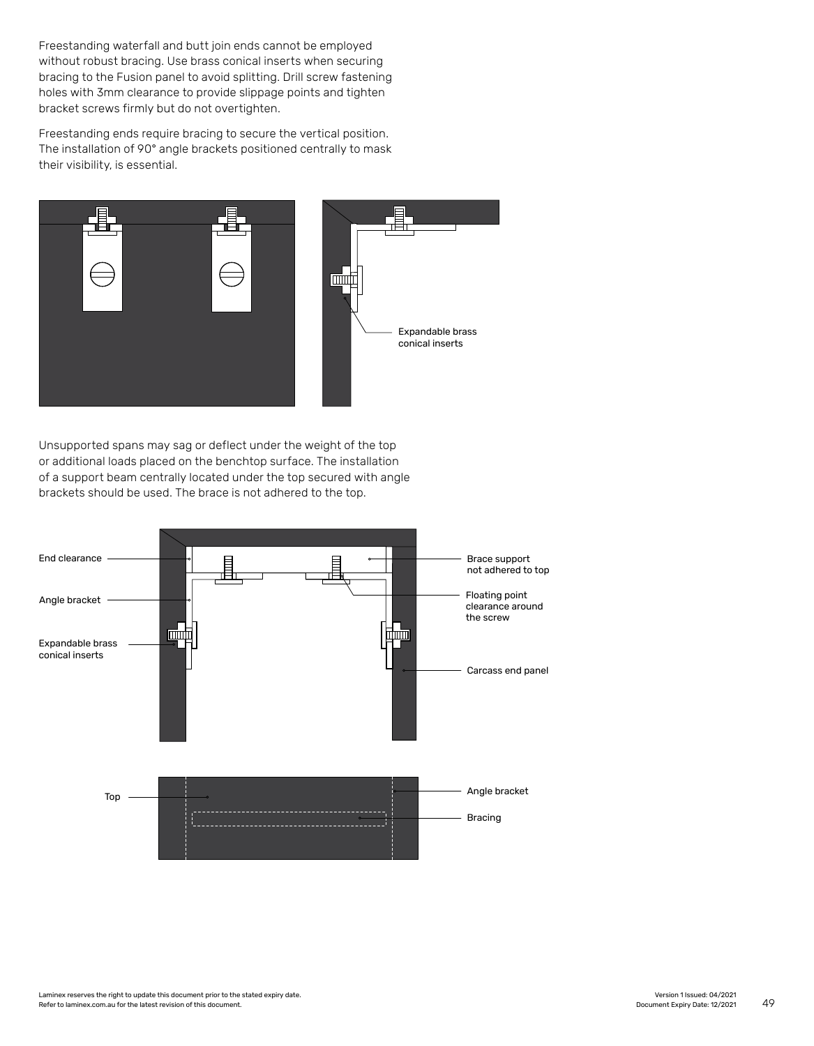Freestanding waterfall and butt join ends cannot be employed without robust bracing. Use brass conical inserts when securing bracing to the Fusion panel to avoid splitting. Drill screw fastening holes with 3mm clearance to provide slippage points and tighten bracket screws firmly but do not overtighten.

Freestanding ends require bracing to secure the vertical position. The installation of 90° angle brackets positioned centrally to mask their visibility, is essential.

Expandable brass conical inserts

Unsupported spans may sag or deflect under the weight of the top or additional loads placed on the benchtop surface. The installation of a support beam centrally located under the top secured with angle brackets should be used. The brace is not adhered to the top.

End clearance

Angle bracket

Expandable brass conical inserts

Brace support not adhered to top

Floating point clearance around the screw

Carcass end panel

Top

Angle bracket

Bracing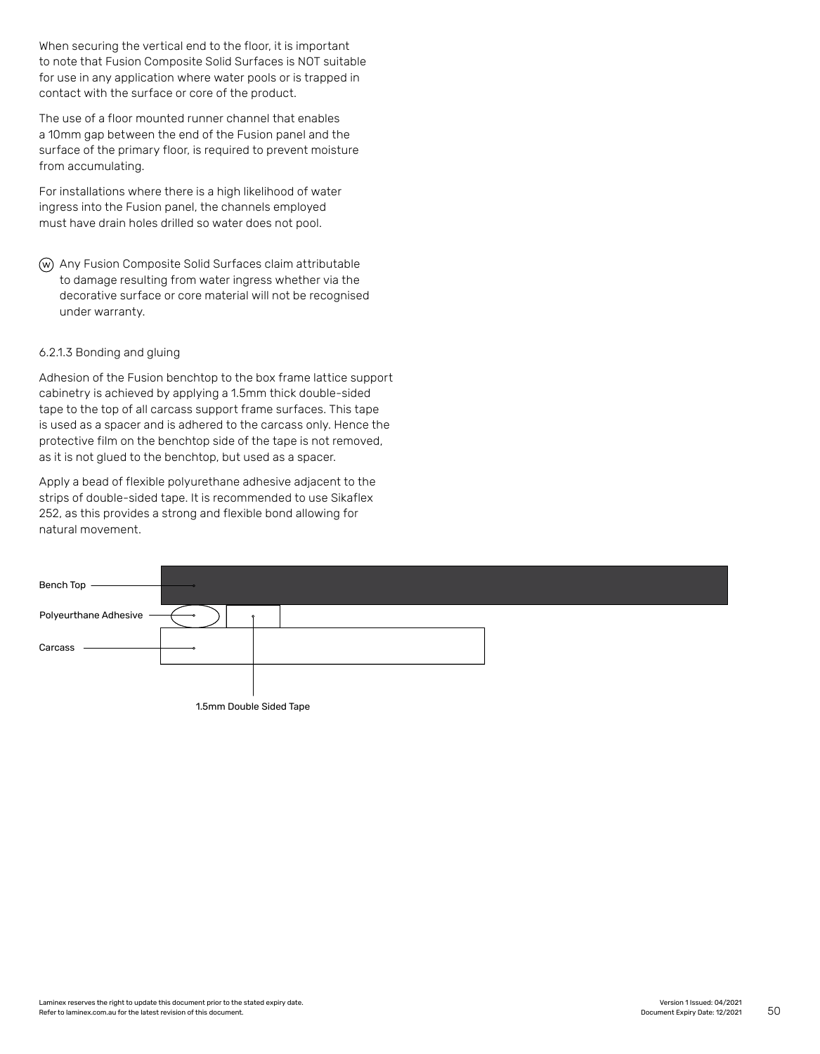When securing the vertical end to the floor, it is important to note that Fusion Composite Solid Surfaces is NOT suitable for use in any application where water pools or is trapped in contact with the surface or core of the product.

The use of a floor mounted runner channel that enables a 10mm gap between the end of the Fusion panel and the surface of the primary floor, is required to prevent moisture from accumulating.

For installations where there is a high likelihood of water ingress into the Fusion panel, the channels employed must have drain holes drilled so water does not pool.

Ⓦ Any Fusion Composite Solid Surfaces claim attributable to damage resulting from water ingress whether via the decorative surface or core material will not be recognised under warranty.

6.2.1.3 Bonding and gluing

Adhesion of the Fusion benchtop to the box frame lattice support cabinetry is achieved by applying a 1.5mm thick double-sided tape to the top of all carcass support frame surfaces. This tape is used as a spacer and is adhered to the carcass only. Hence the protective film on the benchtop side of the tape is not removed, as it is not glued to the benchtop, but used as a spacer.

Apply a bead of flexible polyurethane adhesive adjacent to the strips of double-sided tape. It is recommended to use Sikaflex 252, as this provides a strong and flexible bond allowing for natural movement.

Bench Top

Polyeurthane Adhesive

Carcass

1.5mm Double Sided Tape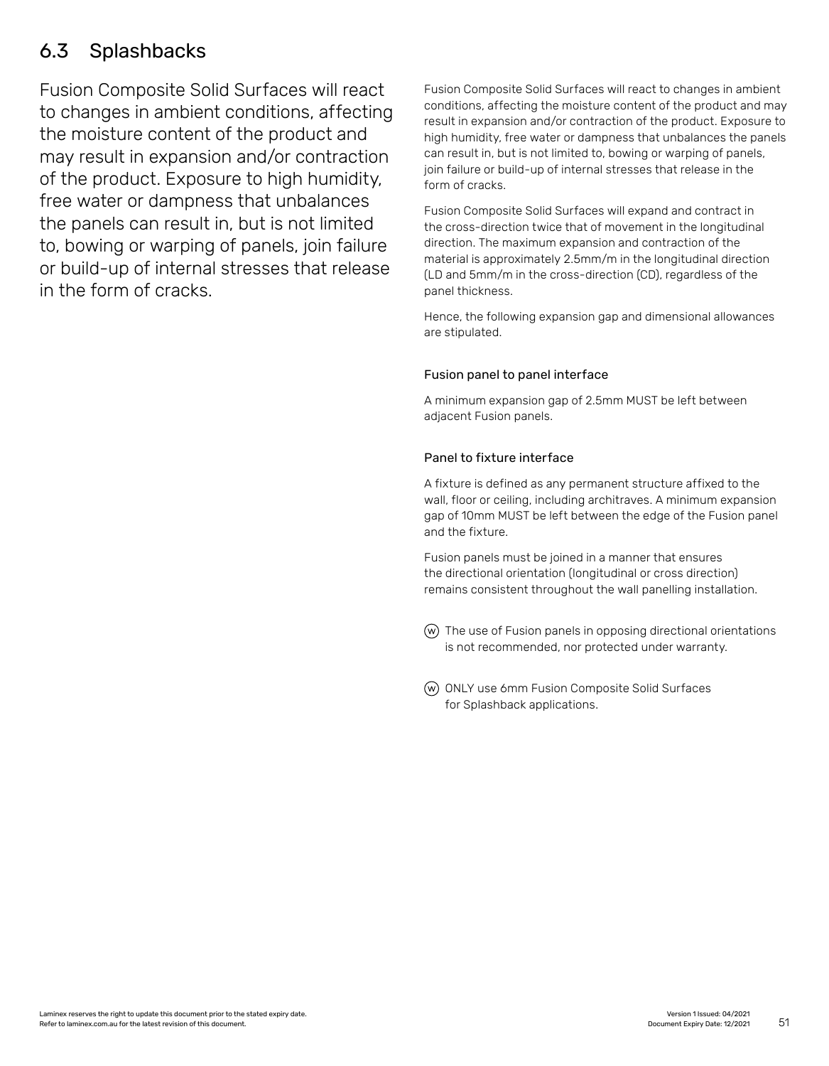## 6.3 Splashbacks

Fusion Composite Solid Surfaces will react to changes in ambient conditions, affecting the moisture content of the product and may result in expansion and/or contraction of the product. Exposure to high humidity, free water or dampness that unbalances the panels can result in, but is not limited to, bowing or warping of panels, join failure or build-up of internal stresses that release in the form of cracks.

Fusion Composite Solid Surfaces will react to changes in ambient conditions, affecting the moisture content of the product and may result in expansion and/or contraction of the product. Exposure to high humidity, free water or dampness that unbalances the panels can result in, but is not limited to, bowing or warping of panels, join failure or build-up of internal stresses that release in the form of cracks.

Fusion Composite Solid Surfaces will expand and contract in the cross-direction twice that of movement in the longitudinal direction. The maximum expansion and contraction of the material is approximately 2.5mm/m in the longitudinal direction (LD and 5mm/m in the cross-direction (CD), regardless of the panel thickness.

Hence, the following expansion gap and dimensional allowances are stipulated.

### Fusion panel to panel interface

A minimum expansion gap of 2.5mm MUST be left between adjacent Fusion panels.

### Panel to fixture interface

A fixture is defined as any permanent structure affixed to the wall, floor or ceiling, including architraves. A minimum expansion gap of 10mm MUST be left between the edge of the Fusion panel and the fixture.

Fusion panels must be joined in a manner that ensures the directional orientation (longitudinal or cross direction) remains consistent throughout the wall panelling installation.

(W) The use of Fusion panels in opposing directional orientations is not recommended, nor protected under warranty.

(W) ONLY use 6mm Fusion Composite Solid Surfaces for Splashback applications.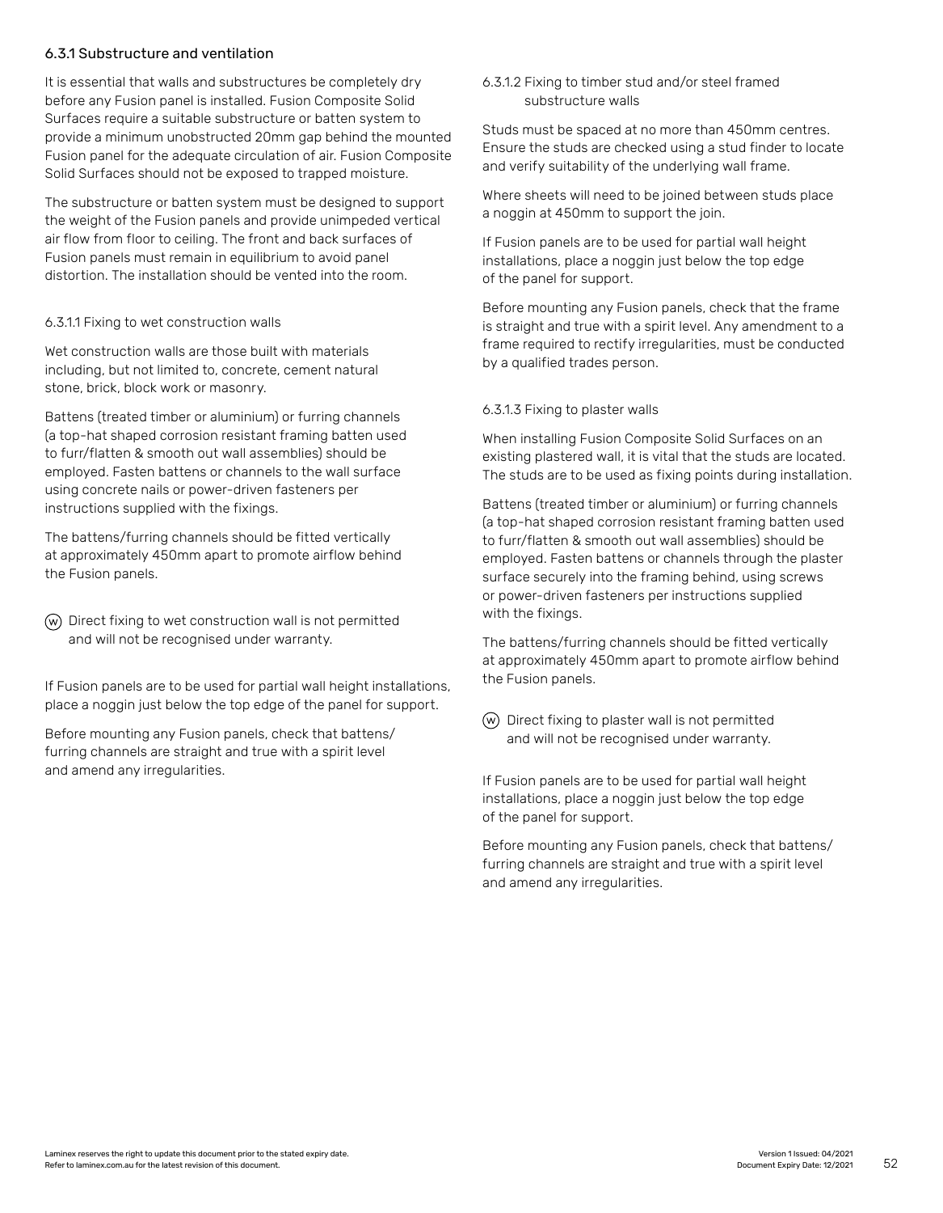### 6.3.1 Substructure and ventilation

It is essential that walls and substructures be completely dry before any Fusion panel is installed. Fusion Composite Solid Surfaces require a suitable substructure or batten system to provide a minimum unobstructed 20mm gap behind the mounted Fusion panel for the adequate circulation of air. Fusion Composite Solid Surfaces should not be exposed to trapped moisture.

The substructure or batten system must be designed to support the weight of the Fusion panels and provide unimpeded vertical air flow from floor to ceiling. The front and back surfaces of Fusion panels must remain in equilibrium to avoid panel distortion. The installation should be vented into the room.

#### 6.3.1.1 Fixing to wet construction walls

Wet construction walls are those built with materials including, but not limited to, concrete, cement natural stone, brick, block work or masonry.

Battens (treated timber or aluminium) or furring channels (a top-hat shaped corrosion resistant framing batten used to furr/flatten & smooth out wall assemblies) should be employed. Fasten battens or channels to the wall surface using concrete nails or power-driven fasteners per instructions supplied with the fixings.

The battens/furring channels should be fitted vertically at approximately 450mm apart to promote airflow behind the Fusion panels.

Ⓦ Direct fixing to wet construction wall is not permitted and will not be recognised under warranty.

If Fusion panels are to be used for partial wall height installations, place a noggin just below the top edge of the panel for support.

Before mounting any Fusion panels, check that battens/furring channels are straight and true with a spirit level and amend any irregularities.

#### 6.3.1.2 Fixing to timber stud and/or steel framed substructure walls

Studs must be spaced at no more than 450mm centres. Ensure the studs are checked using a stud finder to locate and verify suitability of the underlying wall frame.

Where sheets will need to be joined between studs place a noggin at 450mm to support the join.

If Fusion panels are to be used for partial wall height installations, place a noggin just below the top edge of the panel for support.

Before mounting any Fusion panels, check that the frame is straight and true with a spirit level. Any amendment to a frame required to rectify irregularities, must be conducted by a qualified trades person.

#### 6.3.1.3 Fixing to plaster walls

When installing Fusion Composite Solid Surfaces on an existing plastered wall, it is vital that the studs are located. The studs are to be used as fixing points during installation.

Battens (treated timber or aluminium) or furring channels (a top-hat shaped corrosion resistant framing batten used to furr/flatten & smooth out wall assemblies) should be employed. Fasten battens or channels through the plaster surface securely into the framing behind, using screws or power-driven fasteners per instructions supplied with the fixings.

The battens/furring channels should be fitted vertically at approximately 450mm apart to promote airflow behind the Fusion panels.

Ⓦ Direct fixing to plaster wall is not permitted and will not be recognised under warranty.

If Fusion panels are to be used for partial wall height installations, place a noggin just below the top edge of the panel for support.

Before mounting any Fusion panels, check that battens/furring channels are straight and true with a spirit level and amend any irregularities.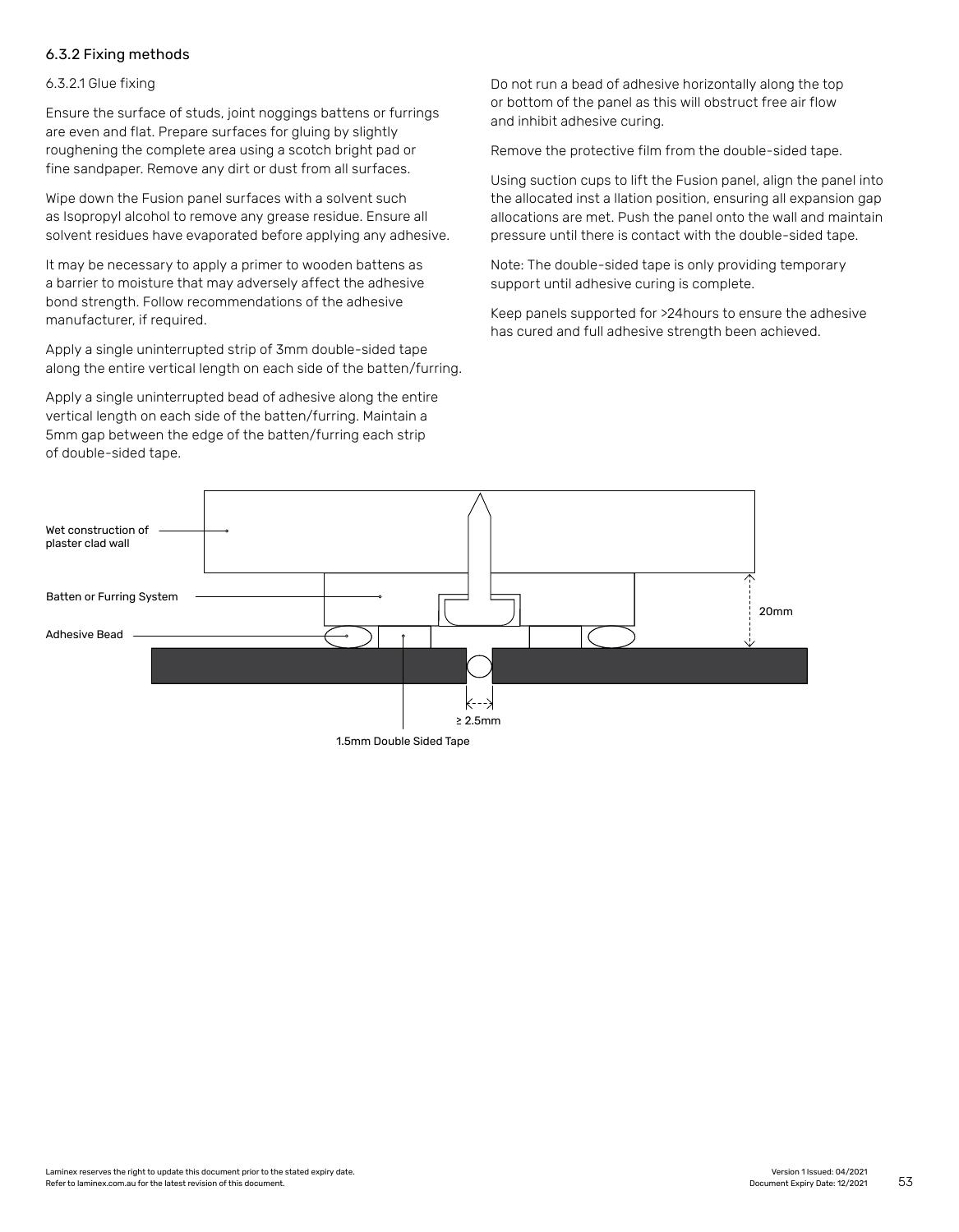### 6.3.2 Fixing methods

#### 6.3.2.1 Glue fixing

Ensure the surface of studs, joint noggings battens or furrings are even and flat. Prepare surfaces for gluing by slightly roughening the complete area using a scotch bright pad or fine sandpaper. Remove any dirt or dust from all surfaces.

Wipe down the Fusion panel surfaces with a solvent such as Isopropyl alcohol to remove any grease residue. Ensure all solvent residues have evaporated before applying any adhesive.

It may be necessary to apply a primer to wooden battens as a barrier to moisture that may adversely affect the adhesive bond strength. Follow recommendations of the adhesive manufacturer, if required.

Apply a single uninterrupted strip of 3mm double-sided tape along the entire vertical length on each side of the batten/furring.

Apply a single uninterrupted bead of adhesive along the entire vertical length on each side of the batten/furring. Maintain a 5mm gap between the edge of the batten/furring each strip of double-sided tape.

Do not run a bead of adhesive horizontally along the top or bottom of the panel as this will obstruct free air flow and inhibit adhesive curing.

Remove the protective film from the double-sided tape.

Using suction cups to lift the Fusion panel, align the panel into the allocated inst a llation position, ensuring all expansion gap allocations are met. Push the panel onto the wall and maintain pressure until there is contact with the double-sided tape.

Note: The double-sided tape is only providing temporary support until adhesive curing is complete.

Keep panels supported for >24hours to ensure the adhesive has cured and full adhesive strength been achieved.

Wet construction of plaster clad wall

Batten or Furring System

Adhesive Bead

20mm

≥ 2.5mm

1.5mm Double Sided Tape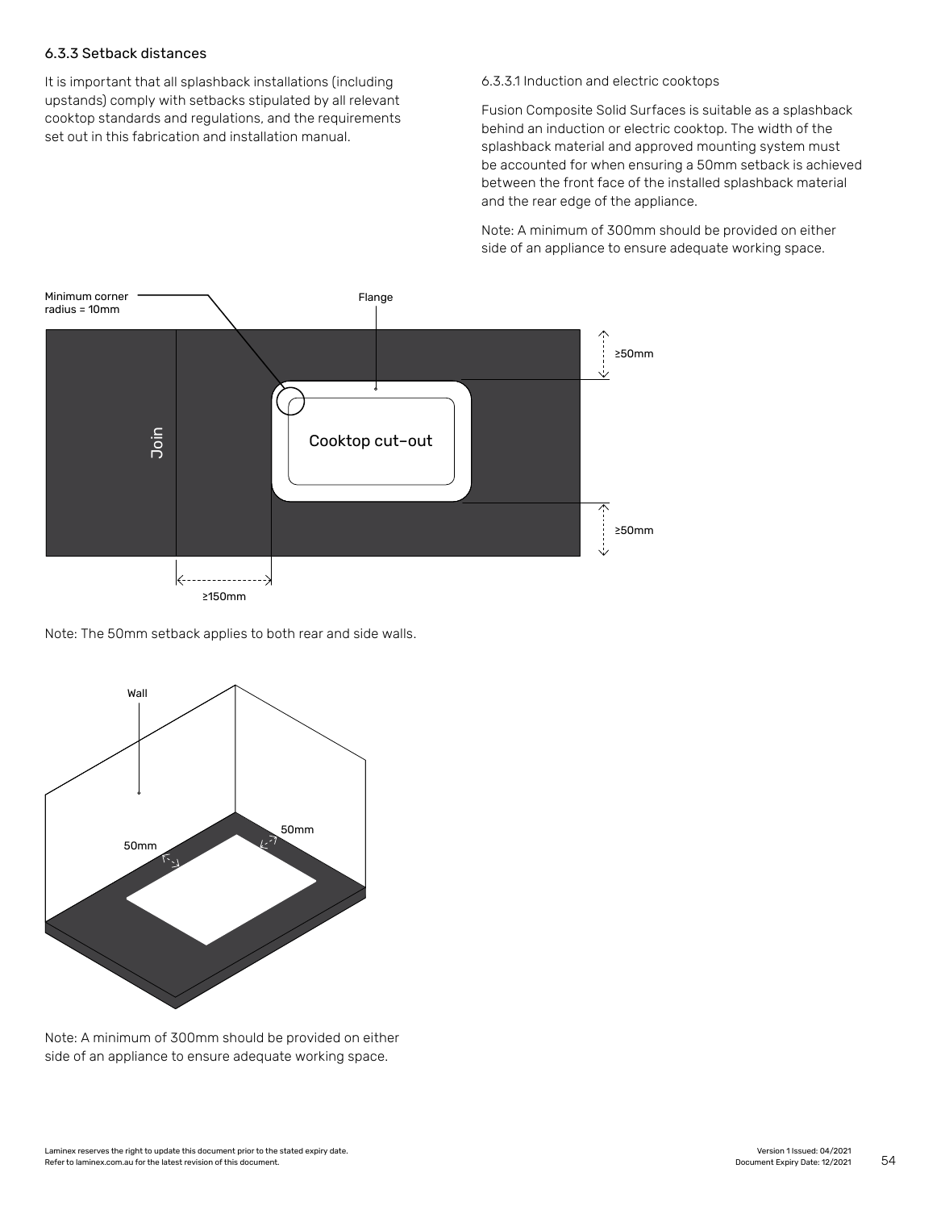### 6.3.3 Setback distances

It is important that all splashback installations (including upstands) comply with setbacks stipulated by all relevant cooktop standards and regulations, and the requirements set out in this fabrication and installation manual.

#### 6.3.3.1 Induction and electric cooktops

Fusion Composite Solid Surfaces is suitable as a splashback behind an induction or electric cooktop. The width of the splashback material and approved mounting system must be accounted for when ensuring a 50mm setback is achieved between the front face of the installed splashback material and the rear edge of the appliance.

Note: A minimum of 300mm should be provided on either side of an appliance to ensure adequate working space.

Minimum corner radius = 10mm

Flange

Join

Cooktop cut-out

≥50mm

≥50mm

≥150mm

Note: The 50mm setback applies to both rear and side walls.

Wall

50mm

50mm

Note: A minimum of 300mm should be provided on either side of an appliance to ensure adequate working space.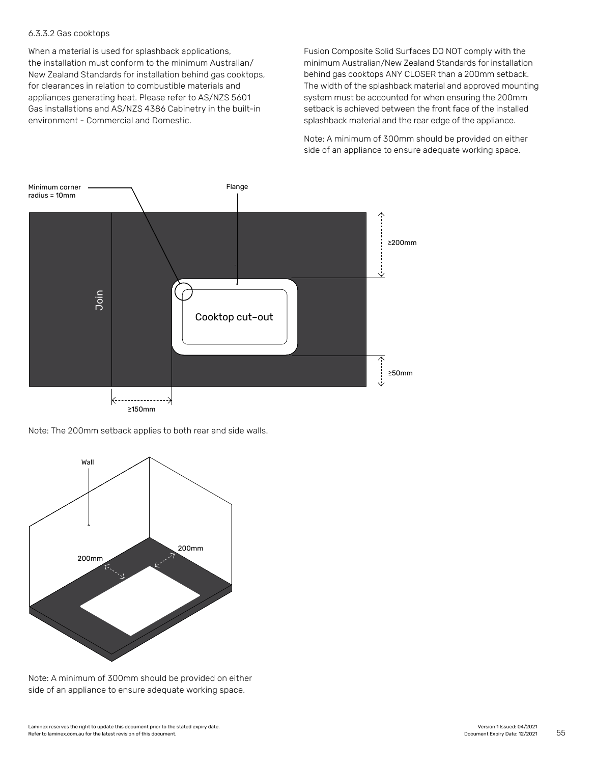#### 6.3.3.2 Gas cooktops

When a material is used for splashback applications, the installation must conform to the minimum Australian/New Zealand Standards for installation behind gas cooktops, for clearances in relation to combustible materials and appliances generating heat. Please refer to AS/NZS 5601 Gas installations and AS/NZS 4386 Cabinetry in the built-in environment - Commercial and Domestic.

Fusion Composite Solid Surfaces DO NOT comply with the minimum Australian/New Zealand Standards for installation behind gas cooktops ANY CLOSER than a 200mm setback. The width of the splashback material and approved mounting system must be accounted for when ensuring the 200mm setback is achieved between the front face of the installed splashback material and the rear edge of the appliance.

Note: A minimum of 300mm should be provided on either side of an appliance to ensure adequate working space.

Minimum corner radius = 10mm

Flange

≥200mm

Join

Cooktop cut-out

≥50mm

≥150mm

Note: The 200mm setback applies to both rear and side walls.

Wall

200mm

200mm

Note: A minimum of 300mm should be provided on either side of an appliance to ensure adequate working space.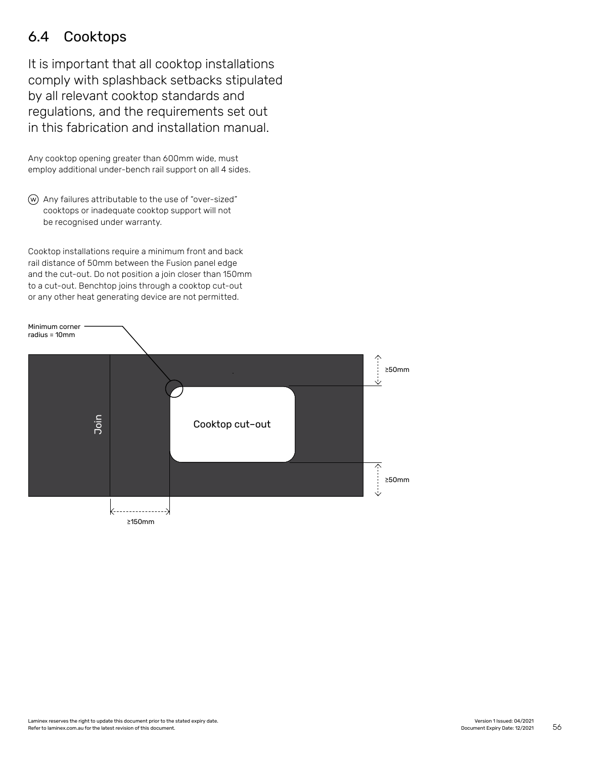## 6.4 Cooktops

It is important that all cooktop installations comply with splashback setbacks stipulated by all relevant cooktop standards and regulations, and the requirements set out in this fabrication and installation manual.

Any cooktop opening greater than 600mm wide, must employ additional under-bench rail support on all 4 sides.

(W) Any failures attributable to the use of "over-sized" cooktops or inadequate cooktop support will not be recognised under warranty.

Cooktop installations require a minimum front and back rail distance of 50mm between the Fusion panel edge and the cut-out. Do not position a join closer than 150mm to a cut-out. Benchtop joins through a cooktop cut-out or any other heat generating device are not permitted.

Minimum corner radius = 10mm

Join

Cooktop cut-out

≥50mm

≥50mm

≥150mm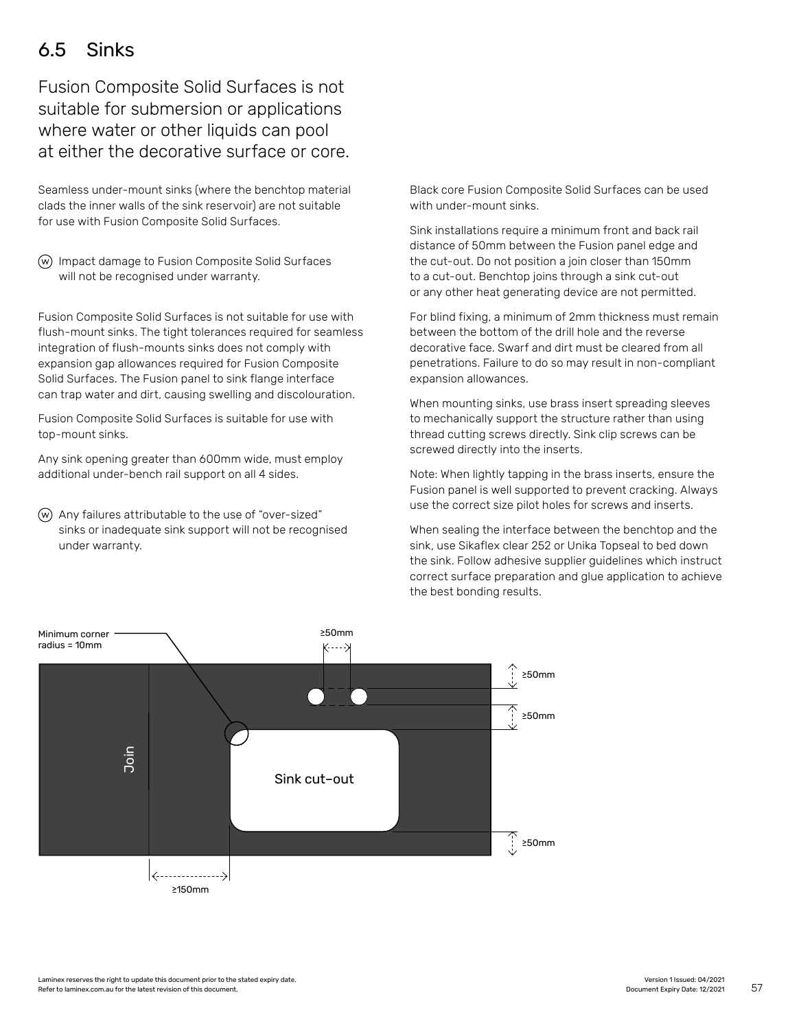## 6.5 Sinks

Fusion Composite Solid Surfaces is not suitable for submersion or applications where water or other liquids can pool at either the decorative surface or core.

Seamless under-mount sinks (where the benchtop material clads the inner walls of the sink reservoir) are not suitable for use with Fusion Composite Solid Surfaces.

(W) Impact damage to Fusion Composite Solid Surfaces will not be recognised under warranty.

Fusion Composite Solid Surfaces is not suitable for use with flush-mount sinks. The tight tolerances required for seamless integration of flush-mounts sinks does not comply with expansion gap allowances required for Fusion Composite Solid Surfaces. The Fusion panel to sink flange interface can trap water and dirt, causing swelling and discolouration.

Fusion Composite Solid Surfaces is suitable for use with top-mount sinks.

Any sink opening greater than 600mm wide, must employ additional under-bench rail support on all 4 sides.

(W) Any failures attributable to the use of "over-sized" sinks or inadequate sink support will not be recognised under warranty.

Black core Fusion Composite Solid Surfaces can be used with under-mount sinks.

Sink installations require a minimum front and back rail distance of 50mm between the Fusion panel edge and the cut-out. Do not position a join closer than 150mm to a cut-out. Benchtop joins through a sink cut-out or any other heat generating device are not permitted.

For blind fixing, a minimum of 2mm thickness must remain between the bottom of the drill hole and the reverse decorative face. Swarf and dirt must be cleared from all penetrations. Failure to do so may result in non-compliant expansion allowances.

When mounting sinks, use brass insert spreading sleeves to mechanically support the structure rather than using thread cutting screws directly. Sink clip screws can be screwed directly into the inserts.

Note: When lightly tapping in the brass inserts, ensure the Fusion panel is well supported to prevent cracking. Always use the correct size pilot holes for screws and inserts.

When sealing the interface between the benchtop and the sink, use Sikaflex clear 252 or Unika Topseal to bed down the sink. Follow adhesive supplier guidelines which instruct correct surface preparation and glue application to achieve the best bonding results.

Minimum corner radius = 10mm

≥50mm

≥50mm

≥50mm

Join

Sink cut-out

≥50mm

≥150mm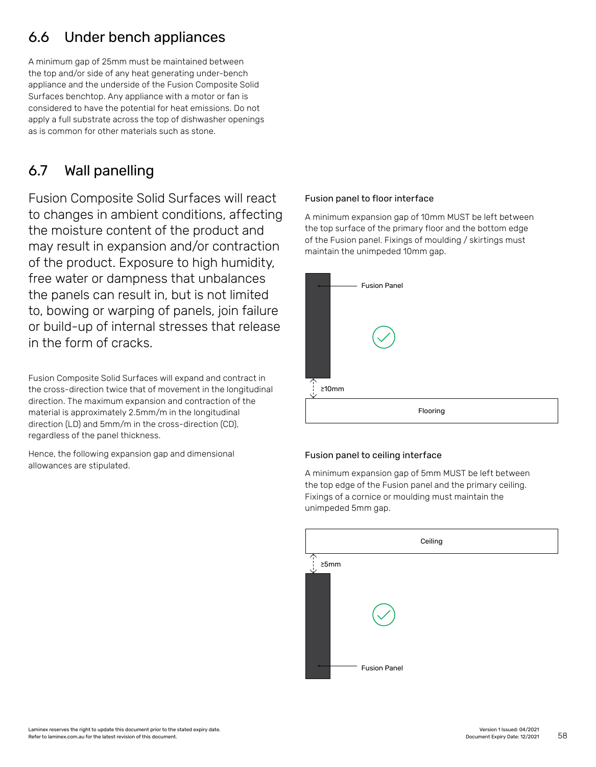## 6.6 Under bench appliances

A minimum gap of 25mm must be maintained between the top and/or side of any heat generating under-bench appliance and the underside of the Fusion Composite Solid Surfaces benchtop. Any appliance with a motor or fan is considered to have the potential for heat emissions. Do not apply a full substrate across the top of dishwasher openings as is common for other materials such as stone.

## 6.7 Wall panelling

Fusion Composite Solid Surfaces will react to changes in ambient conditions, affecting the moisture content of the product and may result in expansion and/or contraction of the product. Exposure to high humidity, free water or dampness that unbalances the panels can result in, but is not limited to, bowing or warping of panels, join failure or build-up of internal stresses that release in the form of cracks.

Fusion Composite Solid Surfaces will expand and contract in the cross-direction twice that of movement in the longitudinal direction. The maximum expansion and contraction of the material is approximately 2.5mm/m in the longitudinal direction (LD) and 5mm/m in the cross-direction (CD), regardless of the panel thickness.

Hence, the following expansion gap and dimensional allowances are stipulated.

### Fusion panel to floor interface

A minimum expansion gap of 10mm MUST be left between the top surface of the primary floor and the bottom edge of the Fusion panel. Fixings of moulding / skirtings must maintain the unimpeded 10mm gap.

Fusion Panel

≥10mm

Flooring

### Fusion panel to ceiling interface

A minimum expansion gap of 5mm MUST be left between the top edge of the Fusion panel and the primary ceiling. Fixings of a cornice or moulding must maintain the unimpeded 5mm gap.

Ceiling

≥5mm

Fusion Panel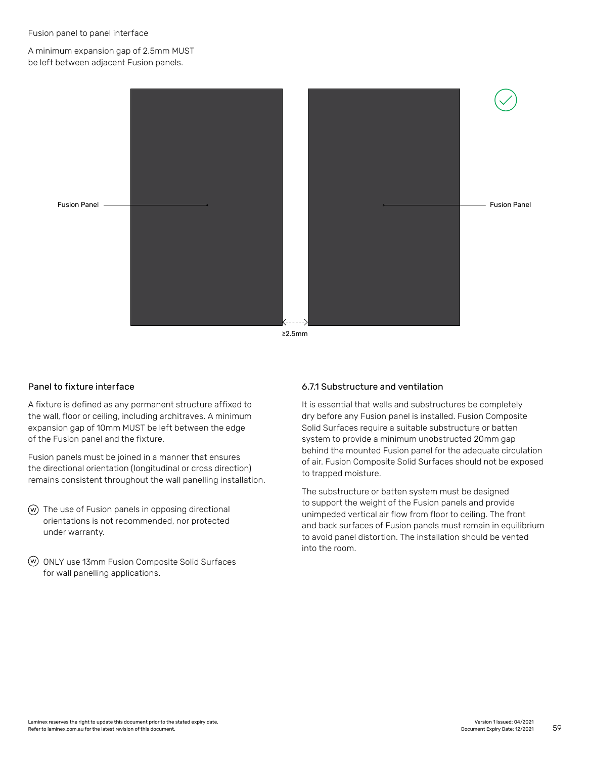Fusion panel to panel interface

A minimum expansion gap of 2.5mm MUST be left between adjacent Fusion panels.

Fusion Panel

Fusion Panel

≥2.5mm

## Panel to fixture interface

A fixture is defined as any permanent structure affixed to the wall, floor or ceiling, including architraves. A minimum expansion gap of 10mm MUST be left between the edge of the Fusion panel and the fixture.

Fusion panels must be joined in a manner that ensures the directional orientation (longitudinal or cross direction) remains consistent throughout the wall panelling installation.

Ⓦ The use of Fusion panels in opposing directional orientations is not recommended, nor protected under warranty.

Ⓦ ONLY use 13mm Fusion Composite Solid Surfaces for wall panelling applications.

## 6.7.1 Substructure and ventilation

It is essential that walls and substructures be completely dry before any Fusion panel is installed. Fusion Composite Solid Surfaces require a suitable substructure or batten system to provide a minimum unobstructed 20mm gap behind the mounted Fusion panel for the adequate circulation of air. Fusion Composite Solid Surfaces should not be exposed to trapped moisture.

The substructure or batten system must be designed to support the weight of the Fusion panels and provide unimpeded vertical air flow from floor to ceiling. The front and back surfaces of Fusion panels must remain in equilibrium to avoid panel distortion. The installation should be vented into the room.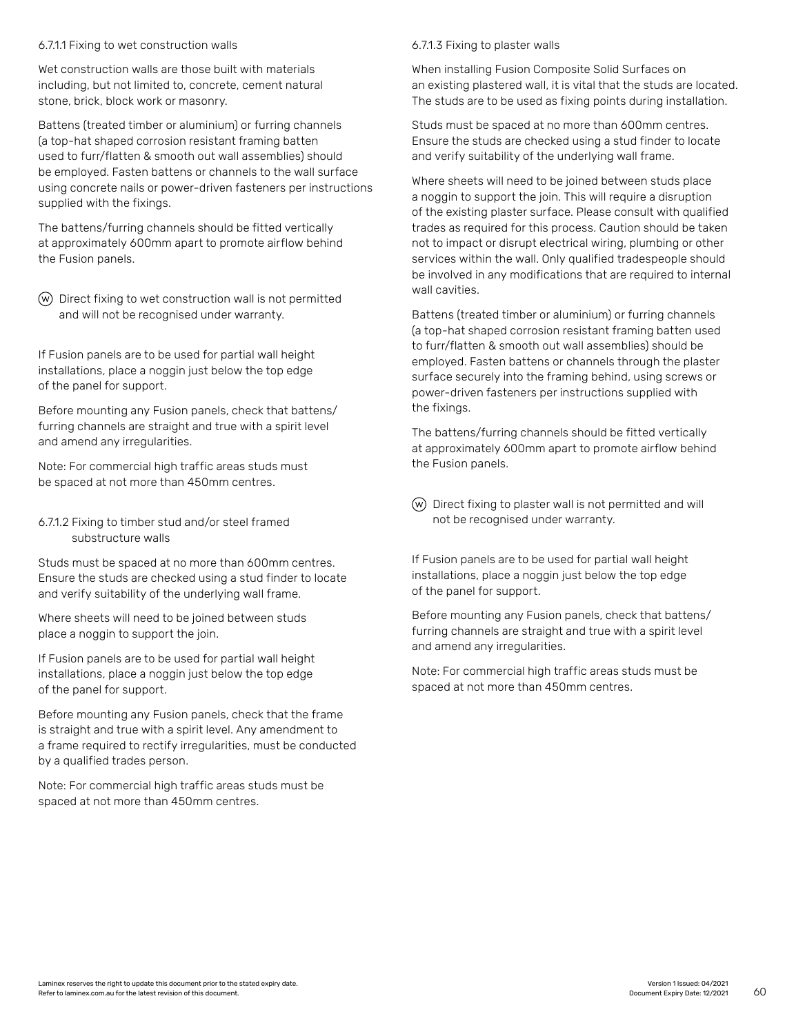#### 6.7.1.1 Fixing to wet construction walls

Wet construction walls are those built with materials including, but not limited to, concrete, cement natural stone, brick, block work or masonry.

Battens (treated timber or aluminium) or furring channels (a top-hat shaped corrosion resistant framing batten used to furr/flatten & smooth out wall assemblies) should be employed. Fasten battens or channels to the wall surface using concrete nails or power-driven fasteners per instructions supplied with the fixings.

The battens/furring channels should be fitted vertically at approximately 600mm apart to promote airflow behind the Fusion panels.

Ⓦ Direct fixing to wet construction wall is not permitted and will not be recognised under warranty.

If Fusion panels are to be used for partial wall height installations, place a noggin just below the top edge of the panel for support.

Before mounting any Fusion panels, check that battens/furring channels are straight and true with a spirit level and amend any irregularities.

Note: For commercial high traffic areas studs must be spaced at not more than 450mm centres.

#### 6.7.1.2 Fixing to timber stud and/or steel framed substructure walls

Studs must be spaced at no more than 600mm centres. Ensure the studs are checked using a stud finder to locate and verify suitability of the underlying wall frame.

Where sheets will need to be joined between studs place a noggin to support the join.

If Fusion panels are to be used for partial wall height installations, place a noggin just below the top edge of the panel for support.

Before mounting any Fusion panels, check that the frame is straight and true with a spirit level. Any amendment to a frame required to rectify irregularities, must be conducted by a qualified trades person.

Note: For commercial high traffic areas studs must be spaced at not more than 450mm centres.

#### 6.7.1.3 Fixing to plaster walls

When installing Fusion Composite Solid Surfaces on an existing plastered wall, it is vital that the studs are located. The studs are to be used as fixing points during installation.

Studs must be spaced at no more than 600mm centres. Ensure the studs are checked using a stud finder to locate and verify suitability of the underlying wall frame.

Where sheets will need to be joined between studs place a noggin to support the join. This will require a disruption of the existing plaster surface. Please consult with qualified trades as required for this process. Caution should be taken not to impact or disrupt electrical wiring, plumbing or other services within the wall. Only qualified tradespeople should be involved in any modifications that are required to internal wall cavities.

Battens (treated timber or aluminium) or furring channels (a top-hat shaped corrosion resistant framing batten used to furr/flatten & smooth out wall assemblies) should be employed. Fasten battens or channels through the plaster surface securely into the framing behind, using screws or power-driven fasteners per instructions supplied with the fixings.

The battens/furring channels should be fitted vertically at approximately 600mm apart to promote airflow behind the Fusion panels.

Ⓦ Direct fixing to plaster wall is not permitted and will not be recognised under warranty.

If Fusion panels are to be used for partial wall height installations, place a noggin just below the top edge of the panel for support.

Before mounting any Fusion panels, check that battens/furring channels are straight and true with a spirit level and amend any irregularities.

Note: For commercial high traffic areas studs must be spaced at not more than 450mm centres.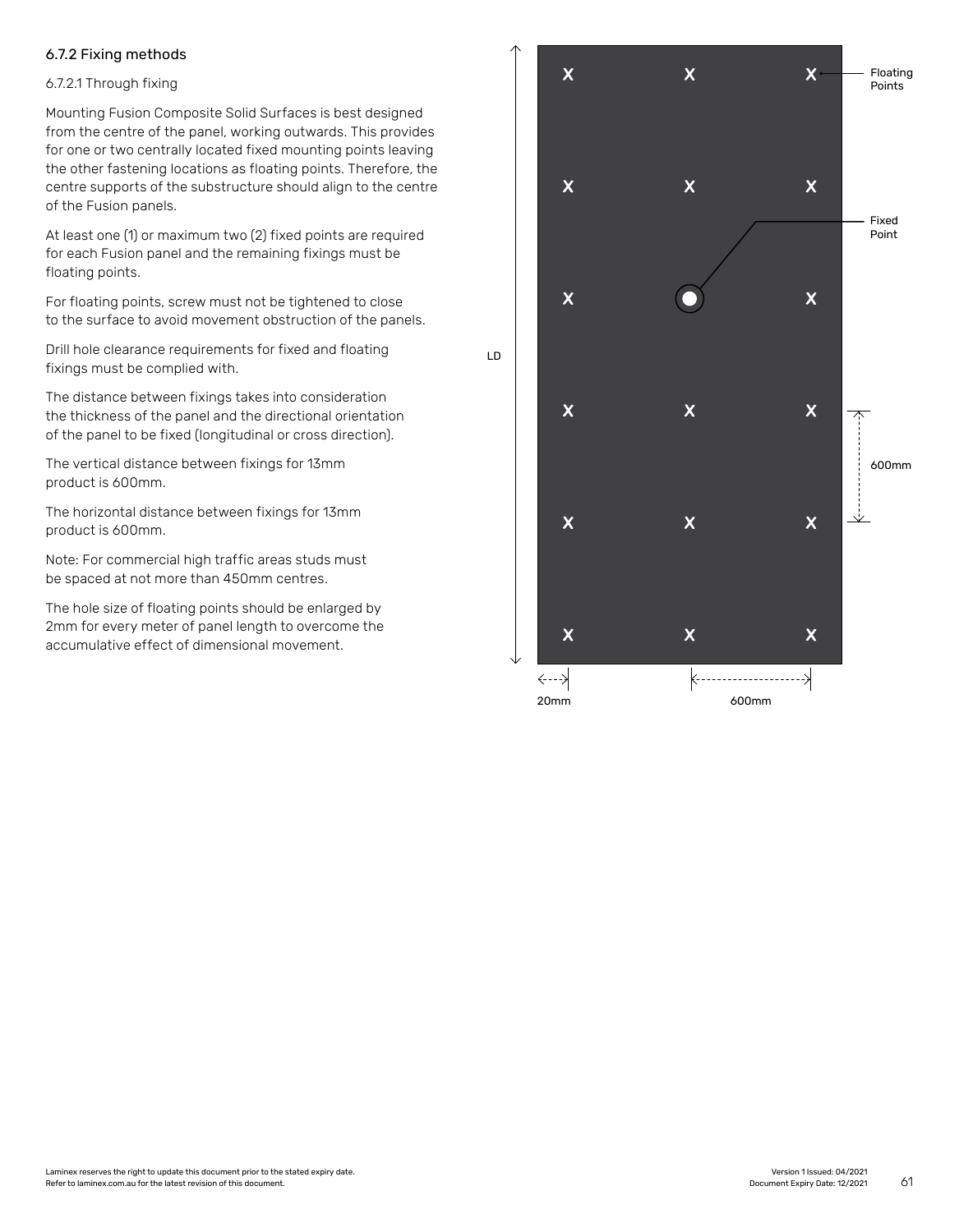### 6.7.2 Fixing methods

#### 6.7.2.1 Through fixing

Mounting Fusion Composite Solid Surfaces is best designed from the centre of the panel, working outwards. This provides for one or two centrally located fixed mounting points leaving the other fastening locations as floating points. Therefore, the centre supports of the substructure should align to the centre of the Fusion panels.

At least one (1) or maximum two (2) fixed points are required for each Fusion panel and the remaining fixings must be floating points.

For floating points, screw must not be tightened to close to the surface to avoid movement obstruction of the panels.

Drill hole clearance requirements for fixed and floating fixings must be complied with.

The distance between fixings takes into consideration the thickness of the panel and the directional orientation of the panel to be fixed (longitudinal or cross direction).

The vertical distance between fixings for 13mm product is 600mm.

The horizontal distance between fixings for 13mm product is 600mm.

Note: For commercial high traffic areas studs must be spaced at not more than 450mm centres.

The hole size of floating points should be enlarged by 2mm for every meter of panel length to overcome the accumulative effect of dimensional movement.

Floating Points

Fixed Point

LD

600mm

20mm

600mm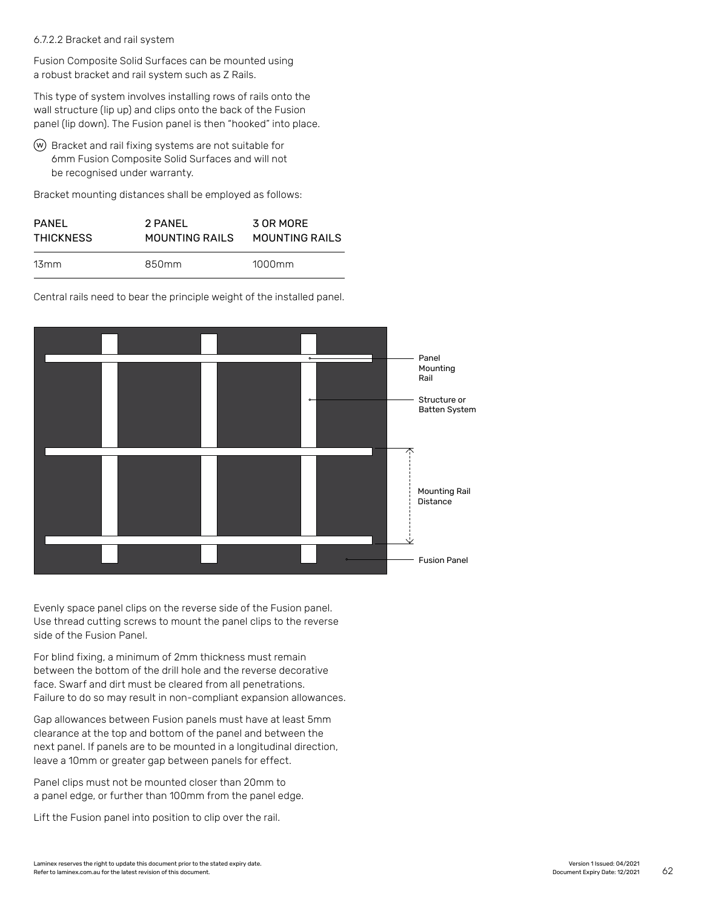### 6.7.2.2 Bracket and rail system

Fusion Composite Solid Surfaces can be mounted using a robust bracket and rail system such as Z Rails.

This type of system involves installing rows of rails onto the wall structure (lip up) and clips onto the back of the Fusion panel (lip down). The Fusion panel is then "hooked" into place.

(W) Bracket and rail fixing systems are not suitable for 6mm Fusion Composite Solid Surfaces and will not be recognised under warranty.

Bracket mounting distances shall be employed as follows:

| PANEL THICKNESS | 2 PANEL MOUNTING RAILS | 3 OR MORE MOUNTING RAILS |
| --- | --- | --- |
| 13mm | 850mm | 1000mm |

Central rails need to bear the principle weight of the installed panel.

Panel Mounting Rail

Structure or Batten System

Mounting Rail Distance

Fusion Panel

Evenly space panel clips on the reverse side of the Fusion panel. Use thread cutting screws to mount the panel clips to the reverse side of the Fusion Panel.

For blind fixing, a minimum of 2mm thickness must remain between the bottom of the drill hole and the reverse decorative face. Swarf and dirt must be cleared from all penetrations. Failure to do so may result in non-compliant expansion allowances.

Gap allowances between Fusion panels must have at least 5mm clearance at the top and bottom of the panel and between the next panel. If panels are to be mounted in a longitudinal direction, leave a 10mm or greater gap between panels for effect.

Panel clips must not be mounted closer than 20mm to a panel edge, or further than 100mm from the panel edge.

Lift the Fusion panel into position to clip over the rail.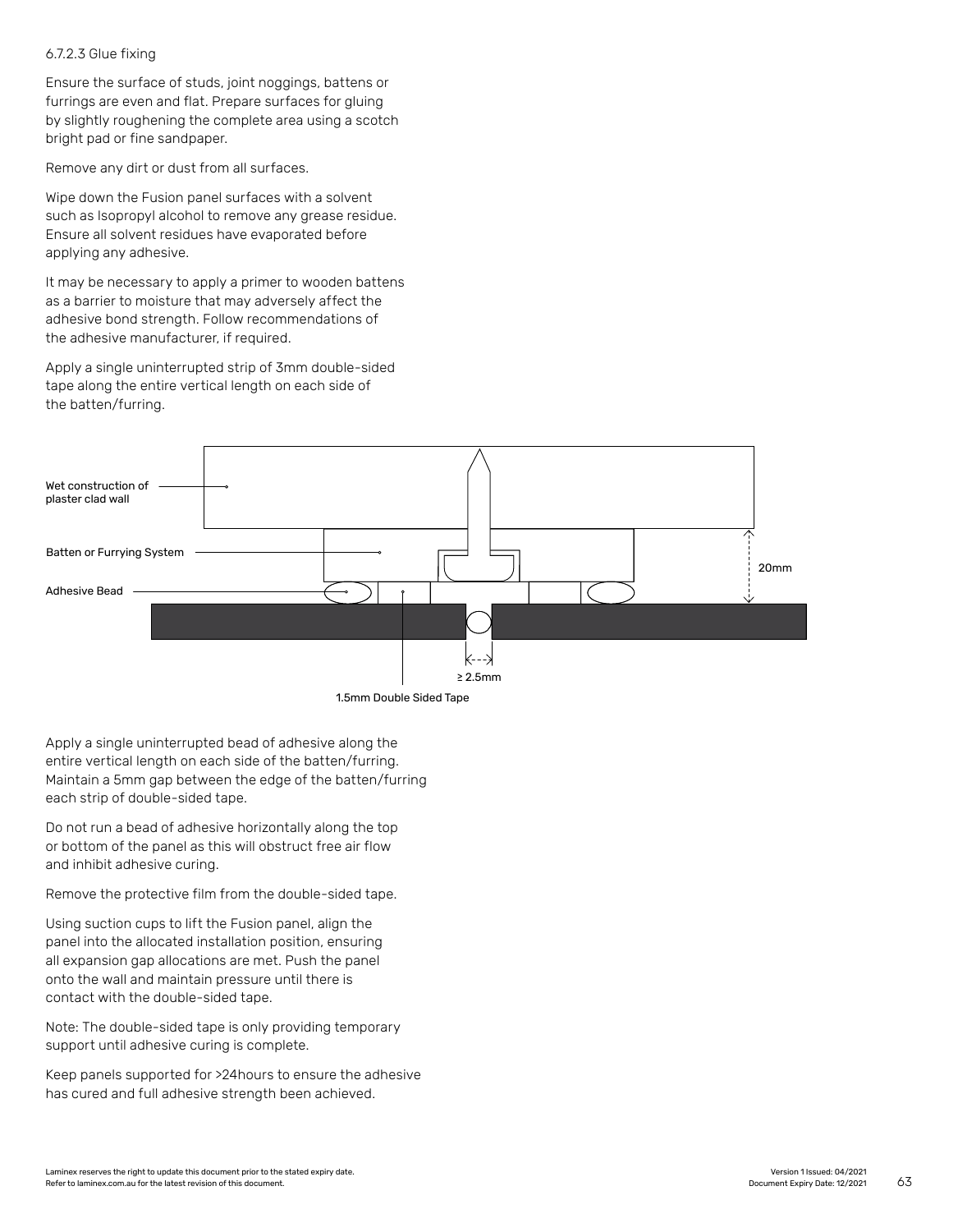6.7.2.3 Glue fixing

Ensure the surface of studs, joint noggings, battens or furrings are even and flat. Prepare surfaces for gluing by slightly roughening the complete area using a scotch bright pad or fine sandpaper.

Remove any dirt or dust from all surfaces.

Wipe down the Fusion panel surfaces with a solvent such as Isopropyl alcohol to remove any grease residue. Ensure all solvent residues have evaporated before applying any adhesive.

It may be necessary to apply a primer to wooden battens as a barrier to moisture that may adversely affect the adhesive bond strength. Follow recommendations of the adhesive manufacturer, if required.

Apply a single uninterrupted strip of 3mm double-sided tape along the entire vertical length on each side of the batten/furring.

Wet construction of plaster clad wall

Batten or Furrying System

Adhesive Bead

20mm

≥ 2.5mm

1.5mm Double Sided Tape

Apply a single uninterrupted bead of adhesive along the entire vertical length on each side of the batten/furring. Maintain a 5mm gap between the edge of the batten/furring each strip of double-sided tape.

Do not run a bead of adhesive horizontally along the top or bottom of the panel as this will obstruct free air flow and inhibit adhesive curing.

Remove the protective film from the double-sided tape.

Using suction cups to lift the Fusion panel, align the panel into the allocated installation position, ensuring all expansion gap allocations are met. Push the panel onto the wall and maintain pressure until there is contact with the double-sided tape.

Note: The double-sided tape is only providing temporary support until adhesive curing is complete.

Keep panels supported for >24hours to ensure the adhesive has cured and full adhesive strength been achieved.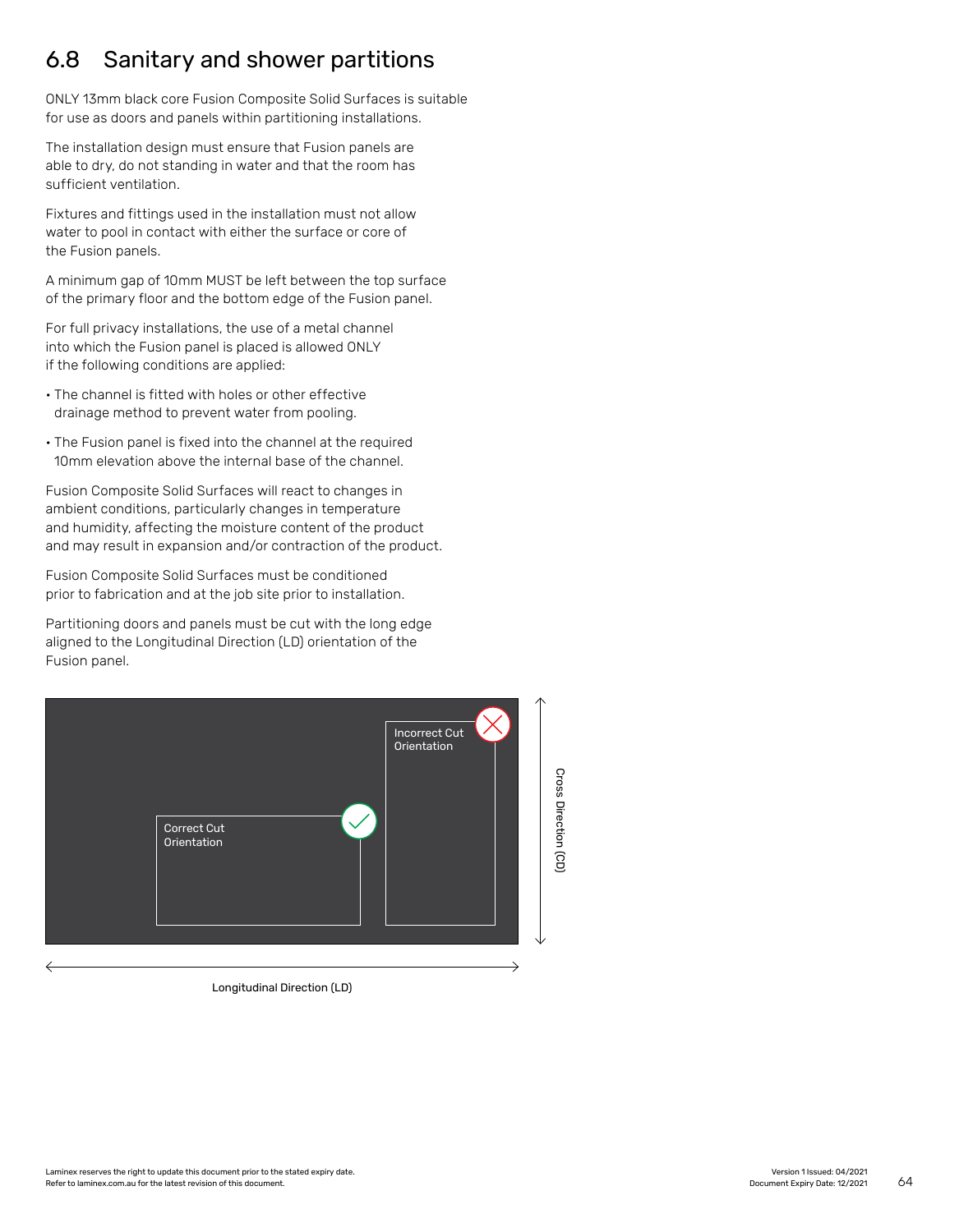## 6.8 Sanitary and shower partitions

ONLY 13mm black core Fusion Composite Solid Surfaces is suitable for use as doors and panels within partitioning installations.

The installation design must ensure that Fusion panels are able to dry, do not standing in water and that the room has sufficient ventilation.

Fixtures and fittings used in the installation must not allow water to pool in contact with either the surface or core of the Fusion panels.

A minimum gap of 10mm MUST be left between the top surface of the primary floor and the bottom edge of the Fusion panel.

For full privacy installations, the use of a metal channel into which the Fusion panel is placed is allowed ONLY if the following conditions are applied:

- The channel is fitted with holes or other effective drainage method to prevent water from pooling.
- The Fusion panel is fixed into the channel at the required 10mm elevation above the internal base of the channel.

Fusion Composite Solid Surfaces will react to changes in ambient conditions, particularly changes in temperature and humidity, affecting the moisture content of the product and may result in expansion and/or contraction of the product.

Fusion Composite Solid Surfaces must be conditioned prior to fabrication and at the job site prior to installation.

Partitioning doors and panels must be cut with the long edge aligned to the Longitudinal Direction (LD) orientation of the Fusion panel.

Incorrect Cut Orientation

Correct Cut Orientation

Cross Direction (CD)

Longitudinal Direction (LD)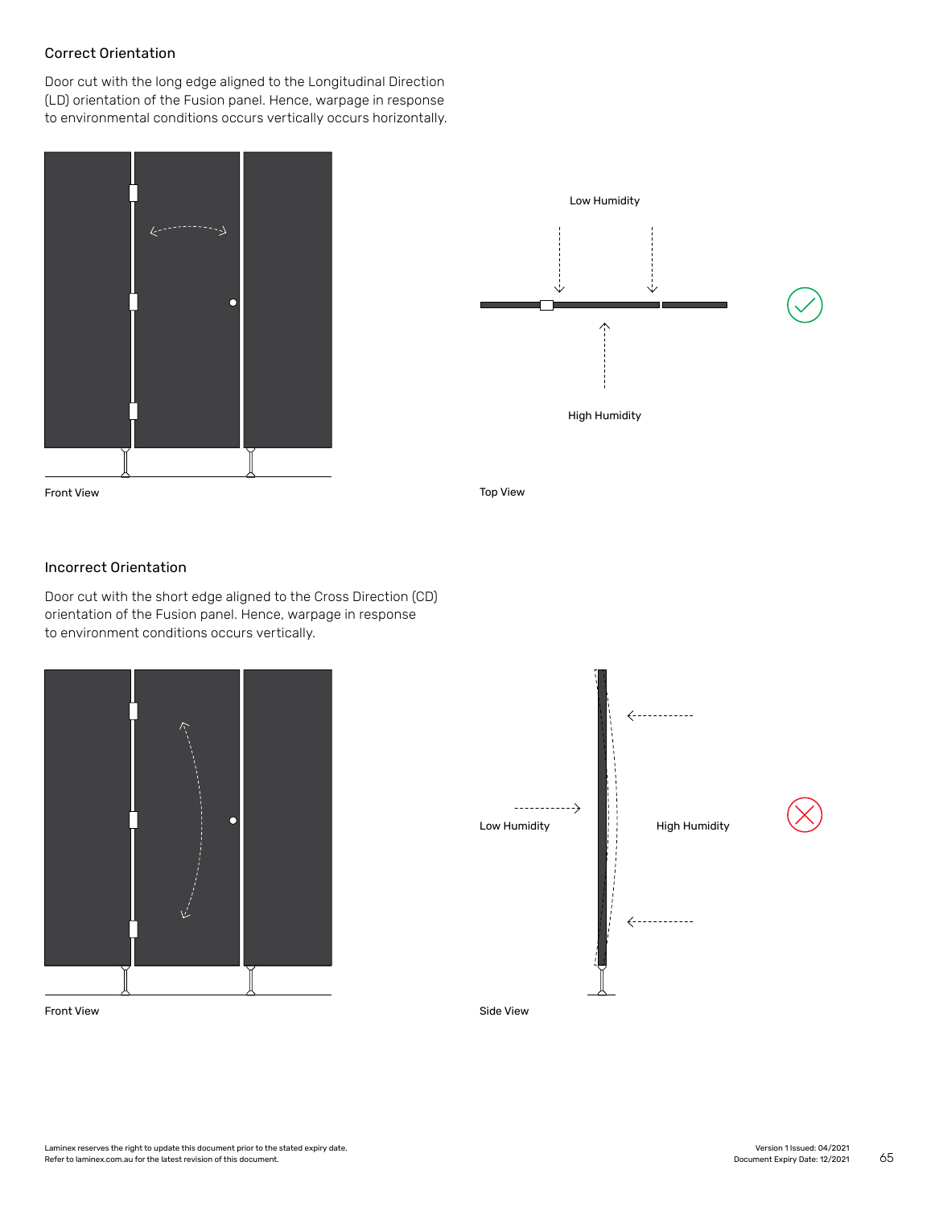## Correct Orientation

Door cut with the long edge aligned to the Longitudinal Direction (LD) orientation of the Fusion panel. Hence, warpage in response to environmental conditions occurs vertically occurs horizontally.

Low Humidity

High Humidity

Front View

Top View

## Incorrect Orientation

Door cut with the short edge aligned to the Cross Direction (CD) orientation of the Fusion panel. Hence, warpage in response to environment conditions occurs vertically.

Low Humidity

High Humidity

Front View

Side View

Laminex reserves the right to update this document prior to the stated expiry date.
Refer to laminex.com.au for the latest revision of this document.

Version 1 Issued: 04/2021
Document Expiry Date: 12/2021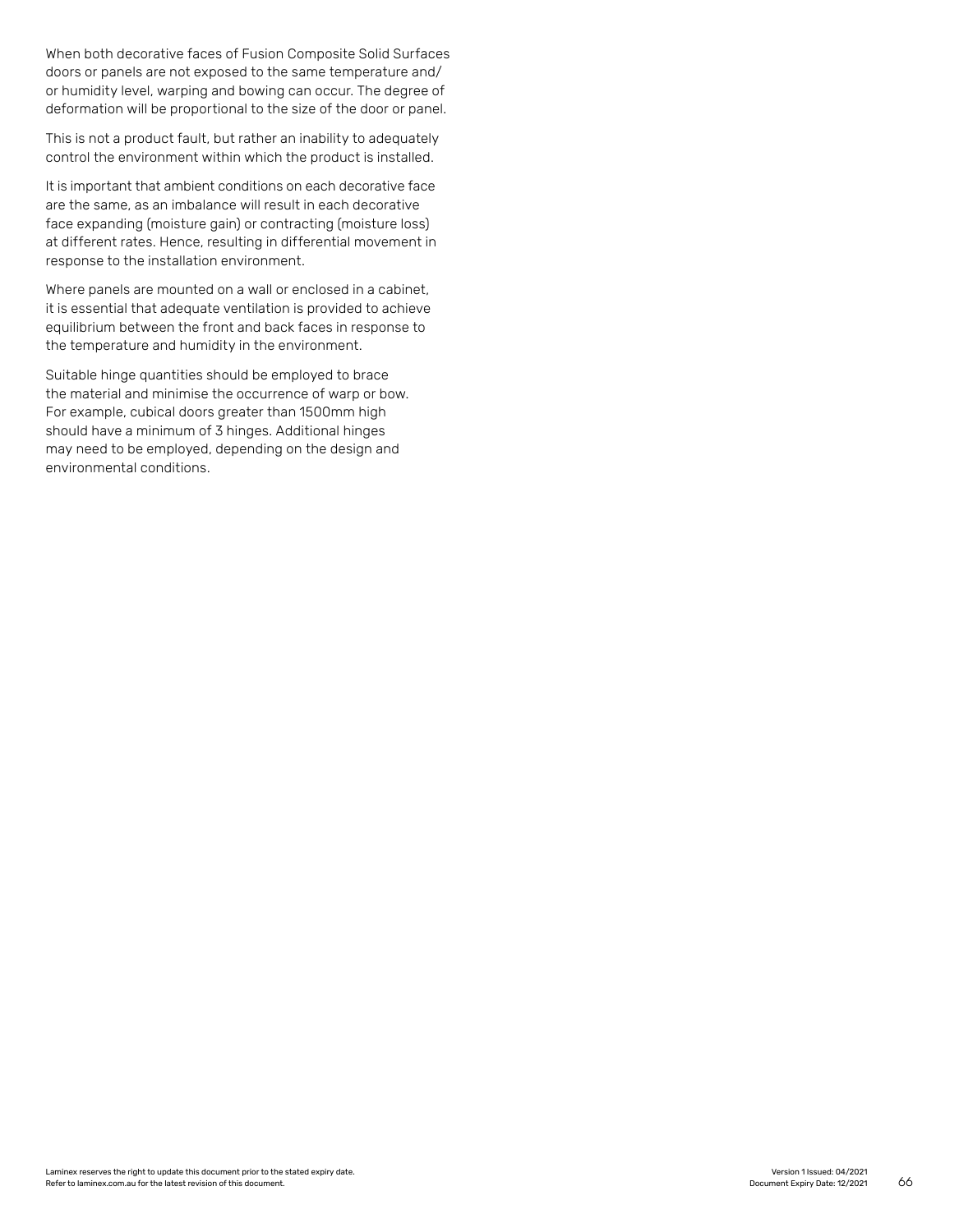When both decorative faces of Fusion Composite Solid Surfaces doors or panels are not exposed to the same temperature and/or humidity level, warping and bowing can occur. The degree of deformation will be proportional to the size of the door or panel.

This is not a product fault, but rather an inability to adequately control the environment within which the product is installed.

It is important that ambient conditions on each decorative face are the same, as an imbalance will result in each decorative face expanding (moisture gain) or contracting (moisture loss) at different rates. Hence, resulting in differential movement in response to the installation environment.

Where panels are mounted on a wall or enclosed in a cabinet, it is essential that adequate ventilation is provided to achieve equilibrium between the front and back faces in response to the temperature and humidity in the environment.

Suitable hinge quantities should be employed to brace the material and minimise the occurrence of warp or bow. For example, cubical doors greater than 1500mm high should have a minimum of 3 hinges. Additional hinges may need to be employed, depending on the design and environmental conditions.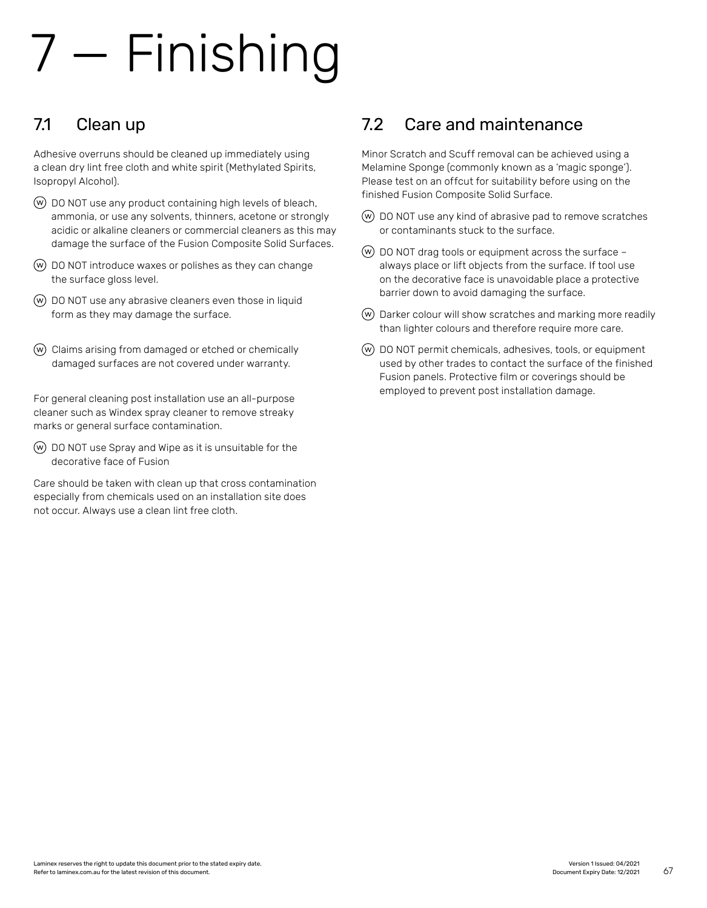# 7 — Finishing

## 7.1 Clean up

Adhesive overruns should be cleaned up immediately using a clean dry lint free cloth and white spirit (Methylated Spirits, Isopropyl Alcohol).

- (W) DO NOT use any product containing high levels of bleach, ammonia, or use any solvents, thinners, acetone or strongly acidic or alkaline cleaners or commercial cleaners as this may damage the surface of the Fusion Composite Solid Surfaces.
- (W) DO NOT introduce waxes or polishes as they can change the surface gloss level.
- (W) DO NOT use any abrasive cleaners even those in liquid form as they may damage the surface.
- (W) Claims arising from damaged or etched or chemically damaged surfaces are not covered under warranty.

For general cleaning post installation use an all-purpose cleaner such as Windex spray cleaner to remove streaky marks or general surface contamination.

- (W) DO NOT use Spray and Wipe as it is unsuitable for the decorative face of Fusion

Care should be taken with clean up that cross contamination especially from chemicals used on an installation site does not occur. Always use a clean lint free cloth.

## 7.2 Care and maintenance

Minor Scratch and Scuff removal can be achieved using a Melamine Sponge (commonly known as a 'magic sponge'). Please test on an offcut for suitability before using on the finished Fusion Composite Solid Surface.

- (W) DO NOT use any kind of abrasive pad to remove scratches or contaminants stuck to the surface.
- (W) DO NOT drag tools or equipment across the surface – always place or lift objects from the surface. If tool use on the decorative face is unavoidable place a protective barrier down to avoid damaging the surface.
- (W) Darker colour will show scratches and marking more readily than lighter colours and therefore require more care.
- (W) DO NOT permit chemicals, adhesives, tools, or equipment used by other trades to contact the surface of the finished Fusion panels. Protective film or coverings should be employed to prevent post installation damage.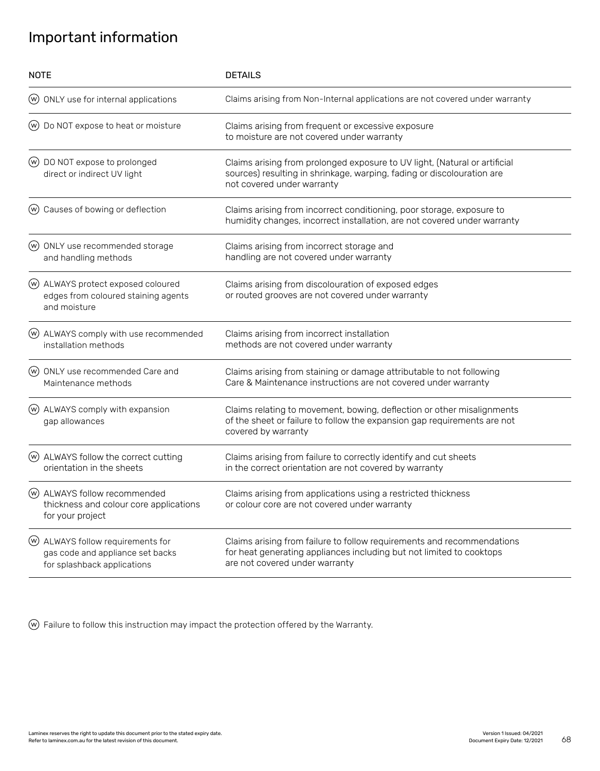# Important information

| NOTE | DETAILS |
|---|---|
| Ⓦ ONLY use for internal applications | Claims arising from Non-Internal applications are not covered under warranty |
| Ⓦ Do NOT expose to heat or moisture | Claims arising from frequent or excessive exposure to moisture are not covered under warranty |
| Ⓦ DO NOT expose to prolonged direct or indirect UV light | Claims arising from prolonged exposure to UV light, (Natural or artificial sources) resulting in shrinkage, warping, fading or discolouration are not covered under warranty |
| Ⓦ Causes of bowing or deflection | Claims arising from incorrect conditioning, poor storage, exposure to humidity changes, incorrect installation, are not covered under warranty |
| Ⓦ ONLY use recommended storage and handling methods | Claims arising from incorrect storage and handling are not covered under warranty |
| Ⓦ ALWAYS protect exposed coloured edges from coloured staining agents and moisture | Claims arising from discolouration of exposed edges or routed grooves are not covered under warranty |
| Ⓦ ALWAYS comply with use recommended installation methods | Claims arising from incorrect installation methods are not covered under warranty |
| Ⓦ ONLY use recommended Care and Maintenance methods | Claims arising from staining or damage attributable to not following Care & Maintenance instructions are not covered under warranty |
| Ⓦ ALWAYS comply with expansion gap allowances | Claims relating to movement, bowing, deflection or other misalignments of the sheet or failure to follow the expansion gap requirements are not covered by warranty |
| Ⓦ ALWAYS follow the correct cutting orientation in the sheets | Claims arising from failure to correctly identify and cut sheets in the correct orientation are not covered by warranty |
| Ⓦ ALWAYS follow recommended thickness and colour core applications for your project | Claims arising from applications using a restricted thickness or colour core are not covered under warranty |
| Ⓦ ALWAYS follow requirements for gas code and appliance set backs for splashback applications | Claims arising from failure to follow requirements and recommendations for heat generating appliances including but not limited to cooktops are not covered under warranty |

Ⓦ Failure to follow this instruction may impact the protection offered by the Warranty.

Laminex reserves the right to update this document prior to the stated expiry date.
Refer to laminex.com.au for the latest revision of this document.

Version 1 Issued: 04/2021
Document Expiry Date: 12/2021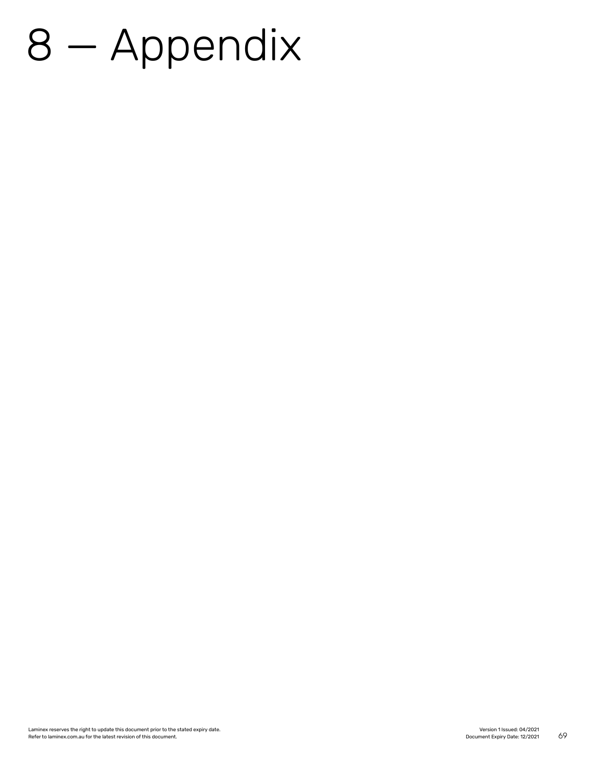# 8 — Appendix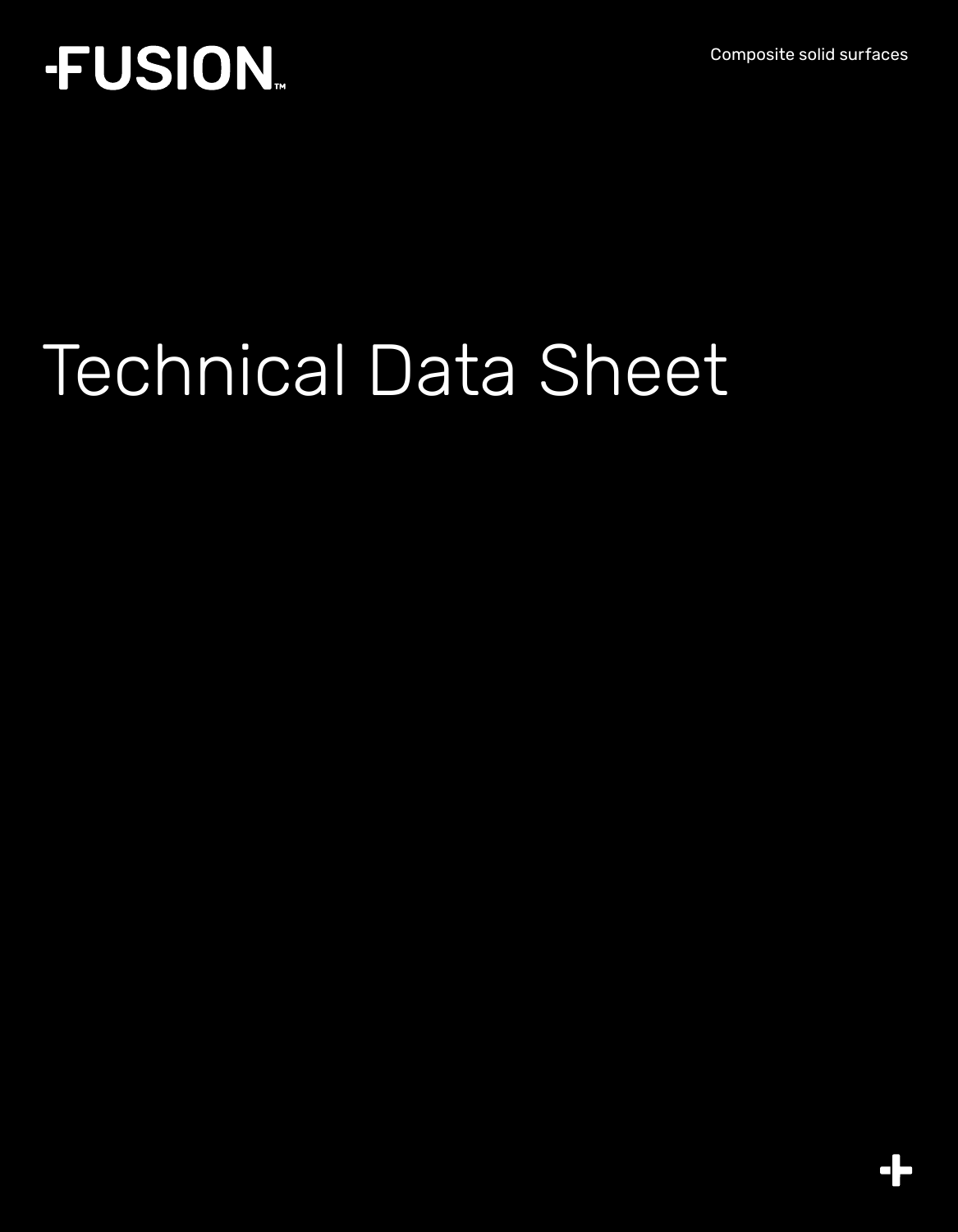FUSION™

Composite solid surfaces

# Technical Data Sheet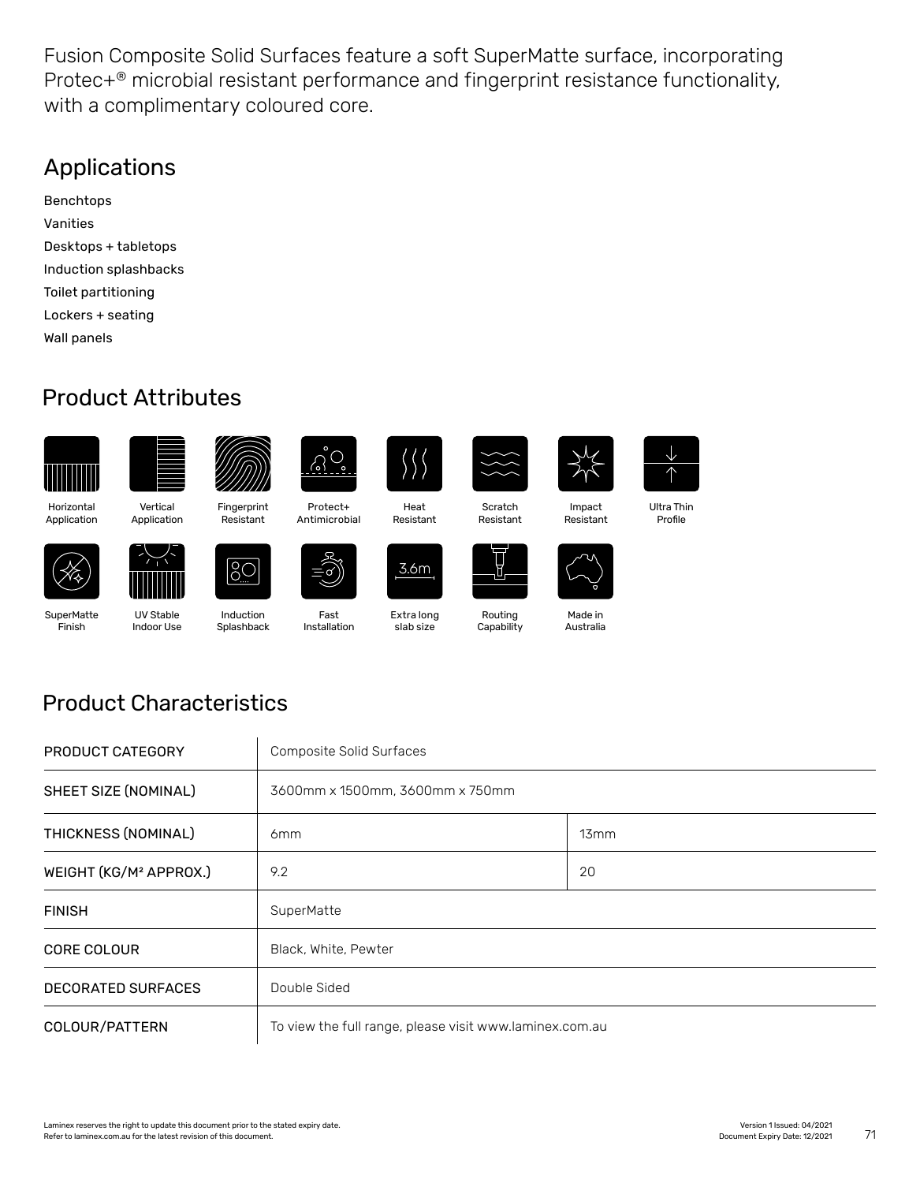Fusion Composite Solid Surfaces feature a soft SuperMatte surface, incorporating Protec+® microbial resistant performance and fingerprint resistance functionality, with a complimentary coloured core.

## Applications

Benchtops
Vanities
Desktops + tabletops
Induction splashbacks
Toilet partitioning
Lockers + seating
Wall panels

## Product Attributes

Horizontal Application
Vertical Application
Fingerprint Resistant
Protect+ Antimicrobial
Heat Resistant
Scratch Resistant
Impact Resistant
Ultra Thin Profile
SuperMatte Finish
UV Stable Indoor Use
Induction Splashback
Fast Installation
Extra long slab size
Routing Capability
Made in Australia

## Product Characteristics

| PRODUCT CATEGORY | Composite Solid Surfaces | |
|---|---|---|
| SHEET SIZE (NOMINAL) | 3600mm x 1500mm, 3600mm x 750mm | |
| THICKNESS (NOMINAL) | 6mm | 13mm |
| WEIGHT (KG/M² APPROX.) | 9.2 | 20 |
| FINISH | SuperMatte | |
| CORE COLOUR | Black, White, Pewter | |
| DECORATED SURFACES | Double Sided | |
| COLOUR/PATTERN | To view the full range, please visit www.laminex.com.au | |

Laminex reserves the right to update this document prior to the stated expiry date.
Refer to laminex.com.au for the latest revision of this document.

Version 1 Issued: 04/2021
Document Expiry Date: 12/2021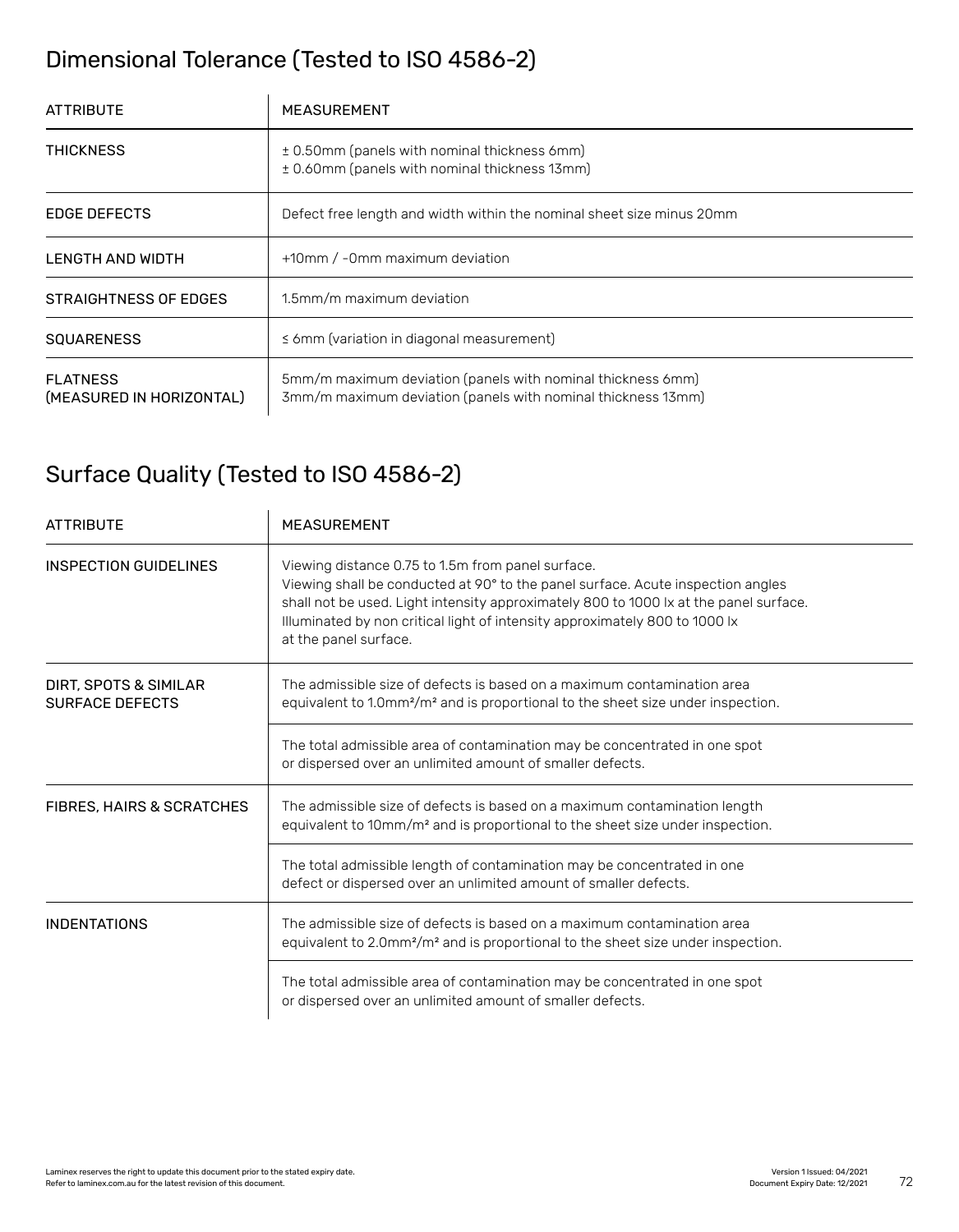## Dimensional Tolerance (Tested to ISO 4586-2)

| ATTRIBUTE | MEASUREMENT |
|---|---|
| THICKNESS | ± 0.50mm (panels with nominal thickness 6mm)<br>± 0.60mm (panels with nominal thickness 13mm) |
| EDGE DEFECTS | Defect free length and width within the nominal sheet size minus 20mm |
| LENGTH AND WIDTH | +10mm / -0mm maximum deviation |
| STRAIGHTNESS OF EDGES | 1.5mm/m maximum deviation |
| SQUARENESS | ≤ 6mm (variation in diagonal measurement) |
| FLATNESS (MEASURED IN HORIZONTAL) | 5mm/m maximum deviation (panels with nominal thickness 6mm)<br>3mm/m maximum deviation (panels with nominal thickness 13mm) |

## Surface Quality (Tested to ISO 4586-2)

| ATTRIBUTE | MEASUREMENT |
|---|---|
| INSPECTION GUIDELINES | Viewing distance 0.75 to 1.5m from panel surface.<br>Viewing shall be conducted at 90° to the panel surface. Acute inspection angles shall not be used. Light intensity approximately 800 to 1000 lx at the panel surface. Illuminated by non critical light of intensity approximately 800 to 1000 lx at the panel surface. |
| DIRT, SPOTS & SIMILAR SURFACE DEFECTS | The admissible size of defects is based on a maximum contamination area equivalent to 1.0mm²/m² and is proportional to the sheet size under inspection. |
| | The total admissible area of contamination may be concentrated in one spot or dispersed over an unlimited amount of smaller defects. |
| FIBRES, HAIRS & SCRATCHES | The admissible size of defects is based on a maximum contamination length equivalent to 10mm/m² and is proportional to the sheet size under inspection. |
| | The total admissible length of contamination may be concentrated in one defect or dispersed over an unlimited amount of smaller defects. |
| INDENTATIONS | The admissible size of defects is based on a maximum contamination area equivalent to 2.0mm²/m² and is proportional to the sheet size under inspection. |
| | The total admissible area of contamination may be concentrated in one spot or dispersed over an unlimited amount of smaller defects. |

Laminex reserves the right to update this document prior to the stated expiry date.
Refer to laminex.com.au for the latest revision of this document.

Version 1 Issued: 04/2021
Document Expiry Date: 12/2021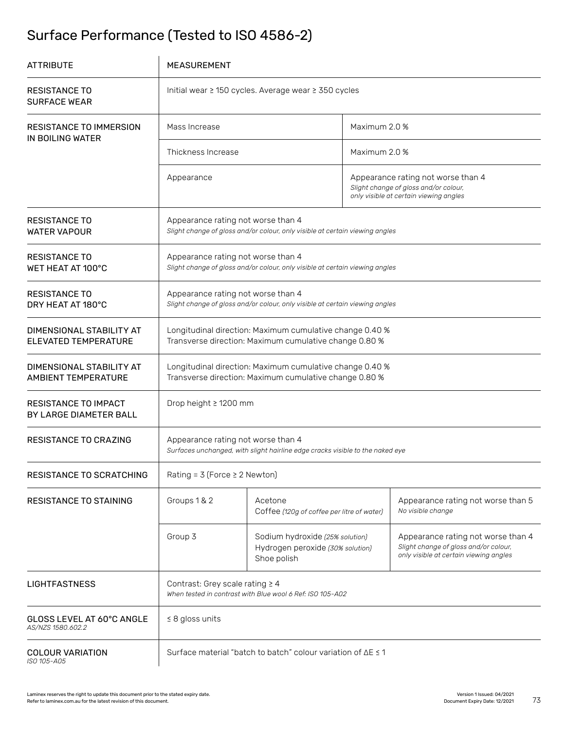# Surface Performance (Tested to ISO 4586-2)

| ATTRIBUTE | MEASUREMENT | | |
|---|---|---|---|
| RESISTANCE TO SURFACE WEAR | Initial wear ≥ 150 cycles. Average wear ≥ 350 cycles | | |
| RESISTANCE TO IMMERSION IN BOILING WATER | Mass Increase | | Maximum 2.0 % |
| | Thickness Increase | | Maximum 2.0 % |
| | Appearance | | Appearance rating not worse than 4 *Slight change of gloss and/or colour, only visible at certain viewing angles* |
| RESISTANCE TO WATER VAPOUR | Appearance rating not worse than 4 *Slight change of gloss and/or colour, only visible at certain viewing angles* | | |
| RESISTANCE TO WET HEAT AT 100°C | Appearance rating not worse than 4 *Slight change of gloss and/or colour, only visible at certain viewing angles* | | |
| RESISTANCE TO DRY HEAT AT 180°C | Appearance rating not worse than 4 *Slight change of gloss and/or colour, only visible at certain viewing angles* | | |
| DIMENSIONAL STABILITY AT ELEVATED TEMPERATURE | Longitudinal direction: Maximum cumulative change 0.40 % Transverse direction: Maximum cumulative change 0.80 % | | |
| DIMENSIONAL STABILITY AT AMBIENT TEMPERATURE | Longitudinal direction: Maximum cumulative change 0.40 % Transverse direction: Maximum cumulative change 0.80 % | | |
| RESISTANCE TO IMPACT BY LARGE DIAMETER BALL | Drop height ≥ 1200 mm | | |
| RESISTANCE TO CRAZING | Appearance rating not worse than 4 *Surfaces unchanged, with slight hairline edge cracks visible to the naked eye* | | |
| RESISTANCE TO SCRATCHING | Rating = 3 (Force ≥ 2 Newton) | | |
| RESISTANCE TO STAINING | Groups 1 & 2 | Acetone Coffee *(120g of coffee per litre of water)* | Appearance rating not worse than 5 *No visible change* |
| | Group 3 | Sodium hydroxide *(25% solution)* Hydrogen peroxide *(30% solution)* Shoe polish | Appearance rating not worse than 4 *Slight change of gloss and/or colour, only visible at certain viewing angles* |
| LIGHTFASTNESS | Contrast: Grey scale rating ≥ 4 *When tested in contrast with Blue wool 6 Ref: ISO 105-A02* | | |
| GLOSS LEVEL AT 60°C ANGLE *AS/NZS 1580.602.2* | ≤ 8 gloss units | | |
| COLOUR VARIATION *ISO 105-A05* | Surface material "batch to batch" colour variation of ΔE ≤ 1 | | |

Laminex reserves the right to update this document prior to the stated expiry date. Refer to laminex.com.au for the latest revision of this document.

Version 1 Issued: 04/2021 Document Expiry Date: 12/2021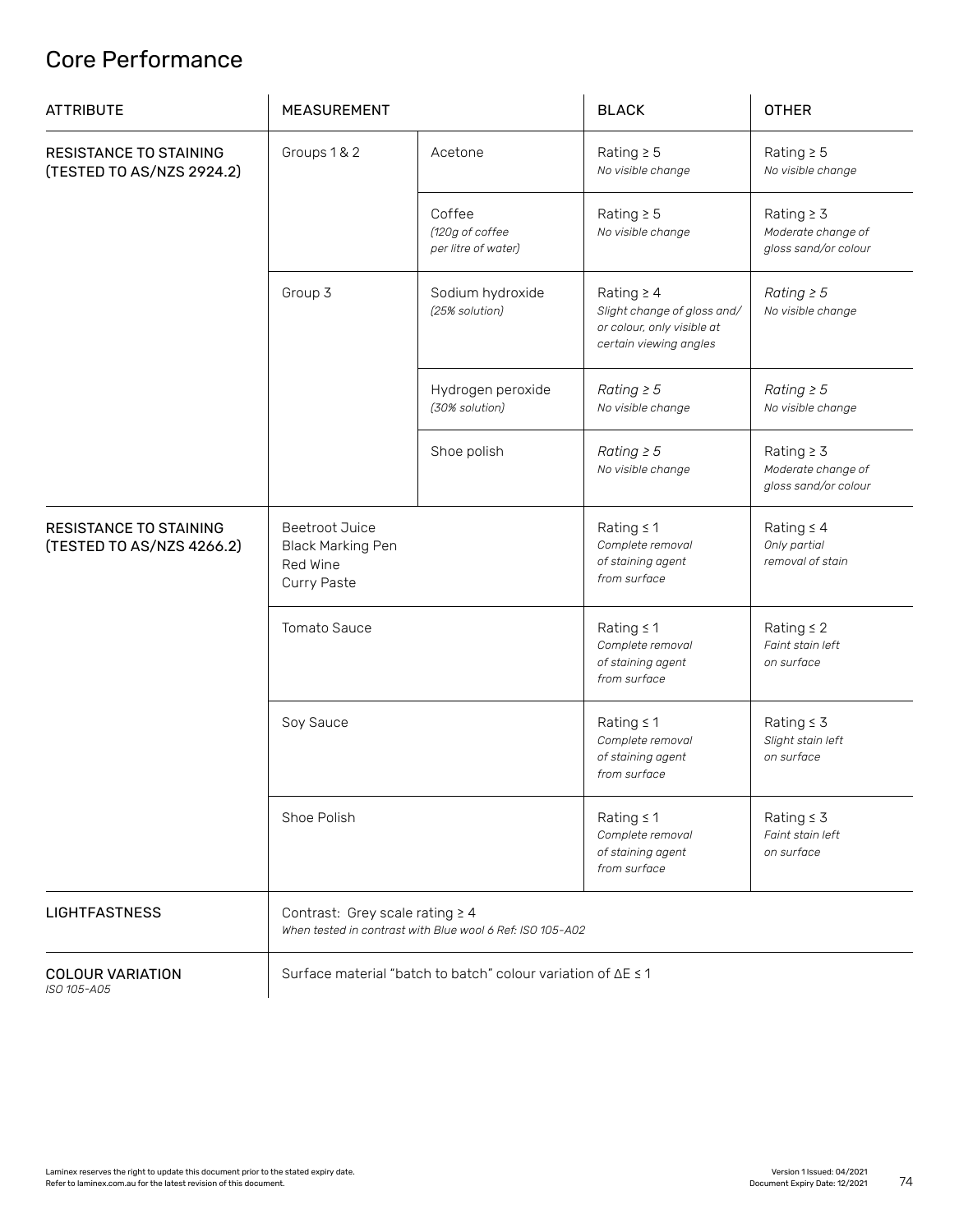# Core Performance

| ATTRIBUTE | MEASUREMENT | | BLACK | OTHER |
|---|---|---|---|---|
| RESISTANCE TO STAINING (TESTED TO AS/NZS 2924.2) | Groups 1 & 2 | Acetone | Rating ≥ 5 *No visible change* | Rating ≥ 5 *No visible change* |
| | | Coffee *(120g of coffee per litre of water)* | Rating ≥ 5 *No visible change* | Rating ≥ 3 *Moderate change of gloss sand/or colour* |
| | Group 3 | Sodium hydroxide *(25% solution)* | Rating ≥ 4 *Slight change of gloss and/ or colour, only visible at certain viewing angles* | *Rating ≥ 5* *No visible change* |
| | | Hydrogen peroxide *(30% solution)* | *Rating ≥ 5* *No visible change* | *Rating ≥ 5* *No visible change* |
| | | Shoe polish | *Rating ≥ 5* *No visible change* | Rating ≥ 3 *Moderate change of gloss sand/or colour* |
| RESISTANCE TO STAINING (TESTED TO AS/NZS 4266.2) | Beetroot Juice, Black Marking Pen, Red Wine, Curry Paste | | Rating ≤ 1 *Complete removal of staining agent from surface* | Rating ≤ 4 *Only partial removal of stain* |
| | Tomato Sauce | | Rating ≤ 1 *Complete removal of staining agent from surface* | Rating ≤ 2 *Faint stain left on surface* |
| | Soy Sauce | | Rating ≤ 1 *Complete removal of staining agent from surface* | Rating ≤ 3 *Slight stain left on surface* |
| | Shoe Polish | | Rating ≤ 1 *Complete removal of staining agent from surface* | Rating ≤ 3 *Faint stain left on surface* |
| LIGHTFASTNESS | Contrast: Grey scale rating ≥ 4 *When tested in contrast with Blue wool 6 Ref: ISO 105-A02* | | | |
| COLOUR VARIATION *ISO 105-A05* | Surface material "batch to batch" colour variation of ΔE ≤ 1 | | | |

Laminex reserves the right to update this document prior to the stated expiry date.
Refer to laminex.com.au for the latest revision of this document.

Version 1 Issued: 04/2021
Document Expiry Date: 12/2021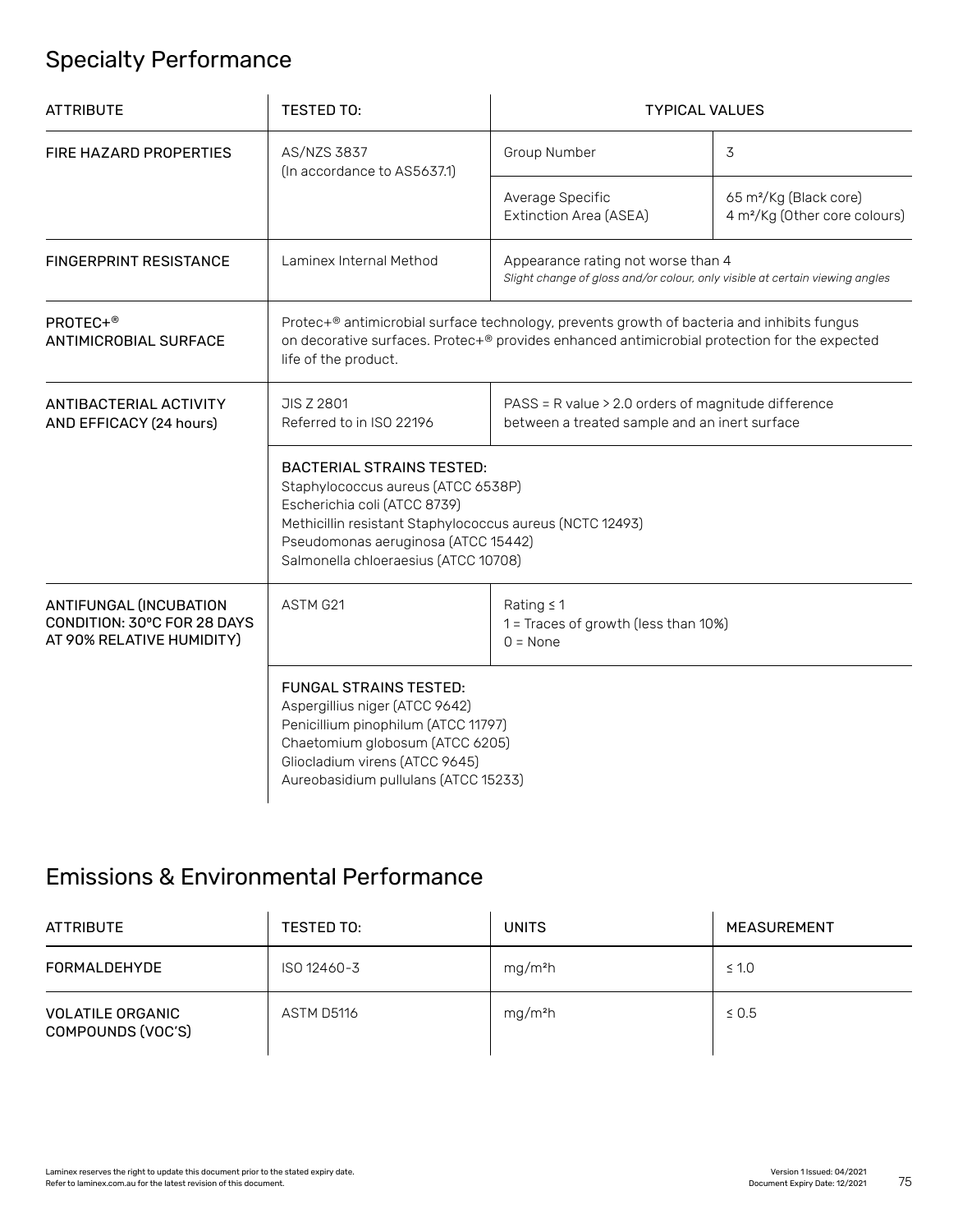## Specialty Performance

| ATTRIBUTE | TESTED TO: | TYPICAL VALUES | |
|---|---|---|---|
| FIRE HAZARD PROPERTIES | AS/NZS 3837 (In accordance to AS5637.1) | Group Number | 3 |
| | | Average Specific Extinction Area (ASEA) | 65 m²/Kg (Black core)<br>4 m²/Kg (Other core colours) |
| FINGERPRINT RESISTANCE | Laminex Internal Method | Appearance rating not worse than 4<br>*Slight change of gloss and/or colour, only visible at certain viewing angles* | |
| PROTEC+® ANTIMICROBIAL SURFACE | Protec+® antimicrobial surface technology, prevents growth of bacteria and inhibits fungus on decorative surfaces. Protec+® provides enhanced antimicrobial protection for the expected life of the product. | | |
| ANTIBACTERIAL ACTIVITY AND EFFICACY (24 hours) | JIS Z 2801<br>Referred to in ISO 22196 | PASS = R value > 2.0 orders of magnitude difference between a treated sample and an inert surface | |
| | BACTERIAL STRAINS TESTED:<br>Staphylococcus aureus (ATCC 6538P)<br>Escherichia coli (ATCC 8739)<br>Methicillin resistant Staphylococcus aureus (NCTC 12493)<br>Pseudomonas aeruginosa (ATCC 15442)<br>Salmonella chloeraesius (ATCC 10708) | | |
| ANTIFUNGAL (INCUBATION CONDITION: 30ºC FOR 28 DAYS AT 90% RELATIVE HUMIDITY) | ASTM G21 | Rating ≤ 1<br>1 = Traces of growth (less than 10%)<br>0 = None | |
| | FUNGAL STRAINS TESTED:<br>Aspergillius niger (ATCC 9642)<br>Penicillium pinophilum (ATCC 11797)<br>Chaetomium globosum (ATCC 6205)<br>Gliocladium virens (ATCC 9645)<br>Aureobasidium pullulans (ATCC 15233) | | |

## Emissions & Environmental Performance

| ATTRIBUTE | TESTED TO: | UNITS | MEASUREMENT |
|---|---|---|---|
| FORMALDEHYDE | ISO 12460-3 | mg/m²h | ≤ 1.0 |
| VOLATILE ORGANIC COMPOUNDS (VOC'S) | ASTM D5116 | mg/m²h | ≤ 0.5 |

Laminex reserves the right to update this document prior to the stated expiry date.
Refer to laminex.com.au for the latest revision of this document.

Version 1 Issued: 04/2021
Document Expiry Date: 12/2021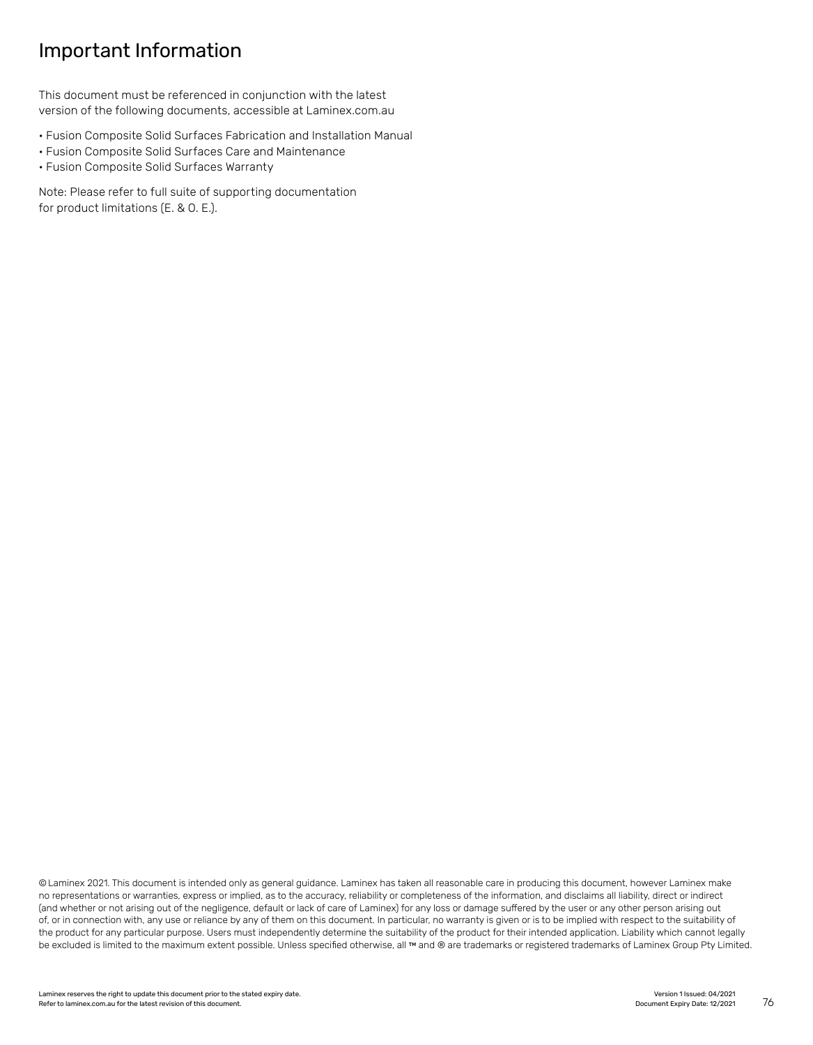# Important Information

This document must be referenced in conjunction with the latest version of the following documents, accessible at Laminex.com.au

- Fusion Composite Solid Surfaces Fabrication and Installation Manual
- Fusion Composite Solid Surfaces Care and Maintenance
- Fusion Composite Solid Surfaces Warranty

Note: Please refer to full suite of supporting documentation for product limitations (E. & O. E.).

© Laminex 2021. This document is intended only as general guidance. Laminex has taken all reasonable care in producing this document, however Laminex make no representations or warranties, express or implied, as to the accuracy, reliability or completeness of the information, and disclaims all liability, direct or indirect (and whether or not arising out of the negligence, default or lack of care of Laminex) for any loss or damage suffered by the user or any other person arising out of, or in connection with, any use or reliance by any of them on this document. In particular, no warranty is given or is to be implied with respect to the suitability of the product for any particular purpose. Users must independently determine the suitability of the product for their intended application. Liability which cannot legally be excluded is limited to the maximum extent possible. Unless specified otherwise, all ™ and ® are trademarks or registered trademarks of Laminex Group Pty Limited.

Laminex reserves the right to update this document prior to the stated expiry date.
Refer to laminex.com.au for the latest revision of this document.

Version 1 Issued: 04/2021
Document Expiry Date: 12/2021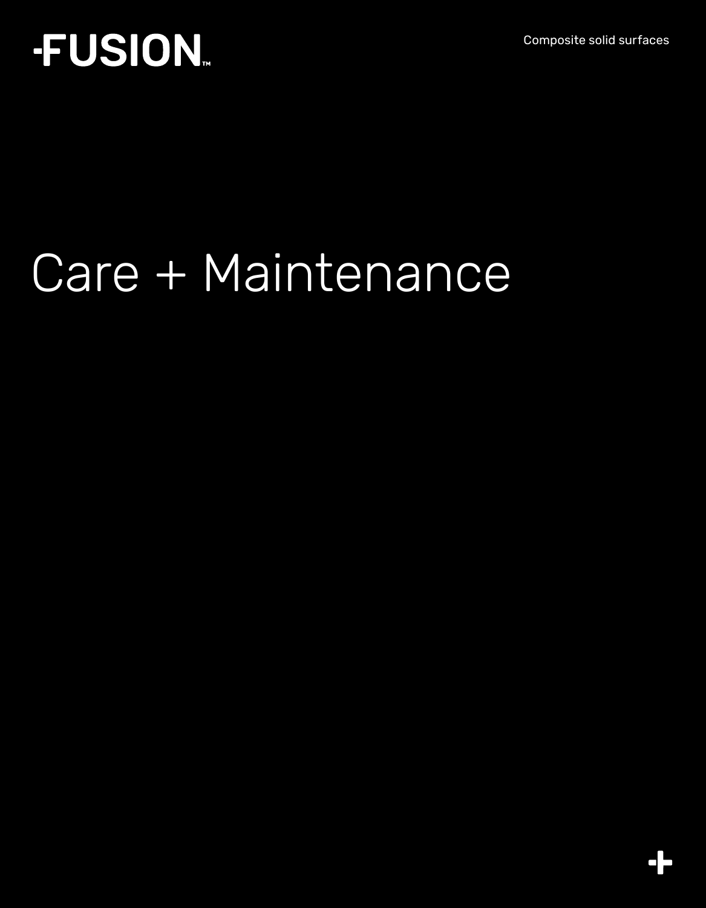FUSION™

Composite solid surfaces

# Care + Maintenance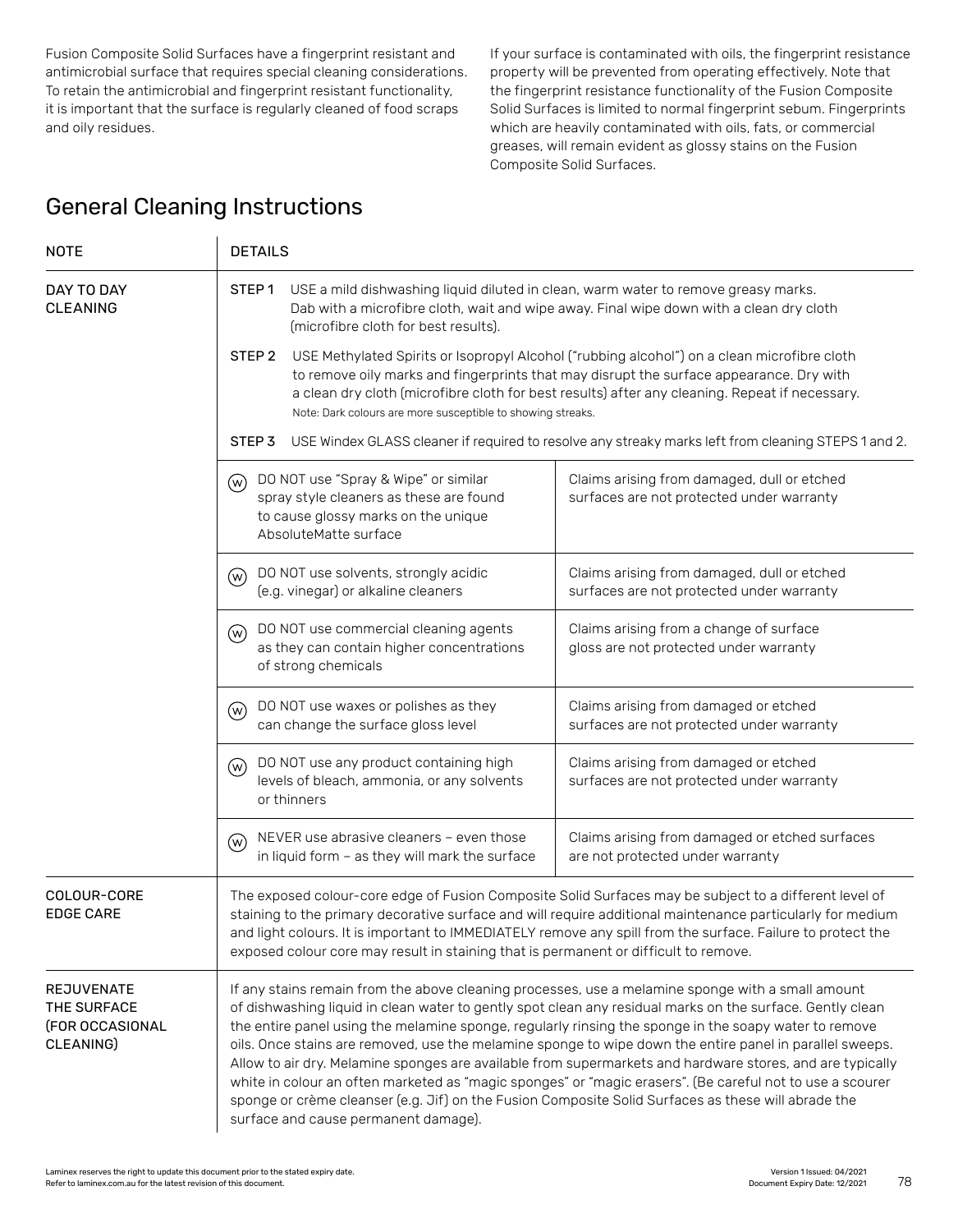Fusion Composite Solid Surfaces have a fingerprint resistant and antimicrobial surface that requires special cleaning considerations. To retain the antimicrobial and fingerprint resistant functionality, it is important that the surface is regularly cleaned of food scraps and oily residues.

If your surface is contaminated with oils, the fingerprint resistance property will be prevented from operating effectively. Note that the fingerprint resistance functionality of the Fusion Composite Solid Surfaces is limited to normal fingerprint sebum. Fingerprints which are heavily contaminated with oils, fats, or commercial greases, will remain evident as glossy stains on the Fusion Composite Solid Surfaces.

## General Cleaning Instructions

| NOTE | DETAILS | |
|---|---|---|
| DAY TO DAY CLEANING | STEP 1 USE a mild dishwashing liquid diluted in clean, warm water to remove greasy marks. Dab with a microfibre cloth, wait and wipe away. Final wipe down with a clean dry cloth (microfibre cloth for best results).<br><br>STEP 2 USE Methylated Spirits or Isopropyl Alcohol ("rubbing alcohol") on a clean microfibre cloth to remove oily marks and fingerprints that may disrupt the surface appearance. Dry with a clean dry cloth (microfibre cloth for best results) after any cleaning. Repeat if necessary. Note: Dark colours are more susceptible to showing streaks.<br><br>STEP 3 USE Windex GLASS cleaner if required to resolve any streaky marks left from cleaning STEPS 1 and 2. | |
| | (W) DO NOT use "Spray & Wipe" or similar spray style cleaners as these are found to cause glossy marks on the unique AbsoluteMatte surface | Claims arising from damaged, dull or etched surfaces are not protected under warranty |
| | (W) DO NOT use solvents, strongly acidic (e.g. vinegar) or alkaline cleaners | Claims arising from damaged, dull or etched surfaces are not protected under warranty |
| | (W) DO NOT use commercial cleaning agents as they can contain higher concentrations of strong chemicals | Claims arising from a change of surface gloss are not protected under warranty |
| | (W) DO NOT use waxes or polishes as they can change the surface gloss level | Claims arising from damaged or etched surfaces are not protected under warranty |
| | (W) DO NOT use any product containing high levels of bleach, ammonia, or any solvents or thinners | Claims arising from damaged or etched surfaces are not protected under warranty |
| | (W) NEVER use abrasive cleaners – even those in liquid form – as they will mark the surface | Claims arising from damaged or etched surfaces are not protected under warranty |
| COLOUR-CORE EDGE CARE | The exposed colour-core edge of Fusion Composite Solid Surfaces may be subject to a different level of staining to the primary decorative surface and will require additional maintenance particularly for medium and light colours. It is important to IMMEDIATELY remove any spill from the surface. Failure to protect the exposed colour core may result in staining that is permanent or difficult to remove. | |
| REJUVENATE THE SURFACE (FOR OCCASIONAL CLEANING) | If any stains remain from the above cleaning processes, use a melamine sponge with a small amount of dishwashing liquid in clean water to gently spot clean any residual marks on the surface. Gently clean the entire panel using the melamine sponge, regularly rinsing the sponge in the soapy water to remove oils. Once stains are removed, use the melamine sponge to wipe down the entire panel in parallel sweeps. Allow to air dry. Melamine sponges are available from supermarkets and hardware stores, and are typically white in colour an often marketed as "magic sponges" or "magic erasers". (Be careful not to use a scourer sponge or crème cleanser (e.g. Jif) on the Fusion Composite Solid Surfaces as these will abrade the surface and cause permanent damage). | |

Laminex reserves the right to update this document prior to the stated expiry date. Refer to laminex.com.au for the latest revision of this document.

Version 1 Issued: 04/2021
Document Expiry Date: 12/2021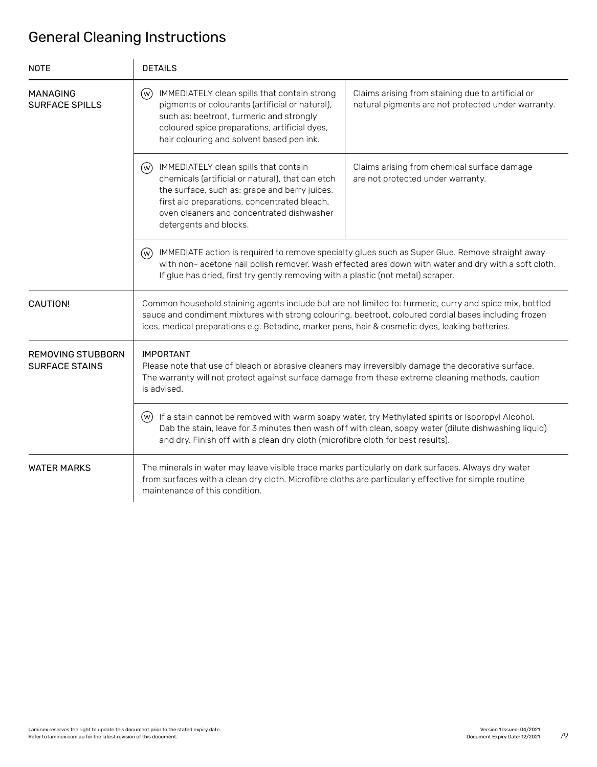# General Cleaning Instructions

| NOTE | DETAILS | |
|---|---|---|
| MANAGING SURFACE SPILLS | (W) IMMEDIATELY clean spills that contain strong pigments or colourants (artificial or natural), such as: beetroot, turmeric and strongly coloured spice preparations, artificial dyes, hair colouring and solvent based pen ink. | Claims arising from staining due to artificial or natural pigments are not protected under warranty. |
| | (W) IMMEDIATELY clean spills that contain chemicals (artificial or natural), that can etch the surface, such as: grape and berry juices, first aid preparations, concentrated bleach, oven cleaners and concentrated dishwasher detergents and blocks. | Claims arising from chemical surface damage are not protected under warranty. |
| | (W) IMMEDIATE action is required to remove specialty glues such as Super Glue. Remove straight away with non- acetone nail polish remover. Wash effected area down with water and dry with a soft cloth. If glue has dried, first try gently removing with a plastic (not metal) scraper. | |
| CAUTION! | Common household staining agents include but are not limited to: turmeric, curry and spice mix, bottled sauce and condiment mixtures with strong colouring, beetroot, coloured cordial bases including frozen ices, medical preparations e.g. Betadine, marker pens, hair & cosmetic dyes, leaking batteries. | |
| REMOVING STUBBORN SURFACE STAINS | IMPORTANT<br>Please note that use of bleach or abrasive cleaners may irreversibly damage the decorative surface. The warranty will not protect against surface damage from these extreme cleaning methods, caution is advised. | |
| | (W) If a stain cannot be removed with warm soapy water, try Methylated spirits or Isopropyl Alcohol. Dab the stain, leave for 3 minutes then wash off with clean, soapy water (dilute dishwashing liquid) and dry. Finish off with a clean dry cloth (microfibre cloth for best results). | |
| WATER MARKS | The minerals in water may leave visible trace marks particularly on dark surfaces. Always dry water from surfaces with a clean dry cloth. Microfibre cloths are particularly effective for simple routine maintenance of this condition. | |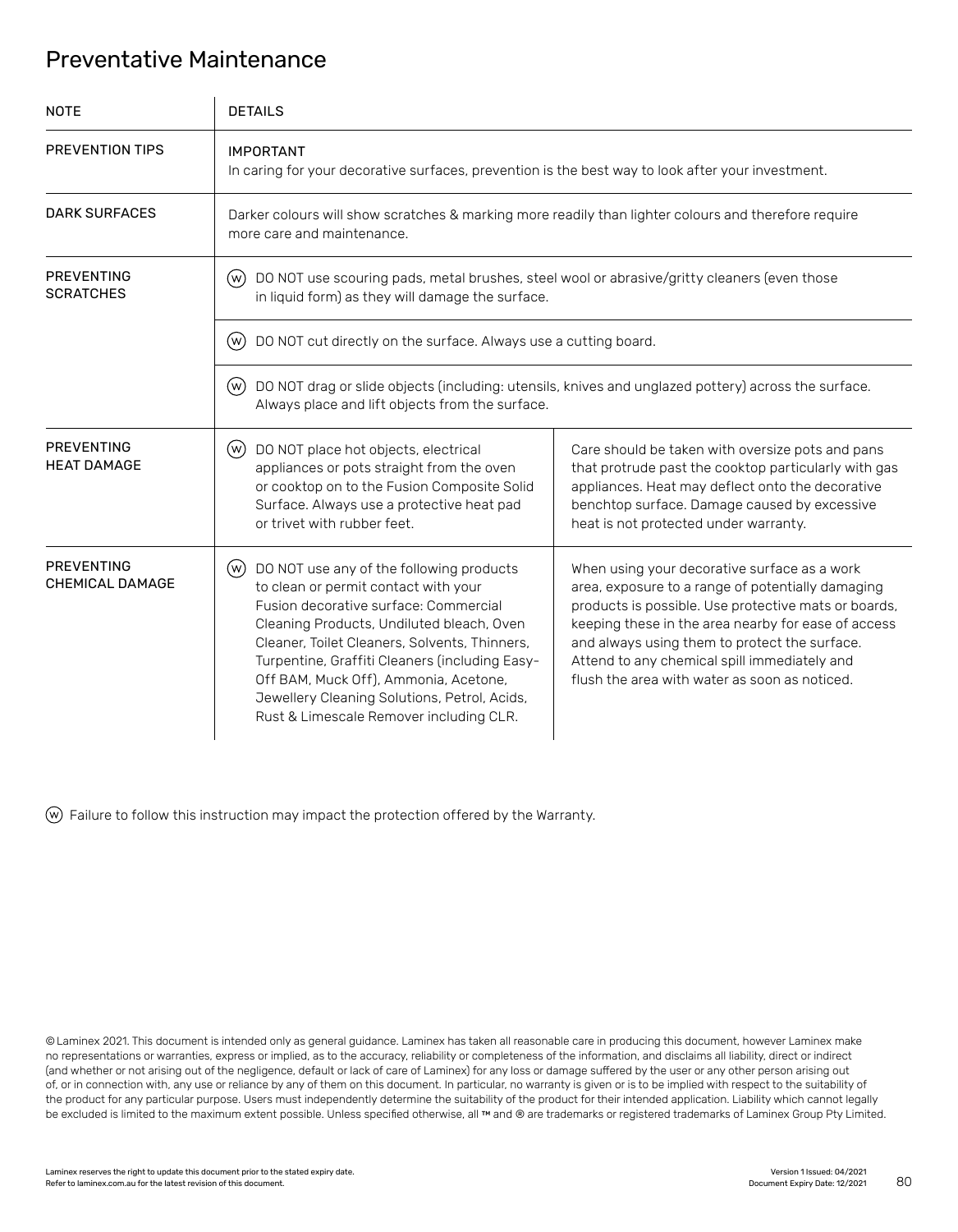# Preventative Maintenance

| NOTE | DETAILS | |
|---|---|---|
| PREVENTION TIPS | IMPORTANT<br>In caring for your decorative surfaces, prevention is the best way to look after your investment. | |
| DARK SURFACES | Darker colours will show scratches & marking more readily than lighter colours and therefore require more care and maintenance. | |
| PREVENTING SCRATCHES | (W) DO NOT use scouring pads, metal brushes, steel wool or abrasive/gritty cleaners (even those in liquid form) as they will damage the surface. | |
| | (W) DO NOT cut directly on the surface. Always use a cutting board. | |
| | (W) DO NOT drag or slide objects (including: utensils, knives and unglazed pottery) across the surface. Always place and lift objects from the surface. | |
| PREVENTING HEAT DAMAGE | (W) DO NOT place hot objects, electrical appliances or pots straight from the oven or cooktop on to the Fusion Composite Solid Surface. Always use a protective heat pad or trivet with rubber feet. | Care should be taken with oversize pots and pans that protrude past the cooktop particularly with gas appliances. Heat may deflect onto the decorative benchtop surface. Damage caused by excessive heat is not protected under warranty. |
| PREVENTING CHEMICAL DAMAGE | (W) DO NOT use any of the following products to clean or permit contact with your Fusion decorative surface: Commercial Cleaning Products, Undiluted bleach, Oven Cleaner, Toilet Cleaners, Solvents, Thinners, Turpentine, Graffiti Cleaners (including Easy-Off BAM, Muck Off), Ammonia, Acetone, Jewellery Cleaning Solutions, Petrol, Acids, Rust & Limescale Remover including CLR. | When using your decorative surface as a work area, exposure to a range of potentially damaging products is possible. Use protective mats or boards, keeping these in the area nearby for ease of access and always using them to protect the surface. Attend to any chemical spill immediately and flush the area with water as soon as noticed. |

(W) Failure to follow this instruction may impact the protection offered by the Warranty.

© Laminex 2021. This document is intended only as general guidance. Laminex has taken all reasonable care in producing this document, however Laminex make no representations or warranties, express or implied, as to the accuracy, reliability or completeness of the information, and disclaims all liability, direct or indirect (and whether or not arising out of the negligence, default or lack of care of Laminex) for any loss or damage suffered by the user or any other person arising out of, or in connection with, any use or reliance by any of them on this document. In particular, no warranty is given or is to be implied with respect to the suitability of the product for any particular purpose. Users must independently determine the suitability of the product for their intended application. Liability which cannot legally be excluded is limited to the maximum extent possible. Unless specified otherwise, all ™ and ® are trademarks or registered trademarks of Laminex Group Pty Limited.

Laminex reserves the right to update this document prior to the stated expiry date.
Refer to laminex.com.au for the latest revision of this document.

Version 1 Issued: 04/2021
Document Expiry Date: 12/2021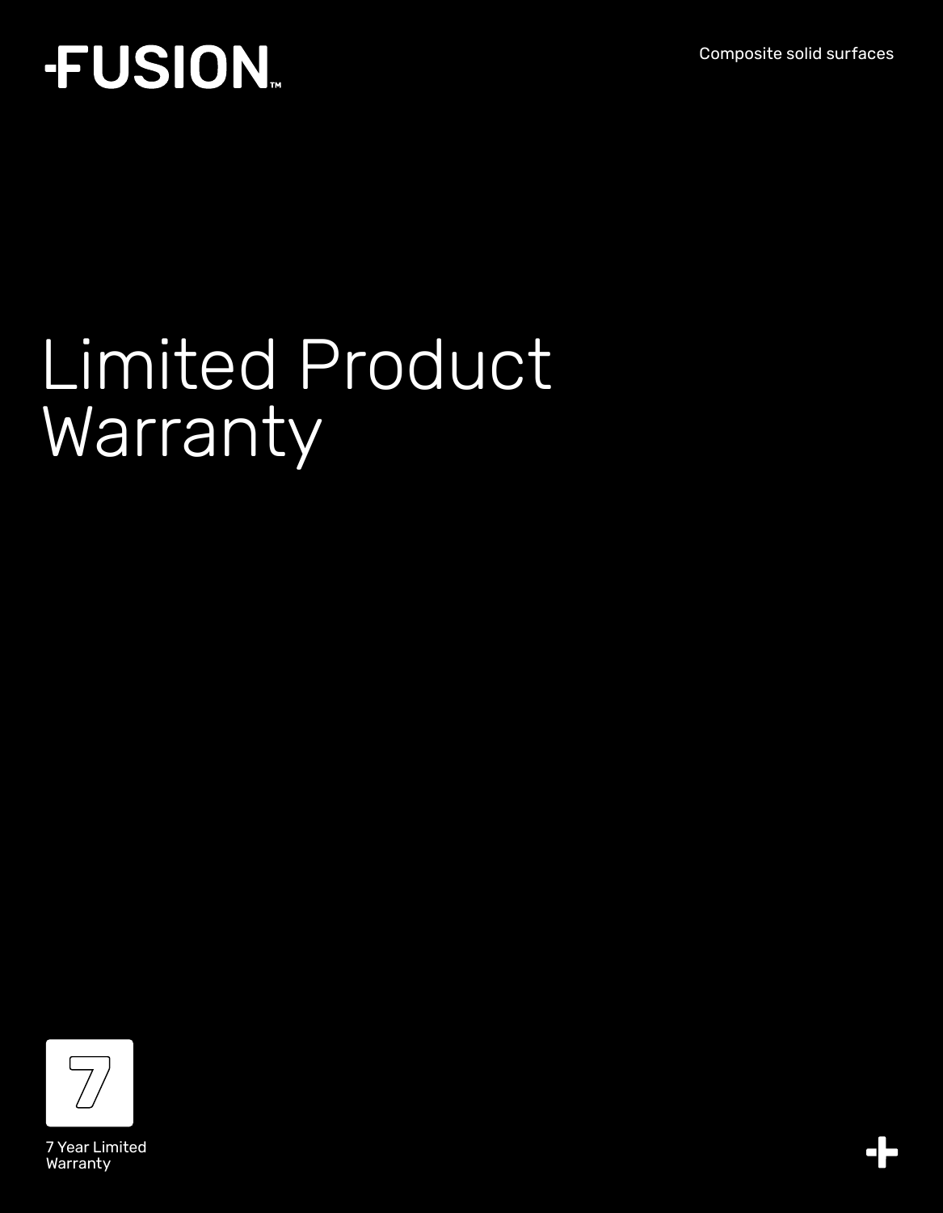-FUSION™

Composite solid surfaces

# Limited Product Warranty

7

7 Year Limited Warranty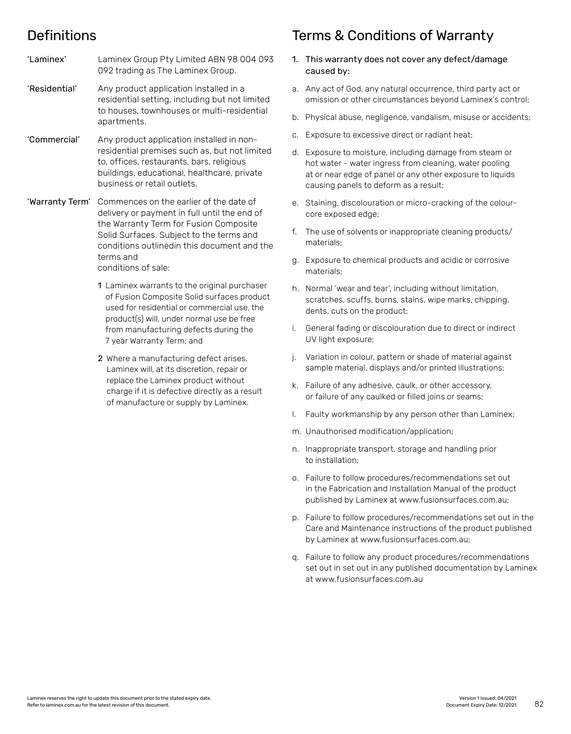## Definitions

**'Laminex'** Laminex Group Pty Limited ABN 98 004 093 092 trading as The Laminex Group.

**'Residential'** Any product application installed in a residential setting, including but not limited to houses, townhouses or multi-residential apartments.

**'Commercial'** Any product application installed in non-residential premises such as, but not limited to, offices, restaurants, bars, religious buildings, educational, healthcare, private business or retail outlets.

**'Warranty Term'** Commences on the earlier of the date of delivery or payment in full until the end of the Warranty Term for Fusion Composite Solid Surfaces. Subject to the terms and conditions outlinedin this document and the terms and conditions of sale:

1. Laminex warrants to the original purchaser of Fusion Composite Solid surfaces product used for residential or commercial use, the product(s) will, under normal use be free from manufacturing defects during the 7 year Warranty Term; and
2. Where a manufacturing defect arises, Laminex will, at its discretion, repair or replace the Laminex product without charge if it is defective directly as a result of manufacture or supply by Laminex.

## Terms & Conditions of Warranty

1. This warranty does not cover any defect/damage caused by:

a. Any act of God, any natural occurrence, third party act or omission or other circumstances beyond Laminex's control;

b. Physical abuse, negligence, vandalism, misuse or accidents;

c. Exposure to excessive direct or radiant heat;

d. Exposure to moisture, including damage from steam or hot water - water ingress from cleaning, water pooling at or near edge of panel or any other exposure to liquids causing panels to deform as a result;

e. Staining, discolouration or micro-cracking of the colour-core exposed edge;

f. The use of solvents or inappropriate cleaning products/materials;

g. Exposure to chemical products and acidic or corrosive materials;

h. Normal 'wear and tear', including without limitation, scratches, scuffs, burns, stains, wipe marks, chipping, dents, cuts on the product;

i. General fading or discolouration due to direct or indirect UV light exposure;

j. Variation in colour, pattern or shade of material against sample material, displays and/or printed illustrations;

k. Failure of any adhesive, caulk, or other accessory, or failure of any caulked or filled joins or seams;

l. Faulty workmanship by any person other than Laminex;

m. Unauthorised modification/application;

n. Inappropriate transport, storage and handling prior to installation;

o. Failure to follow procedures/recommendations set out in the Fabrication and Installation Manual of the product published by Laminex at www.fusionsurfaces.com.au;

p. Failure to follow procedures/recommendations set out in the Care and Maintenance instructions of the product published by Laminex at www.fusionsurfaces.com.au;

q. Failure to follow any product procedures/recommendations set out in set out in any published documentation by Laminex at www.fusionsurfaces.com.au

Laminex reserves the right to update this document prior to the stated expiry date.
Refer to laminex.com.au for the latest revision of this document.

Version 1 Issued: 04/2021
Document Expiry Date: 12/2021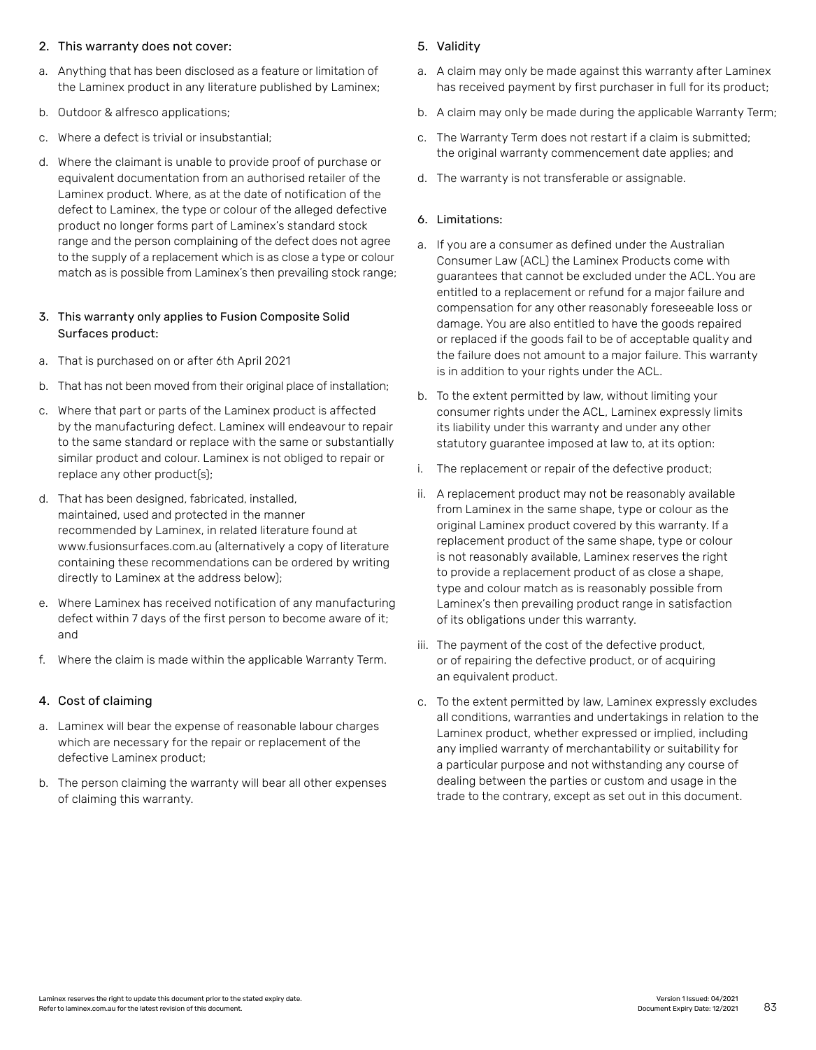2. This warranty does not cover:

a. Anything that has been disclosed as a feature or limitation of the Laminex product in any literature published by Laminex;

b. Outdoor & alfresco applications;

c. Where a defect is trivial or insubstantial;

d. Where the claimant is unable to provide proof of purchase or equivalent documentation from an authorised retailer of the Laminex product. Where, as at the date of notification of the defect to Laminex, the type or colour of the alleged defective product no longer forms part of Laminex's standard stock range and the person complaining of the defect does not agree to the supply of a replacement which is as close a type or colour match as is possible from Laminex's then prevailing stock range;

3. This warranty only applies to Fusion Composite Solid Surfaces product:

a. That is purchased on or after 6th April 2021

b. That has not been moved from their original place of installation;

c. Where that part or parts of the Laminex product is affected by the manufacturing defect. Laminex will endeavour to repair to the same standard or replace with the same or substantially similar product and colour. Laminex is not obliged to repair or replace any other product(s);

d. That has been designed, fabricated, installed, maintained, used and protected in the manner recommended by Laminex, in related literature found at www.fusionsurfaces.com.au (alternatively a copy of literature containing these recommendations can be ordered by writing directly to Laminex at the address below);

e. Where Laminex has received notification of any manufacturing defect within 7 days of the first person to become aware of it; and

f. Where the claim is made within the applicable Warranty Term.

4. Cost of claiming

a. Laminex will bear the expense of reasonable labour charges which are necessary for the repair or replacement of the defective Laminex product;

b. The person claiming the warranty will bear all other expenses of claiming this warranty.

5. Validity

a. A claim may only be made against this warranty after Laminex has received payment by first purchaser in full for its product;

b. A claim may only be made during the applicable Warranty Term;

c. The Warranty Term does not restart if a claim is submitted; the original warranty commencement date applies; and

d. The warranty is not transferable or assignable.

6. Limitations:

a. If you are a consumer as defined under the Australian Consumer Law (ACL) the Laminex Products come with guarantees that cannot be excluded under the ACL. You are entitled to a replacement or refund for a major failure and compensation for any other reasonably foreseeable loss or damage. You are also entitled to have the goods repaired or replaced if the goods fail to be of acceptable quality and the failure does not amount to a major failure. This warranty is in addition to your rights under the ACL.

b. To the extent permitted by law, without limiting your consumer rights under the ACL, Laminex expressly limits its liability under this warranty and under any other statutory guarantee imposed at law to, at its option:

i. The replacement or repair of the defective product;

ii. A replacement product may not be reasonably available from Laminex in the same shape, type or colour as the original Laminex product covered by this warranty. If a replacement product of the same shape, type or colour is not reasonably available, Laminex reserves the right to provide a replacement product of as close a shape, type and colour match as is reasonably possible from Laminex's then prevailing product range in satisfaction of its obligations under this warranty.

iii. The payment of the cost of the defective product, or of repairing the defective product, or of acquiring an equivalent product.

c. To the extent permitted by law, Laminex expressly excludes all conditions, warranties and undertakings in relation to the Laminex product, whether expressed or implied, including any implied warranty of merchantability or suitability for a particular purpose and not withstanding any course of dealing between the parties or custom and usage in the trade to the contrary, except as set out in this document.

Laminex reserves the right to update this document prior to the stated expiry date.
Refer to laminex.com.au for the latest revision of this document.

Version 1 Issued: 04/2021
Document Expiry Date: 12/2021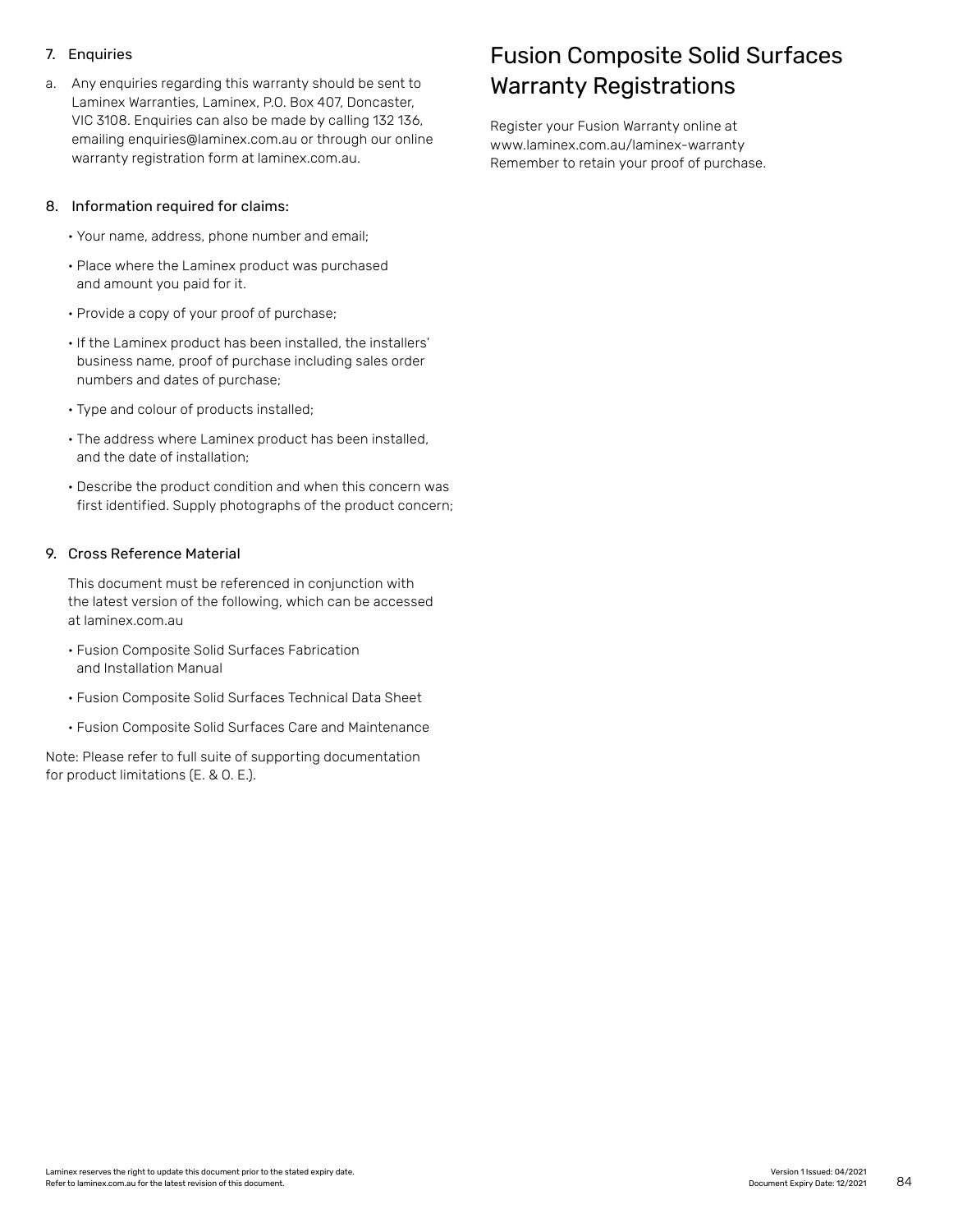7. Enquiries

a. Any enquiries regarding this warranty should be sent to Laminex Warranties, Laminex, P.O. Box 407, Doncaster, VIC 3108. Enquiries can also be made by calling 132 136, emailing enquiries@laminex.com.au or through our online warranty registration form at laminex.com.au.

8. Information required for claims:

- Your name, address, phone number and email;
- Place where the Laminex product was purchased and amount you paid for it.
- Provide a copy of your proof of purchase;
- If the Laminex product has been installed, the installers' business name, proof of purchase including sales order numbers and dates of purchase;
- Type and colour of products installed;
- The address where Laminex product has been installed, and the date of installation;
- Describe the product condition and when this concern was first identified. Supply photographs of the product concern;

9. Cross Reference Material

This document must be referenced in conjunction with the latest version of the following, which can be accessed at laminex.com.au

- Fusion Composite Solid Surfaces Fabrication and Installation Manual
- Fusion Composite Solid Surfaces Technical Data Sheet
- Fusion Composite Solid Surfaces Care and Maintenance

Note: Please refer to full suite of supporting documentation for product limitations (E. & O. E.).

## Fusion Composite Solid Surfaces Warranty Registrations

Register your Fusion Warranty online at www.laminex.com.au/laminex-warranty
Remember to retain your proof of purchase.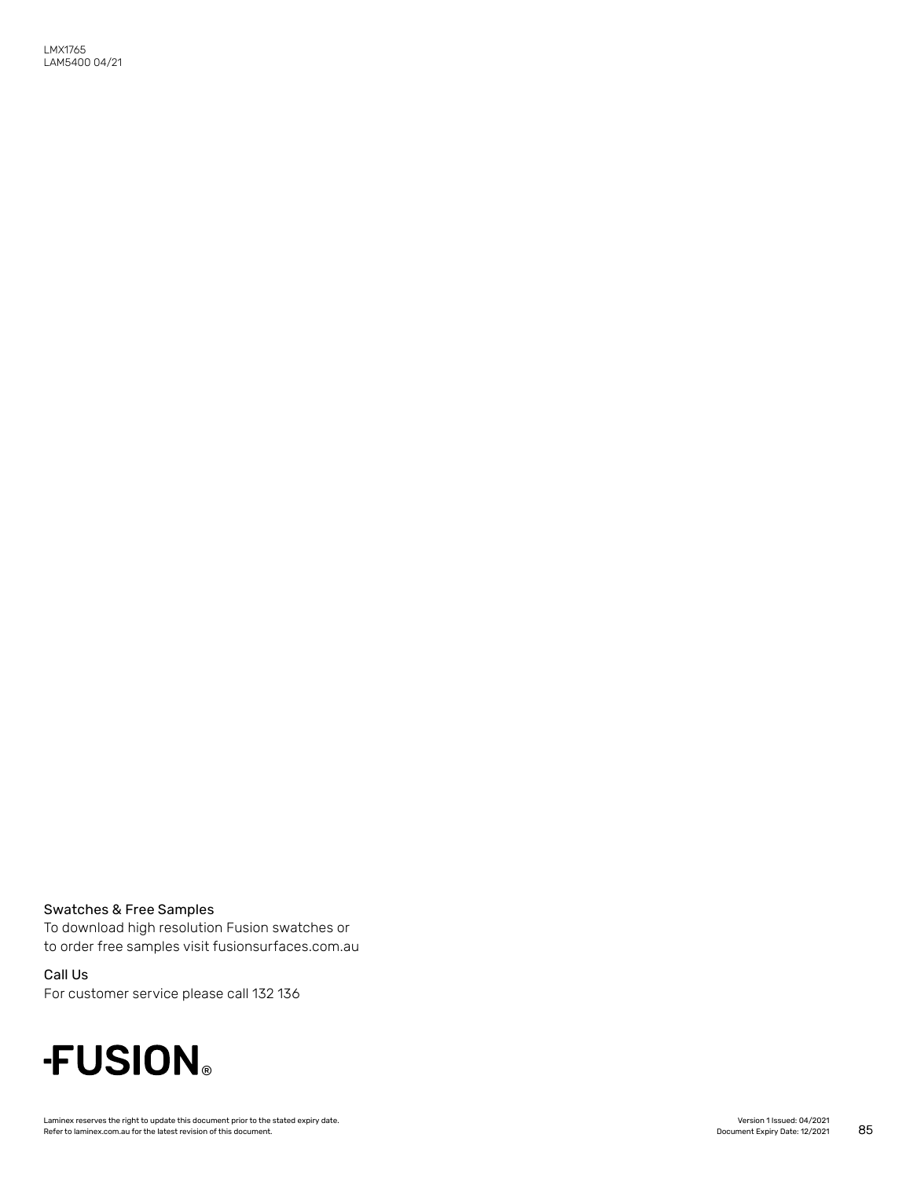LMX1765
LAM5400 04/21

Swatches & Free Samples
To download high resolution Fusion swatches or to order free samples visit fusionsurfaces.com.au

Call Us
For customer service please call 132 136

FUSION®

Laminex reserves the right to update this document prior to the stated expiry date.
Refer to laminex.com.au for the latest revision of this document.

Version 1 Issued: 04/2021
Document Expiry Date: 12/2021